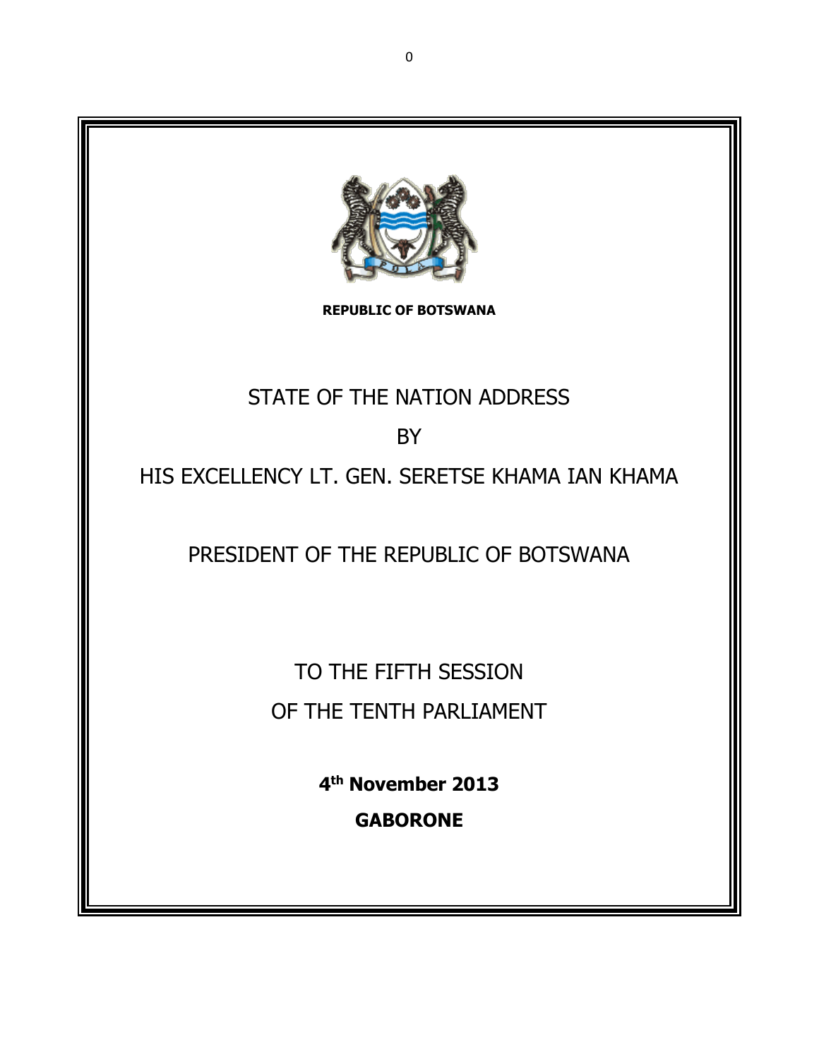**REPUBLIC OF BOTSWANA**

# STATE OF THE NATION ADDRESS

BY

HIS EXCELLENCY LT. GEN. SERETSE KHAMA IAN KHAMA

PRESIDENT OF THE REPUBLIC OF BOTSWANA

TO THE FIFTH SESSION

OF THE TENTH PARLIAMENT

**4th November 2013**

**GABORONE**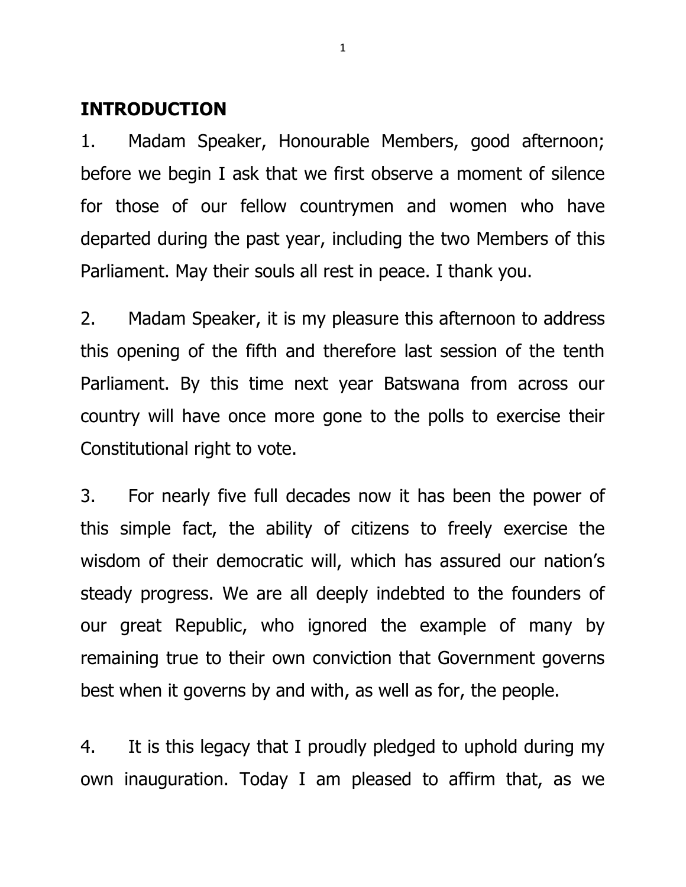## INTRODUCTION

1. Madam Speaker, Honourable Members, good afternoon; before we begin I ask that we first observe a moment of silence for those of our fellow countrymen and women who have departed during the past year, including the two Members of this Parliament. May their souls all rest in peace. I thank you.

2. Madam Speaker, it is my pleasure this afternoon to address this opening of the fifth and therefore last session of the tenth Parliament. By this time next year Batswana from across our country will have once more gone to the polls to exercise their Constitutional right to vote.

3. For nearly five full decades now it has been the power of this simple fact, the ability of citizens to freely exercise the wisdom of their democratic will, which has assured our nation's steady progress. We are all deeply indebted to the founders of our great Republic, who ignored the example of many by remaining true to their own conviction that Government governs best when it governs by and with, as well as for, the people.

4. It is this legacy that I proudly pledged to uphold during my own inauguration. Today I am pleased to affirm that, as we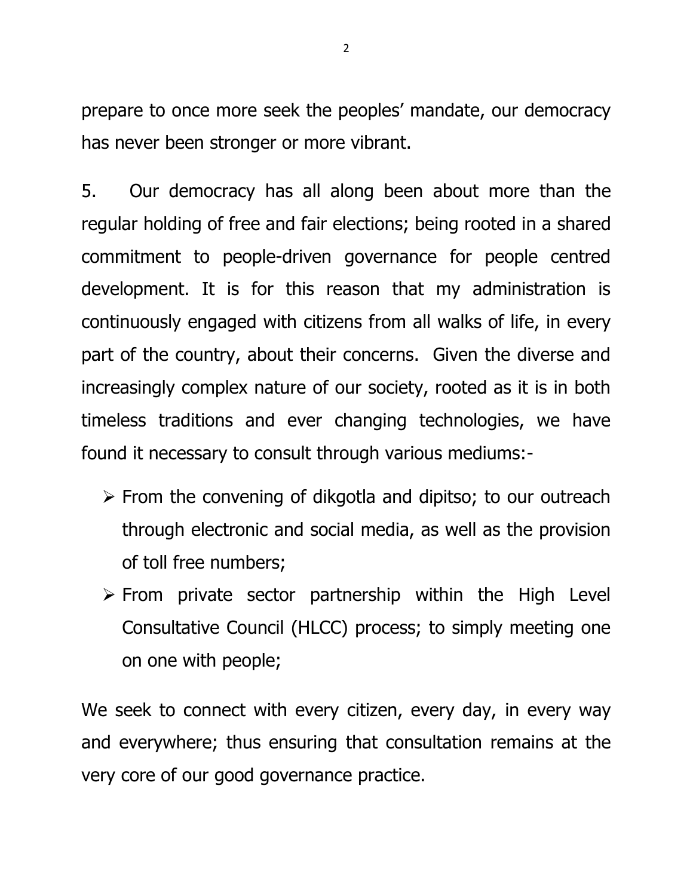prepare to once more seek the peoples' mandate, our democracy has never been stronger or more vibrant.

5. Our democracy has all along been about more than the regular holding of free and fair elections; being rooted in a shared commitment to people-driven governance for people centred development. It is for this reason that my administration is continuously engaged with citizens from all walks of life, in every part of the country, about their concerns. Given the diverse and increasingly complex nature of our society, rooted as it is in both timeless traditions and ever changing technologies, we have found it necessary to consult through various mediums:-

- From the convening of dikgotla and dipitso; to our outreach through electronic and social media, as well as the provision of toll free numbers;
- From private sector partnership within the High Level Consultative Council (HLCC) process; to simply meeting one on one with people;

We seek to connect with every citizen, every day, in every way and everywhere; thus ensuring that consultation remains at the very core of our good governance practice.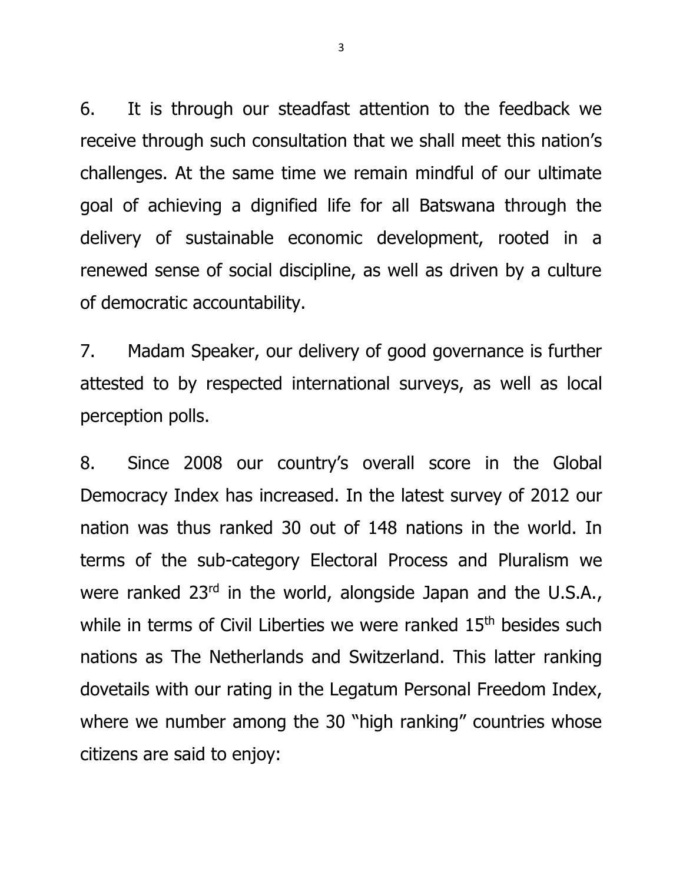6. It is through our steadfast attention to the feedback we receive through such consultation that we shall meet this nation's challenges. At the same time we remain mindful of our ultimate goal of achieving a dignified life for all Batswana through the delivery of sustainable economic development, rooted in a renewed sense of social discipline, as well as driven by a culture of democratic accountability.

7. Madam Speaker, our delivery of good governance is further attested to by respected international surveys, as well as local perception polls.

8. Since 2008 our country's overall score in the Global Democracy Index has increased. In the latest survey of 2012 our nation was thus ranked 30 out of 148 nations in the world. In terms of the sub-category Electoral Process and Pluralism we were ranked 23rd in the world, alongside Japan and the U.S.A., while in terms of Civil Liberties we were ranked 15th besides such nations as The Netherlands and Switzerland. This latter ranking dovetails with our rating in the Legatum Personal Freedom Index, where we number among the 30 "high ranking" countries whose citizens are said to enjoy: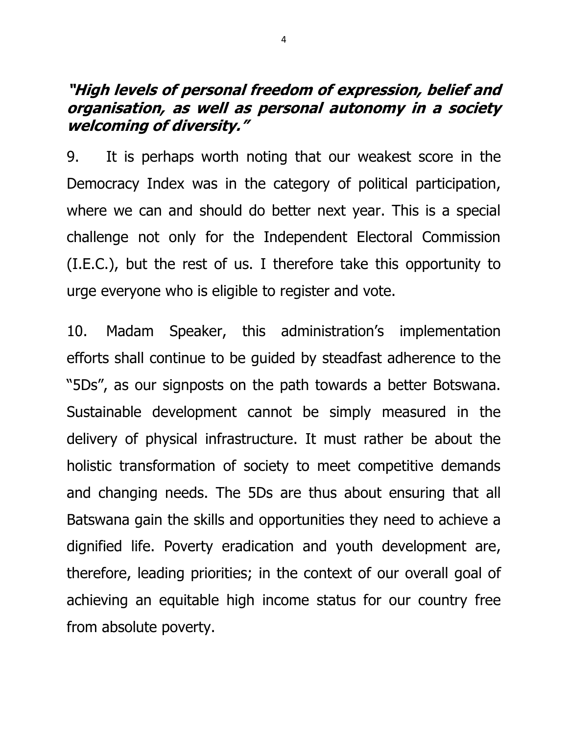***"High levels of personal freedom of expression, belief and organisation, as well as personal autonomy in a society welcoming of diversity."***

9. It is perhaps worth noting that our weakest score in the Democracy Index was in the category of political participation, where we can and should do better next year. This is a special challenge not only for the Independent Electoral Commission (I.E.C.), but the rest of us. I therefore take this opportunity to urge everyone who is eligible to register and vote.

10. Madam Speaker, this administration's implementation efforts shall continue to be guided by steadfast adherence to the "5Ds", as our signposts on the path towards a better Botswana. Sustainable development cannot be simply measured in the delivery of physical infrastructure. It must rather be about the holistic transformation of society to meet competitive demands and changing needs. The 5Ds are thus about ensuring that all Batswana gain the skills and opportunities they need to achieve a dignified life. Poverty eradication and youth development are, therefore, leading priorities; in the context of our overall goal of achieving an equitable high income status for our country free from absolute poverty.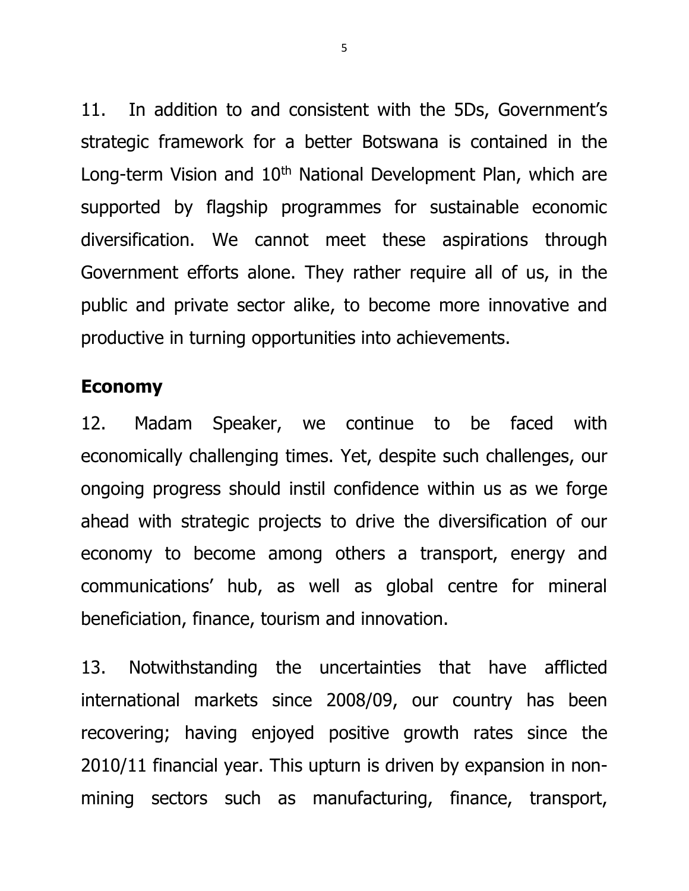11. In addition to and consistent with the 5Ds, Government's strategic framework for a better Botswana is contained in the Long-term Vision and 10th National Development Plan, which are supported by flagship programmes for sustainable economic diversification. We cannot meet these aspirations through Government efforts alone. They rather require all of us, in the public and private sector alike, to become more innovative and productive in turning opportunities into achievements.

## Economy

12. Madam Speaker, we continue to be faced with economically challenging times. Yet, despite such challenges, our ongoing progress should instil confidence within us as we forge ahead with strategic projects to drive the diversification of our economy to become among others a transport, energy and communications' hub, as well as global centre for mineral beneficiation, finance, tourism and innovation.

13. Notwithstanding the uncertainties that have afflicted international markets since 2008/09, our country has been recovering; having enjoyed positive growth rates since the 2010/11 financial year. This upturn is driven by expansion in non-mining sectors such as manufacturing, finance, transport,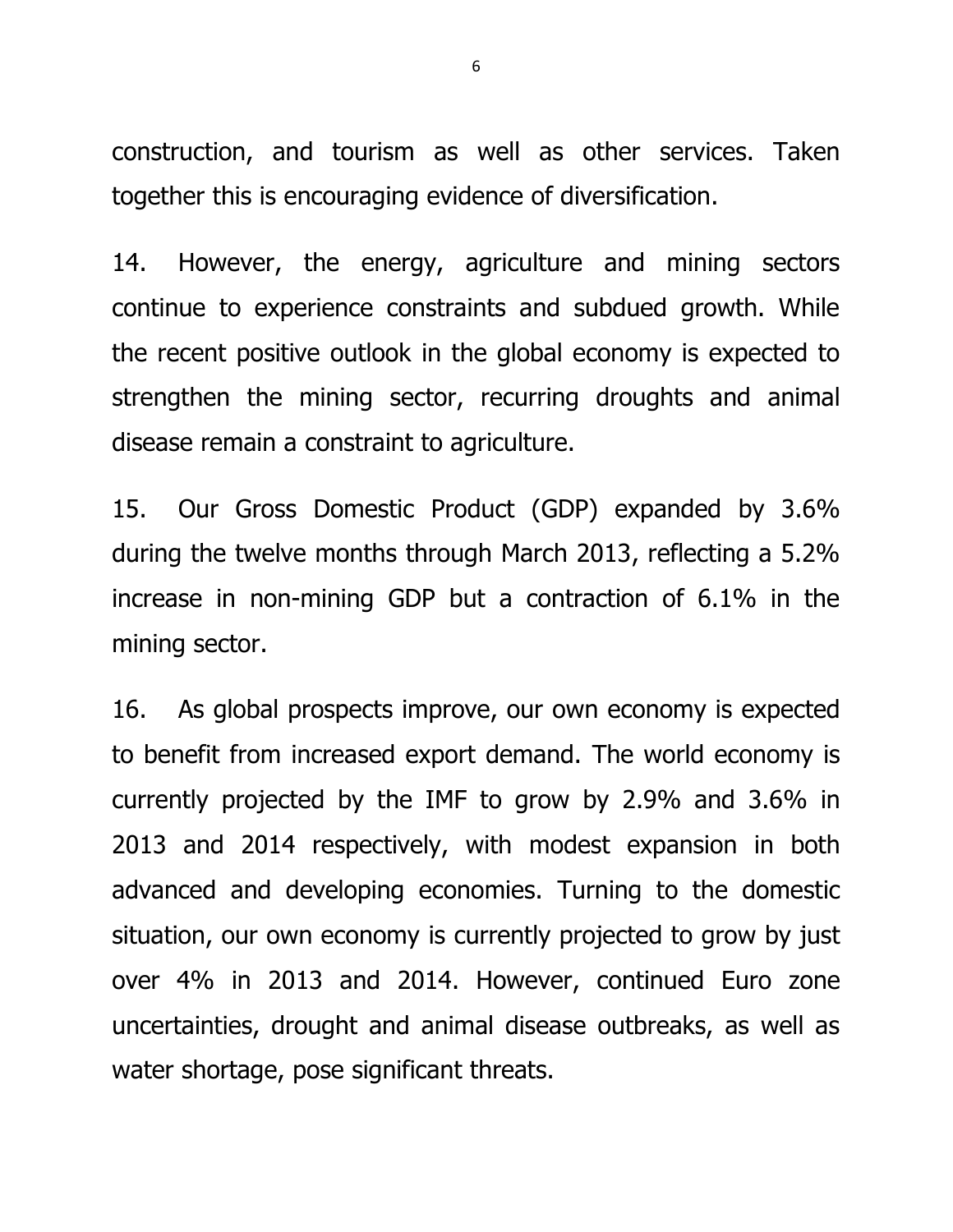construction, and tourism as well as other services. Taken together this is encouraging evidence of diversification.

14. However, the energy, agriculture and mining sectors continue to experience constraints and subdued growth. While the recent positive outlook in the global economy is expected to strengthen the mining sector, recurring droughts and animal disease remain a constraint to agriculture.

15. Our Gross Domestic Product (GDP) expanded by 3.6% during the twelve months through March 2013, reflecting a 5.2% increase in non-mining GDP but a contraction of 6.1% in the mining sector.

16. As global prospects improve, our own economy is expected to benefit from increased export demand. The world economy is currently projected by the IMF to grow by 2.9% and 3.6% in 2013 and 2014 respectively, with modest expansion in both advanced and developing economies. Turning to the domestic situation, our own economy is currently projected to grow by just over 4% in 2013 and 2014. However, continued Euro zone uncertainties, drought and animal disease outbreaks, as well as water shortage, pose significant threats.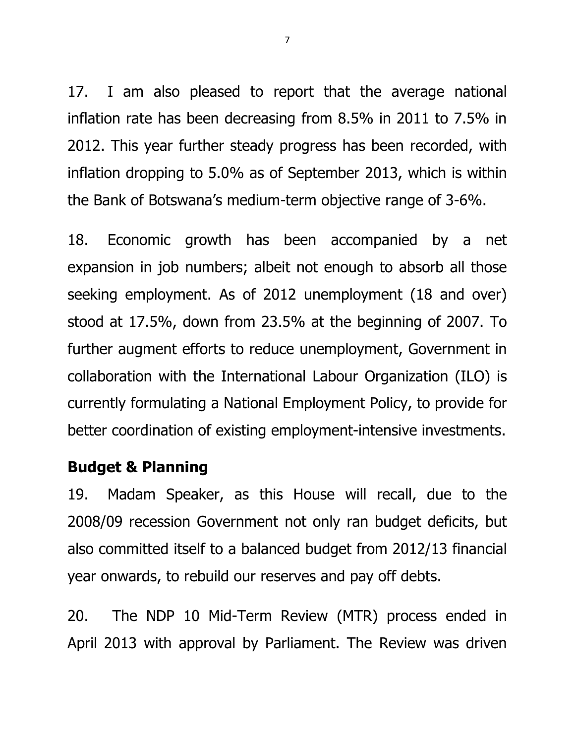17. I am also pleased to report that the average national inflation rate has been decreasing from 8.5% in 2011 to 7.5% in 2012. This year further steady progress has been recorded, with inflation dropping to 5.0% as of September 2013, which is within the Bank of Botswana's medium-term objective range of 3-6%.

18. Economic growth has been accompanied by a net expansion in job numbers; albeit not enough to absorb all those seeking employment. As of 2012 unemployment (18 and over) stood at 17.5%, down from 23.5% at the beginning of 2007. To further augment efforts to reduce unemployment, Government in collaboration with the International Labour Organization (ILO) is currently formulating a National Employment Policy, to provide for better coordination of existing employment-intensive investments.

## Budget & Planning

19. Madam Speaker, as this House will recall, due to the 2008/09 recession Government not only ran budget deficits, but also committed itself to a balanced budget from 2012/13 financial year onwards, to rebuild our reserves and pay off debts.

20. The NDP 10 Mid-Term Review (MTR) process ended in April 2013 with approval by Parliament. The Review was driven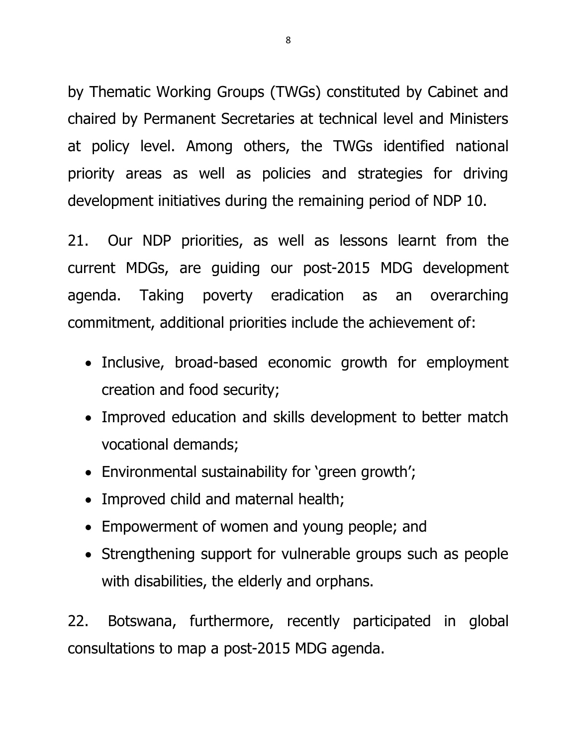by Thematic Working Groups (TWGs) constituted by Cabinet and chaired by Permanent Secretaries at technical level and Ministers at policy level. Among others, the TWGs identified national priority areas as well as policies and strategies for driving development initiatives during the remaining period of NDP 10.

21. Our NDP priorities, as well as lessons learnt from the current MDGs, are guiding our post-2015 MDG development agenda. Taking poverty eradication as an overarching commitment, additional priorities include the achievement of:

- Inclusive, broad-based economic growth for employment creation and food security;
- Improved education and skills development to better match vocational demands;
- Environmental sustainability for 'green growth';
- Improved child and maternal health;
- Empowerment of women and young people; and
- Strengthening support for vulnerable groups such as people with disabilities, the elderly and orphans.

22. Botswana, furthermore, recently participated in global consultations to map a post-2015 MDG agenda.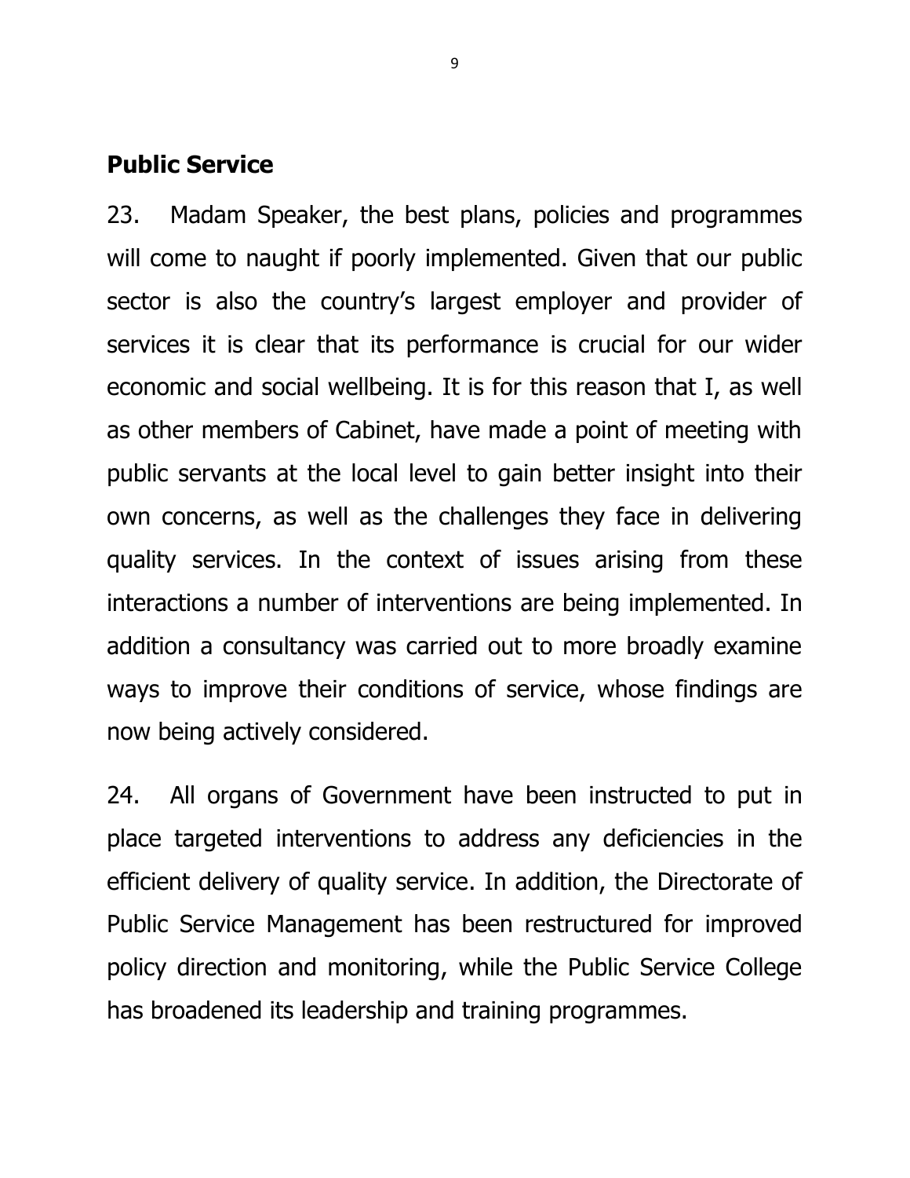## Public Service

23. Madam Speaker, the best plans, policies and programmes will come to naught if poorly implemented. Given that our public sector is also the country's largest employer and provider of services it is clear that its performance is crucial for our wider economic and social wellbeing. It is for this reason that I, as well as other members of Cabinet, have made a point of meeting with public servants at the local level to gain better insight into their own concerns, as well as the challenges they face in delivering quality services. In the context of issues arising from these interactions a number of interventions are being implemented. In addition a consultancy was carried out to more broadly examine ways to improve their conditions of service, whose findings are now being actively considered.

24. All organs of Government have been instructed to put in place targeted interventions to address any deficiencies in the efficient delivery of quality service. In addition, the Directorate of Public Service Management has been restructured for improved policy direction and monitoring, while the Public Service College has broadened its leadership and training programmes.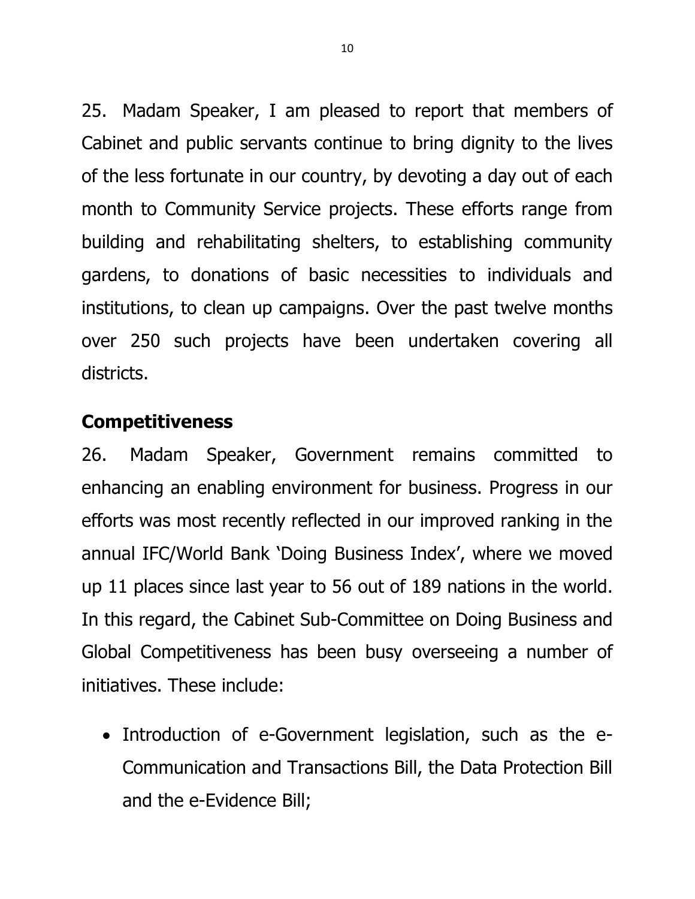25. Madam Speaker, I am pleased to report that members of Cabinet and public servants continue to bring dignity to the lives of the less fortunate in our country, by devoting a day out of each month to Community Service projects. These efforts range from building and rehabilitating shelters, to establishing community gardens, to donations of basic necessities to individuals and institutions, to clean up campaigns. Over the past twelve months over 250 such projects have been undertaken covering all districts.

## Competitiveness

26. Madam Speaker, Government remains committed to enhancing an enabling environment for business. Progress in our efforts was most recently reflected in our improved ranking in the annual IFC/World Bank 'Doing Business Index', where we moved up 11 places since last year to 56 out of 189 nations in the world. In this regard, the Cabinet Sub-Committee on Doing Business and Global Competitiveness has been busy overseeing a number of initiatives. These include:

- Introduction of e-Government legislation, such as the e-Communication and Transactions Bill, the Data Protection Bill and the e-Evidence Bill;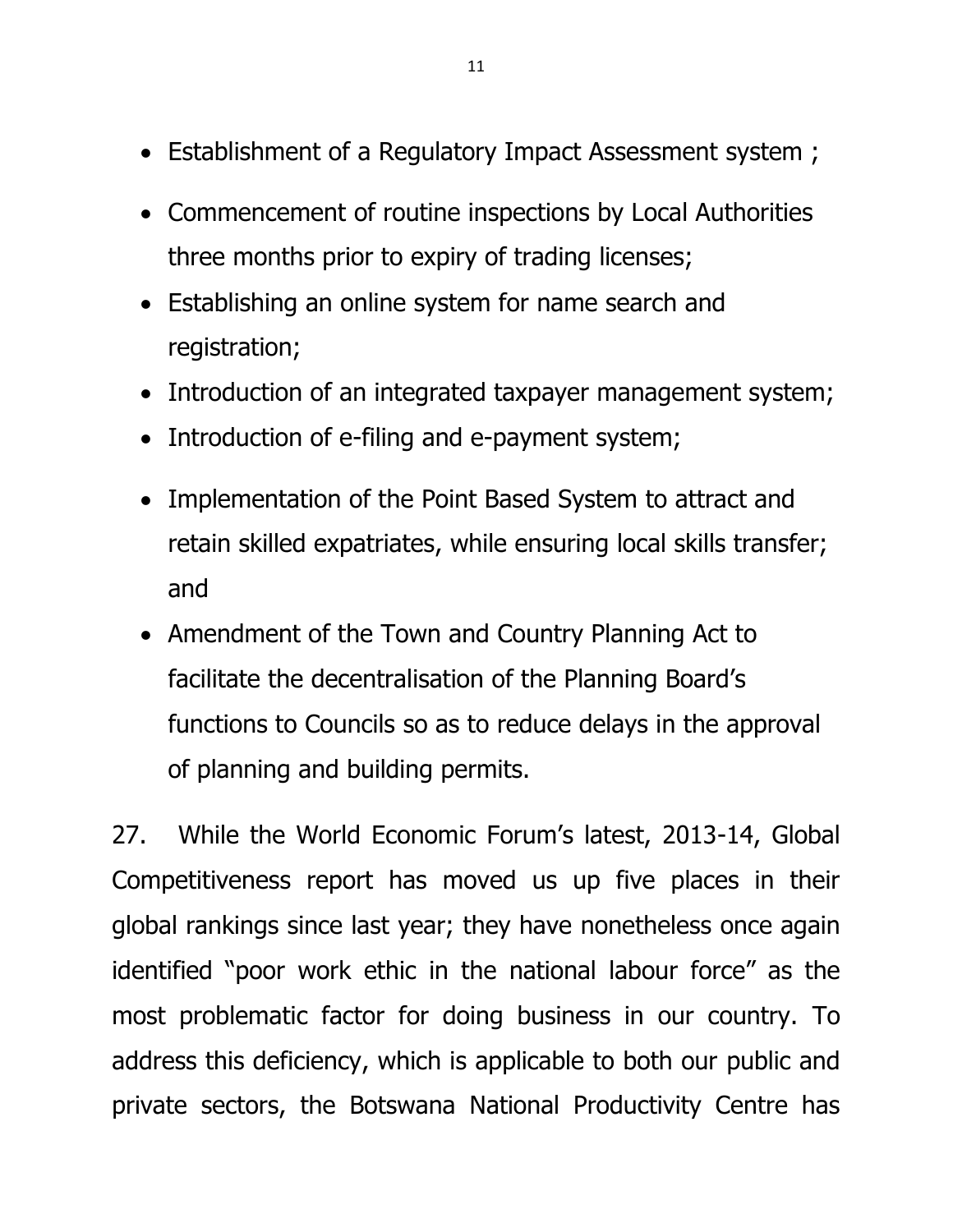- Establishment of a Regulatory Impact Assessment system ;
- Commencement of routine inspections by Local Authorities three months prior to expiry of trading licenses;
- Establishing an online system for name search and registration;
- Introduction of an integrated taxpayer management system;
- Introduction of e-filing and e-payment system;
- Implementation of the Point Based System to attract and retain skilled expatriates, while ensuring local skills transfer; and
- Amendment of the Town and Country Planning Act to facilitate the decentralisation of the Planning Board's functions to Councils so as to reduce delays in the approval of planning and building permits.

27. While the World Economic Forum's latest, 2013-14, Global Competitiveness report has moved us up five places in their global rankings since last year; they have nonetheless once again identified "poor work ethic in the national labour force" as the most problematic factor for doing business in our country. To address this deficiency, which is applicable to both our public and private sectors, the Botswana National Productivity Centre has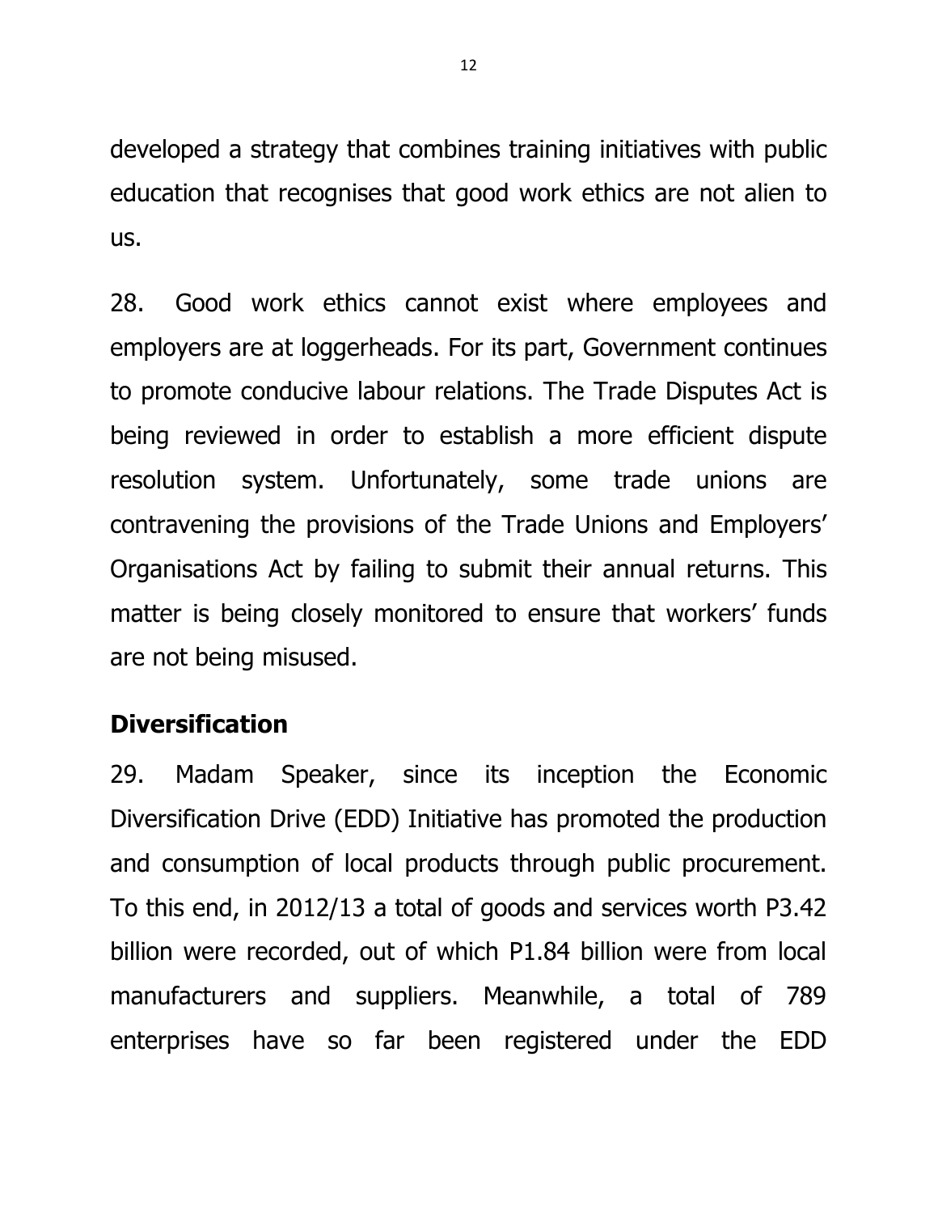developed a strategy that combines training initiatives with public education that recognises that good work ethics are not alien to us.

28. Good work ethics cannot exist where employees and employers are at loggerheads. For its part, Government continues to promote conducive labour relations. The Trade Disputes Act is being reviewed in order to establish a more efficient dispute resolution system. Unfortunately, some trade unions are contravening the provisions of the Trade Unions and Employers' Organisations Act by failing to submit their annual returns. This matter is being closely monitored to ensure that workers' funds are not being misused.

## Diversification

29. Madam Speaker, since its inception the Economic Diversification Drive (EDD) Initiative has promoted the production and consumption of local products through public procurement. To this end, in 2012/13 a total of goods and services worth P3.42 billion were recorded, out of which P1.84 billion were from local manufacturers and suppliers. Meanwhile, a total of 789 enterprises have so far been registered under the EDD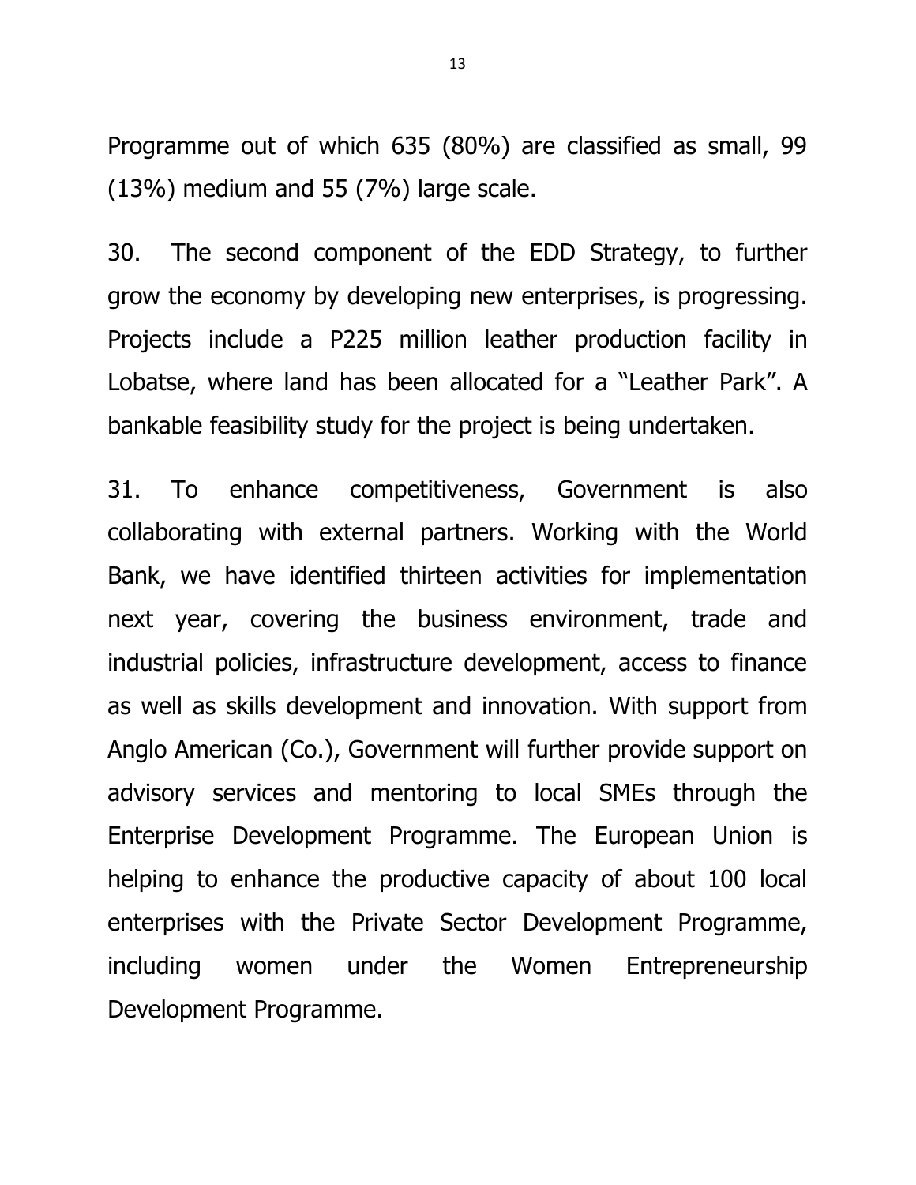Programme out of which 635 (80%) are classified as small, 99 (13%) medium and 55 (7%) large scale.

30. The second component of the EDD Strategy, to further grow the economy by developing new enterprises, is progressing. Projects include a P225 million leather production facility in Lobatse, where land has been allocated for a "Leather Park". A bankable feasibility study for the project is being undertaken.

31. To enhance competitiveness, Government is also collaborating with external partners. Working with the World Bank, we have identified thirteen activities for implementation next year, covering the business environment, trade and industrial policies, infrastructure development, access to finance as well as skills development and innovation. With support from Anglo American (Co.), Government will further provide support on advisory services and mentoring to local SMEs through the Enterprise Development Programme. The European Union is helping to enhance the productive capacity of about 100 local enterprises with the Private Sector Development Programme, including women under the Women Entrepreneurship Development Programme.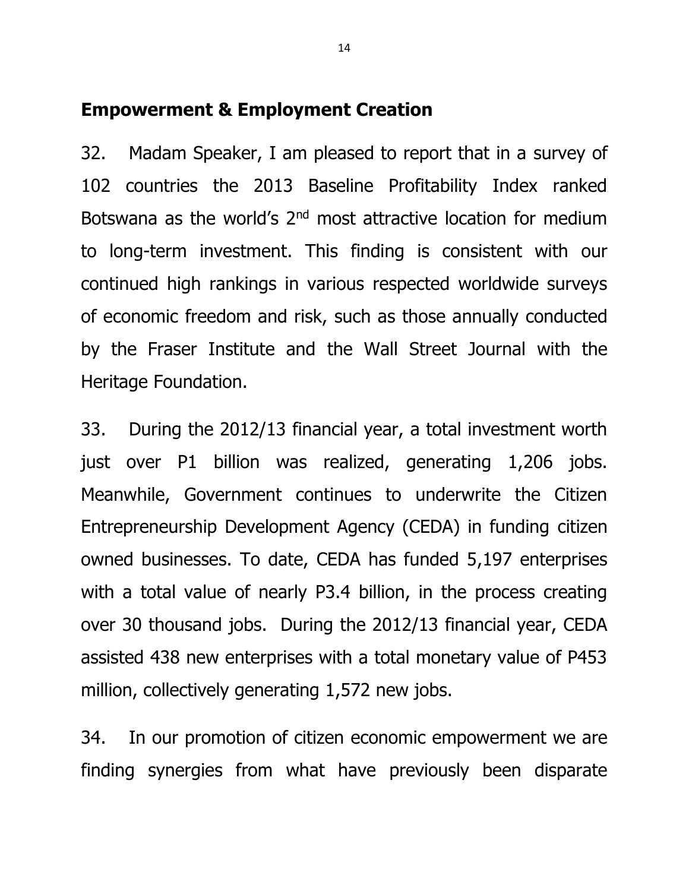## Empowerment & Employment Creation

32. Madam Speaker, I am pleased to report that in a survey of 102 countries the 2013 Baseline Profitability Index ranked Botswana as the world's 2nd most attractive location for medium to long-term investment. This finding is consistent with our continued high rankings in various respected worldwide surveys of economic freedom and risk, such as those annually conducted by the Fraser Institute and the Wall Street Journal with the Heritage Foundation.

33. During the 2012/13 financial year, a total investment worth just over P1 billion was realized, generating 1,206 jobs. Meanwhile, Government continues to underwrite the Citizen Entrepreneurship Development Agency (CEDA) in funding citizen owned businesses. To date, CEDA has funded 5,197 enterprises with a total value of nearly P3.4 billion, in the process creating over 30 thousand jobs. During the 2012/13 financial year, CEDA assisted 438 new enterprises with a total monetary value of P453 million, collectively generating 1,572 new jobs.

34. In our promotion of citizen economic empowerment we are finding synergies from what have previously been disparate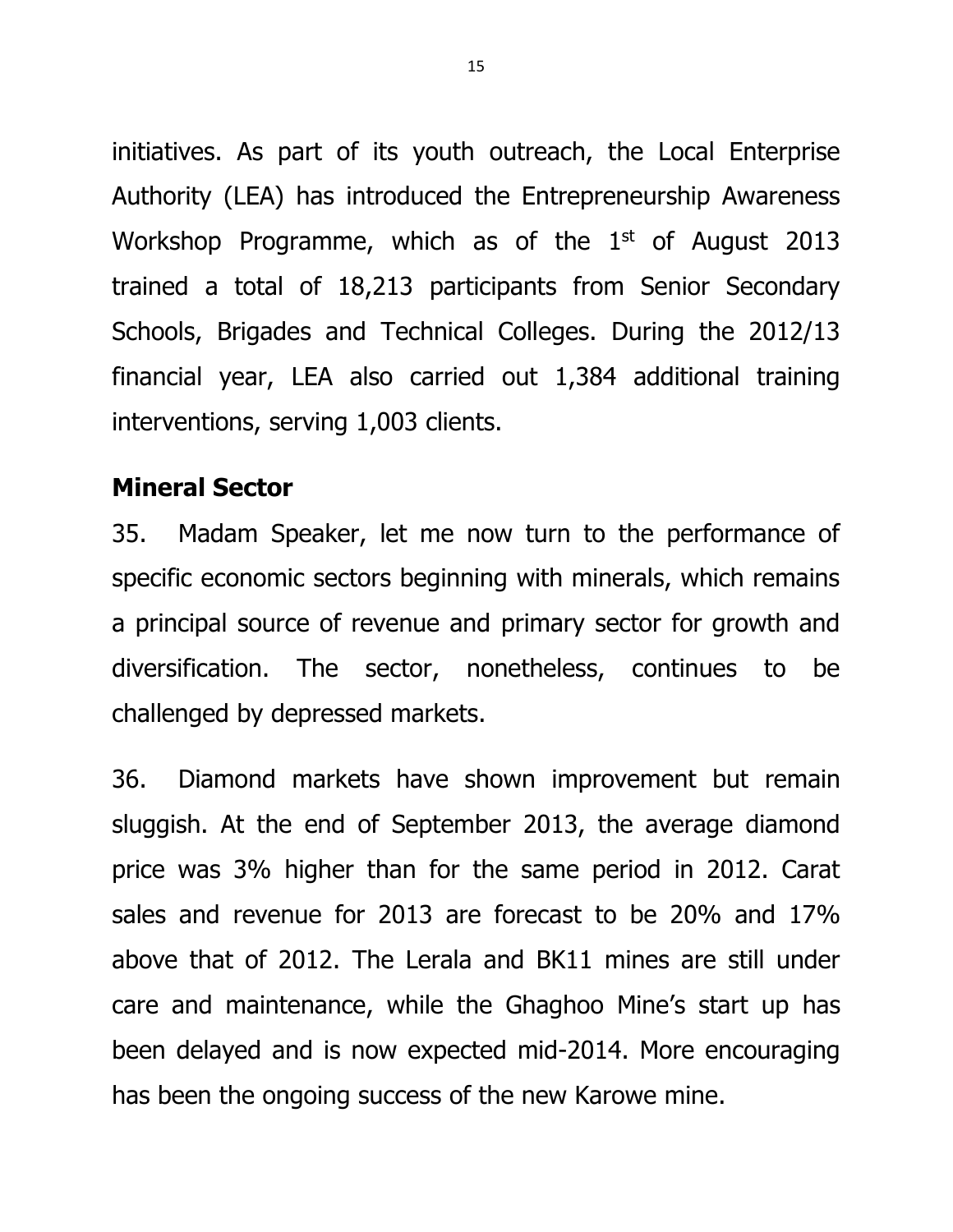initiatives. As part of its youth outreach, the Local Enterprise Authority (LEA) has introduced the Entrepreneurship Awareness Workshop Programme, which as of the 1st of August 2013 trained a total of 18,213 participants from Senior Secondary Schools, Brigades and Technical Colleges. During the 2012/13 financial year, LEA also carried out 1,384 additional training interventions, serving 1,003 clients.

## Mineral Sector

35. Madam Speaker, let me now turn to the performance of specific economic sectors beginning with minerals, which remains a principal source of revenue and primary sector for growth and diversification. The sector, nonetheless, continues to be challenged by depressed markets.

36. Diamond markets have shown improvement but remain sluggish. At the end of September 2013, the average diamond price was 3% higher than for the same period in 2012. Carat sales and revenue for 2013 are forecast to be 20% and 17% above that of 2012. The Lerala and BK11 mines are still under care and maintenance, while the Ghaghoo Mine's start up has been delayed and is now expected mid-2014. More encouraging has been the ongoing success of the new Karowe mine.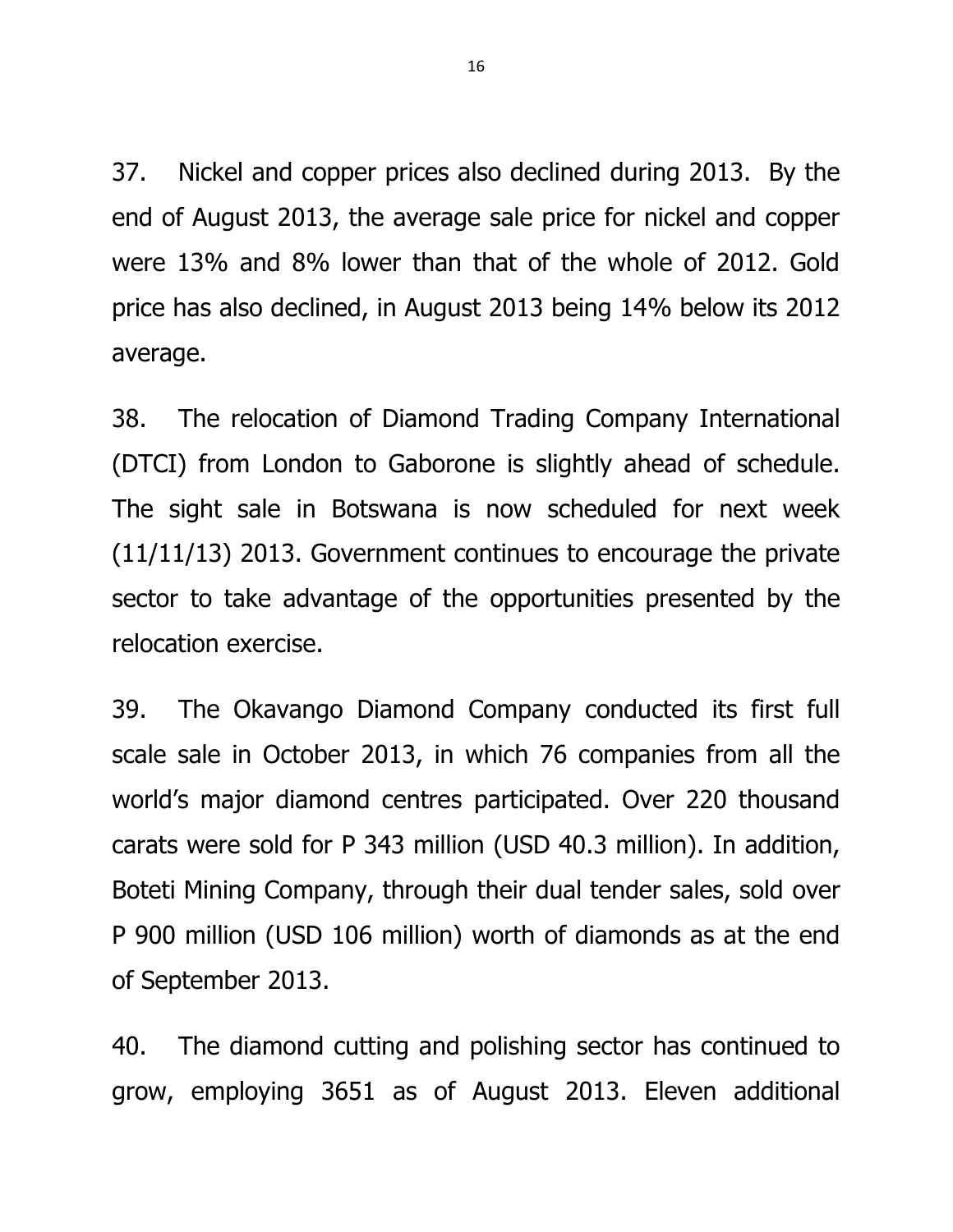37. Nickel and copper prices also declined during 2013. By the end of August 2013, the average sale price for nickel and copper were 13% and 8% lower than that of the whole of 2012. Gold price has also declined, in August 2013 being 14% below its 2012 average.

38. The relocation of Diamond Trading Company International (DTCI) from London to Gaborone is slightly ahead of schedule. The sight sale in Botswana is now scheduled for next week (11/11/13) 2013. Government continues to encourage the private sector to take advantage of the opportunities presented by the relocation exercise.

39. The Okavango Diamond Company conducted its first full scale sale in October 2013, in which 76 companies from all the world's major diamond centres participated. Over 220 thousand carats were sold for P 343 million (USD 40.3 million). In addition, Boteti Mining Company, through their dual tender sales, sold over P 900 million (USD 106 million) worth of diamonds as at the end of September 2013.

40. The diamond cutting and polishing sector has continued to grow, employing 3651 as of August 2013. Eleven additional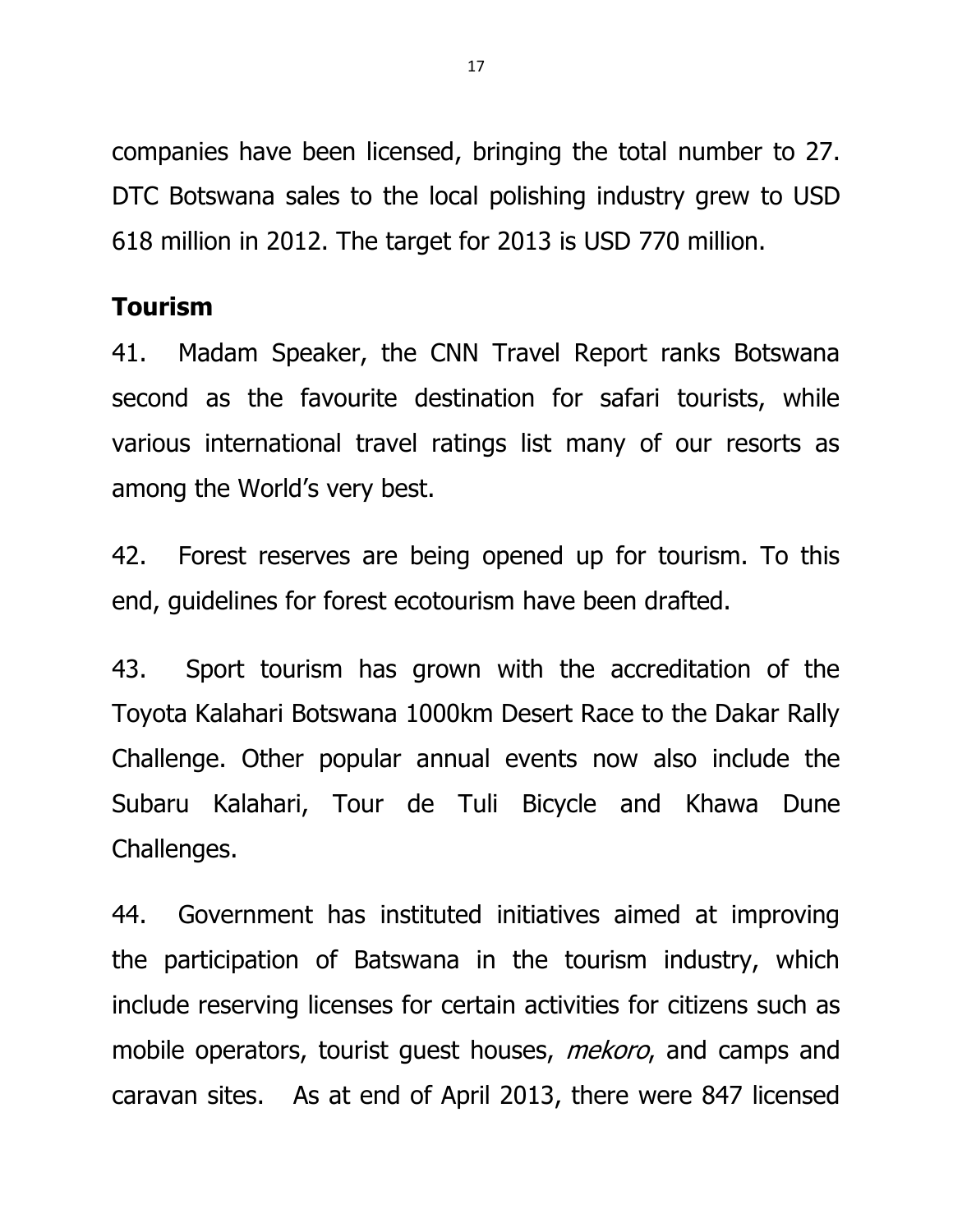companies have been licensed, bringing the total number to 27. DTC Botswana sales to the local polishing industry grew to USD 618 million in 2012. The target for 2013 is USD 770 million.

## Tourism

41. Madam Speaker, the CNN Travel Report ranks Botswana second as the favourite destination for safari tourists, while various international travel ratings list many of our resorts as among the World's very best.

42. Forest reserves are being opened up for tourism. To this end, guidelines for forest ecotourism have been drafted.

43. Sport tourism has grown with the accreditation of the Toyota Kalahari Botswana 1000km Desert Race to the Dakar Rally Challenge. Other popular annual events now also include the Subaru Kalahari, Tour de Tuli Bicycle and Khawa Dune Challenges.

44. Government has instituted initiatives aimed at improving the participation of Batswana in the tourism industry, which include reserving licenses for certain activities for citizens such as mobile operators, tourist guest houses, *mekoro*, and camps and caravan sites. As at end of April 2013, there were 847 licensed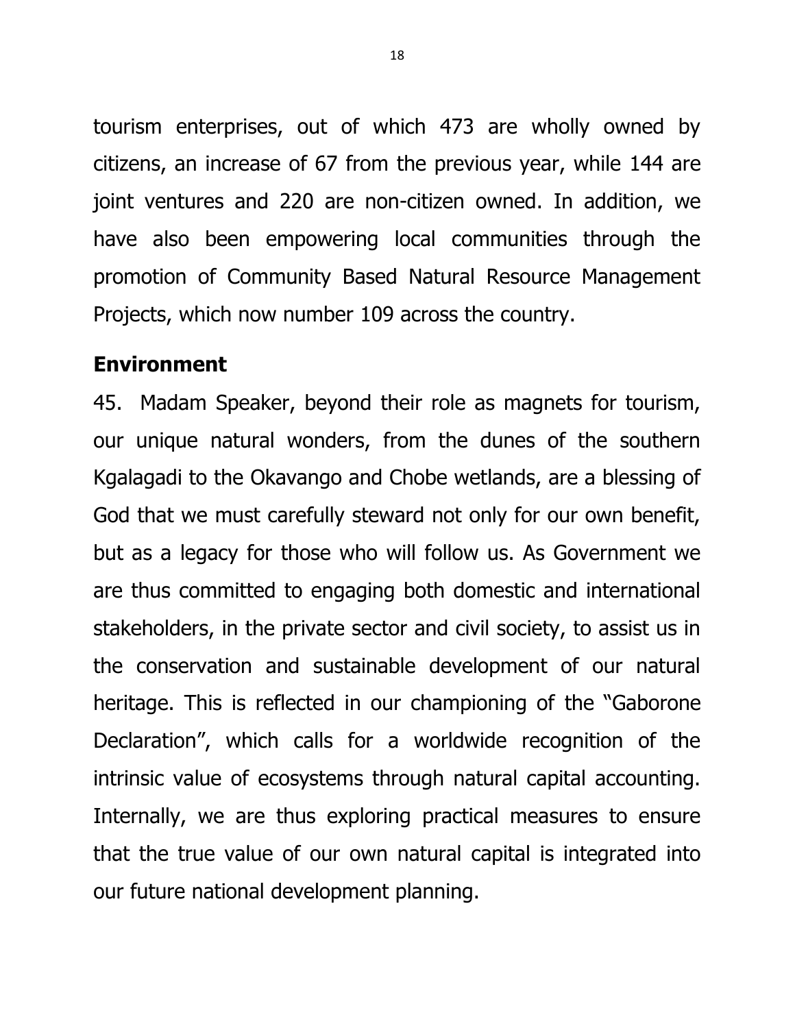tourism enterprises, out of which 473 are wholly owned by citizens, an increase of 67 from the previous year, while 144 are joint ventures and 220 are non-citizen owned. In addition, we have also been empowering local communities through the promotion of Community Based Natural Resource Management Projects, which now number 109 across the country.

## Environment

45. Madam Speaker, beyond their role as magnets for tourism, our unique natural wonders, from the dunes of the southern Kgalagadi to the Okavango and Chobe wetlands, are a blessing of God that we must carefully steward not only for our own benefit, but as a legacy for those who will follow us. As Government we are thus committed to engaging both domestic and international stakeholders, in the private sector and civil society, to assist us in the conservation and sustainable development of our natural heritage. This is reflected in our championing of the "Gaborone Declaration", which calls for a worldwide recognition of the intrinsic value of ecosystems through natural capital accounting. Internally, we are thus exploring practical measures to ensure that the true value of our own natural capital is integrated into our future national development planning.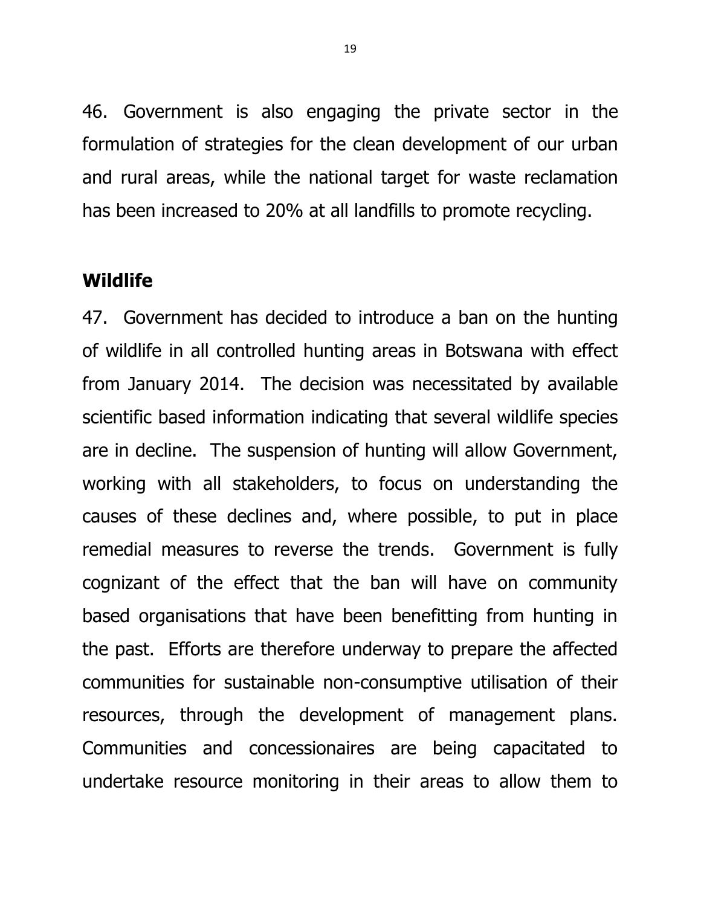46. Government is also engaging the private sector in the formulation of strategies for the clean development of our urban and rural areas, while the national target for waste reclamation has been increased to 20% at all landfills to promote recycling.

**Wildlife**

47. Government has decided to introduce a ban on the hunting of wildlife in all controlled hunting areas in Botswana with effect from January 2014. The decision was necessitated by available scientific based information indicating that several wildlife species are in decline. The suspension of hunting will allow Government, working with all stakeholders, to focus on understanding the causes of these declines and, where possible, to put in place remedial measures to reverse the trends. Government is fully cognizant of the effect that the ban will have on community based organisations that have been benefitting from hunting in the past. Efforts are therefore underway to prepare the affected communities for sustainable non-consumptive utilisation of their resources, through the development of management plans. Communities and concessionaires are being capacitated to undertake resource monitoring in their areas to allow them to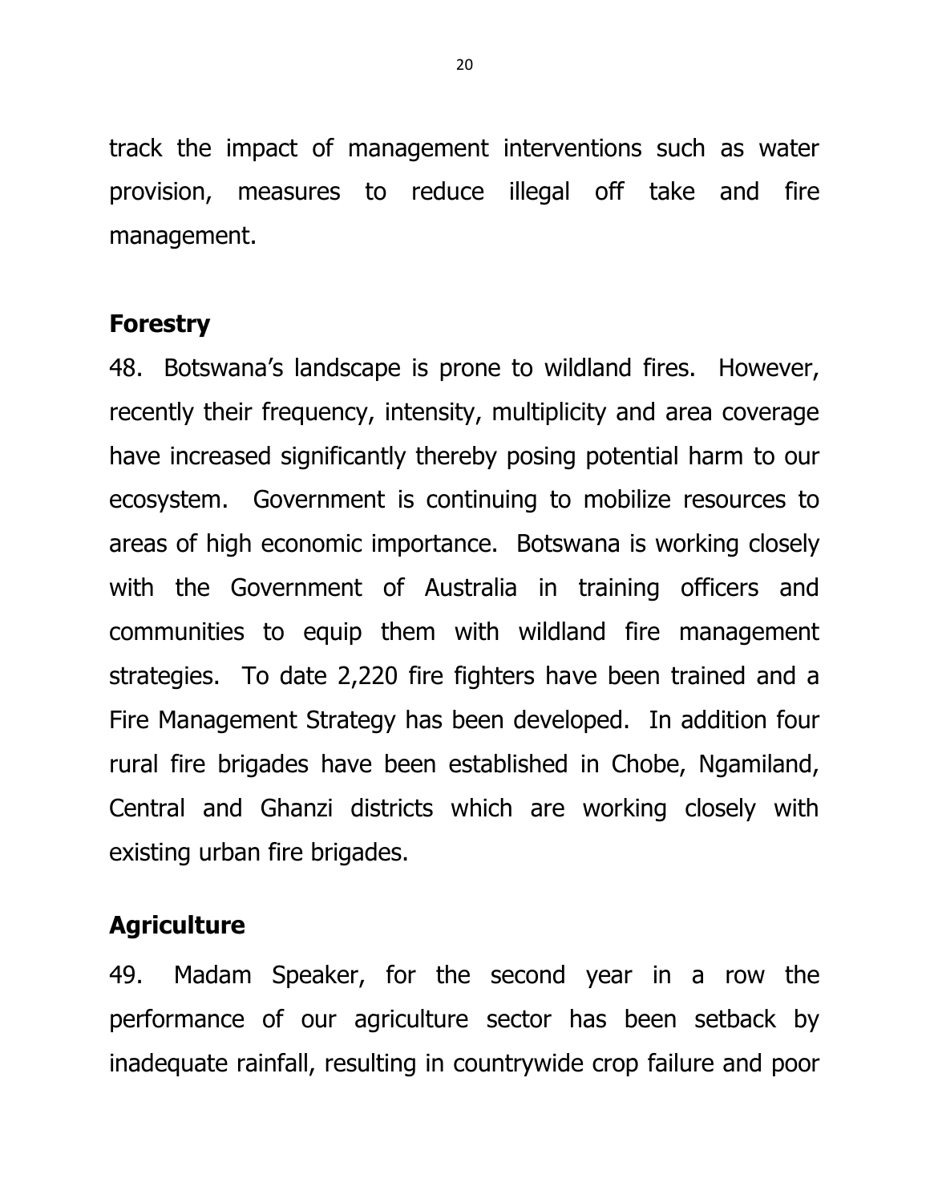track the impact of management interventions such as water provision, measures to reduce illegal off take and fire management.

## Forestry

48. Botswana's landscape is prone to wildland fires. However, recently their frequency, intensity, multiplicity and area coverage have increased significantly thereby posing potential harm to our ecosystem. Government is continuing to mobilize resources to areas of high economic importance. Botswana is working closely with the Government of Australia in training officers and communities to equip them with wildland fire management strategies. To date 2,220 fire fighters have been trained and a Fire Management Strategy has been developed. In addition four rural fire brigades have been established in Chobe, Ngamiland, Central and Ghanzi districts which are working closely with existing urban fire brigades.

## Agriculture

49. Madam Speaker, for the second year in a row the performance of our agriculture sector has been setback by inadequate rainfall, resulting in countrywide crop failure and poor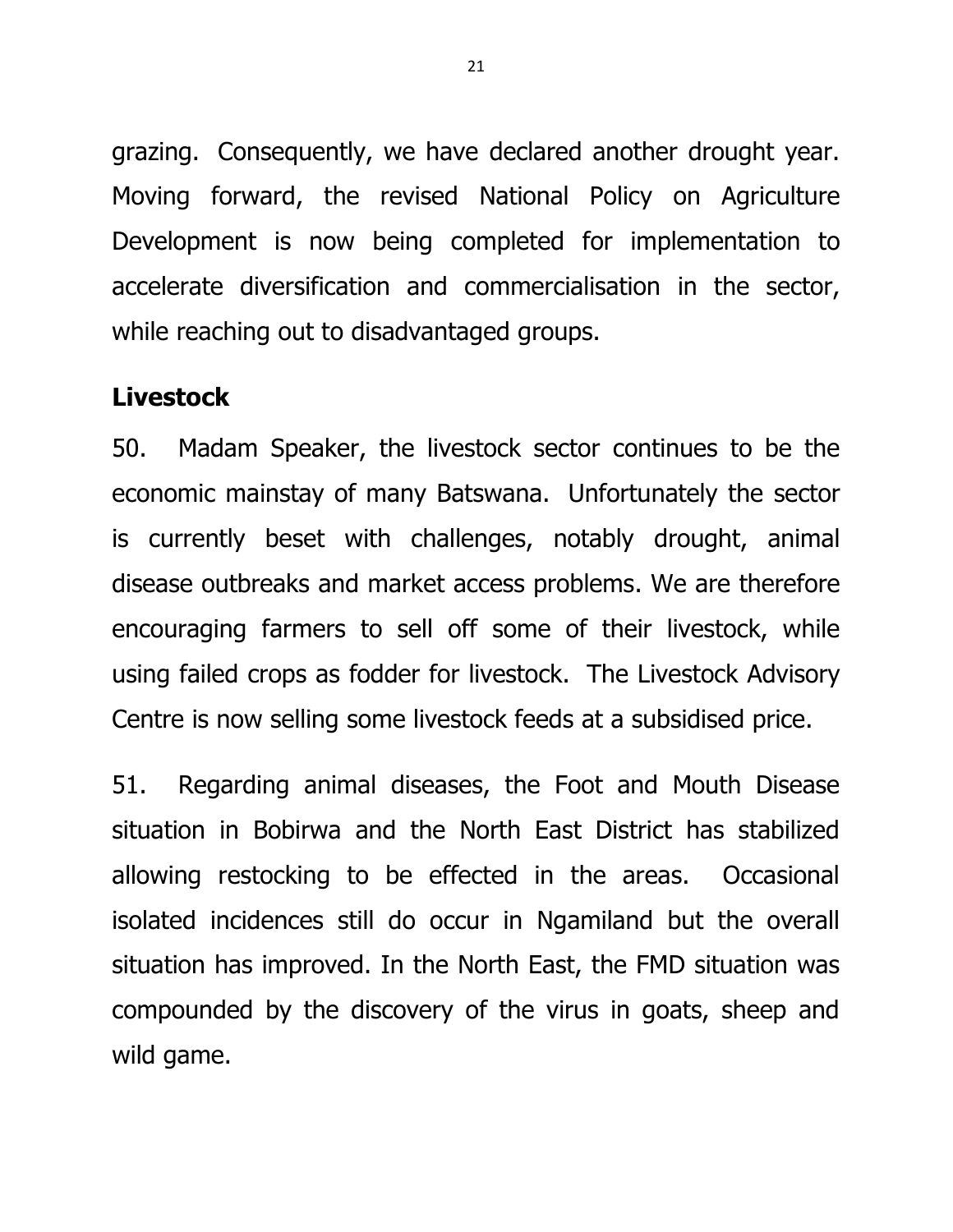grazing. Consequently, we have declared another drought year. Moving forward, the revised National Policy on Agriculture Development is now being completed for implementation to accelerate diversification and commercialisation in the sector, while reaching out to disadvantaged groups.

### Livestock

50. Madam Speaker, the livestock sector continues to be the economic mainstay of many Batswana. Unfortunately the sector is currently beset with challenges, notably drought, animal disease outbreaks and market access problems. We are therefore encouraging farmers to sell off some of their livestock, while using failed crops as fodder for livestock. The Livestock Advisory Centre is now selling some livestock feeds at a subsidised price.

51. Regarding animal diseases, the Foot and Mouth Disease situation in Bobirwa and the North East District has stabilized allowing restocking to be effected in the areas. Occasional isolated incidences still do occur in Ngamiland but the overall situation has improved. In the North East, the FMD situation was compounded by the discovery of the virus in goats, sheep and wild game.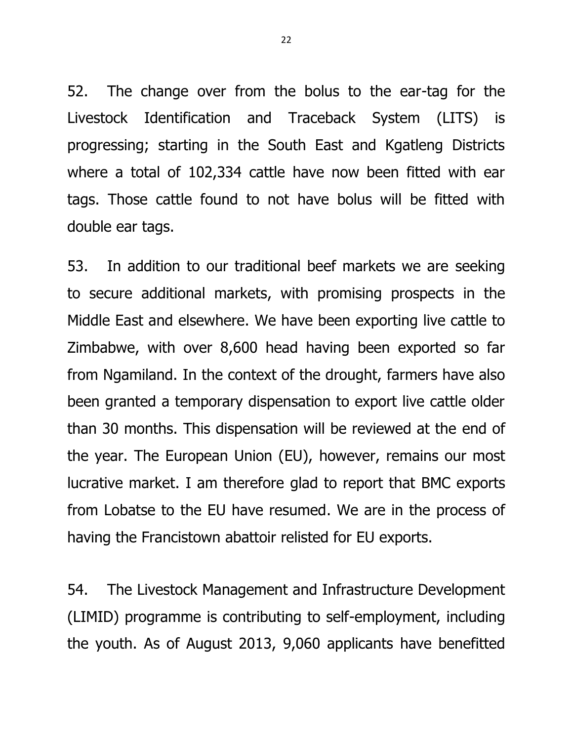52. The change over from the bolus to the ear-tag for the Livestock Identification and Traceback System (LITS) is progressing; starting in the South East and Kgatleng Districts where a total of 102,334 cattle have now been fitted with ear tags. Those cattle found to not have bolus will be fitted with double ear tags.

53. In addition to our traditional beef markets we are seeking to secure additional markets, with promising prospects in the Middle East and elsewhere. We have been exporting live cattle to Zimbabwe, with over 8,600 head having been exported so far from Ngamiland. In the context of the drought, farmers have also been granted a temporary dispensation to export live cattle older than 30 months. This dispensation will be reviewed at the end of the year. The European Union (EU), however, remains our most lucrative market. I am therefore glad to report that BMC exports from Lobatse to the EU have resumed. We are in the process of having the Francistown abattoir relisted for EU exports.

54. The Livestock Management and Infrastructure Development (LIMID) programme is contributing to self-employment, including the youth. As of August 2013, 9,060 applicants have benefitted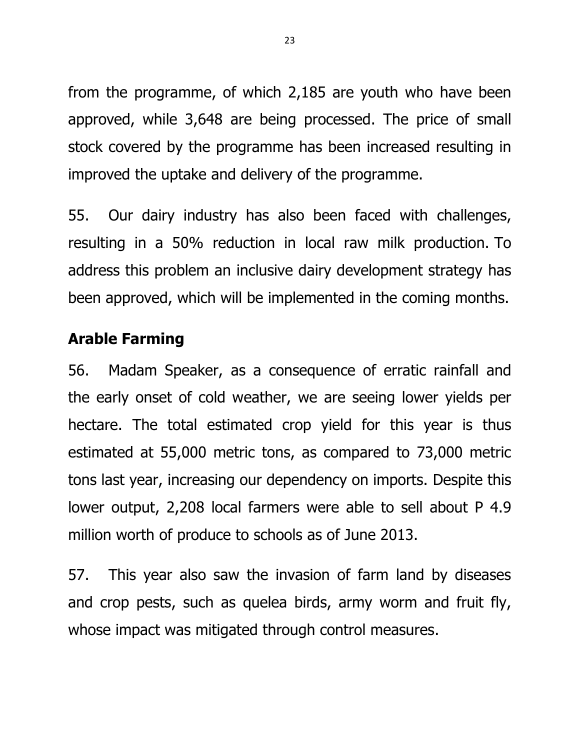from the programme, of which 2,185 are youth who have been approved, while 3,648 are being processed. The price of small stock covered by the programme has been increased resulting in improved the uptake and delivery of the programme.

55. Our dairy industry has also been faced with challenges, resulting in a 50% reduction in local raw milk production. To address this problem an inclusive dairy development strategy has been approved, which will be implemented in the coming months.

## Arable Farming

56. Madam Speaker, as a consequence of erratic rainfall and the early onset of cold weather, we are seeing lower yields per hectare. The total estimated crop yield for this year is thus estimated at 55,000 metric tons, as compared to 73,000 metric tons last year, increasing our dependency on imports. Despite this lower output, 2,208 local farmers were able to sell about P 4.9 million worth of produce to schools as of June 2013.

57. This year also saw the invasion of farm land by diseases and crop pests, such as quelea birds, army worm and fruit fly, whose impact was mitigated through control measures.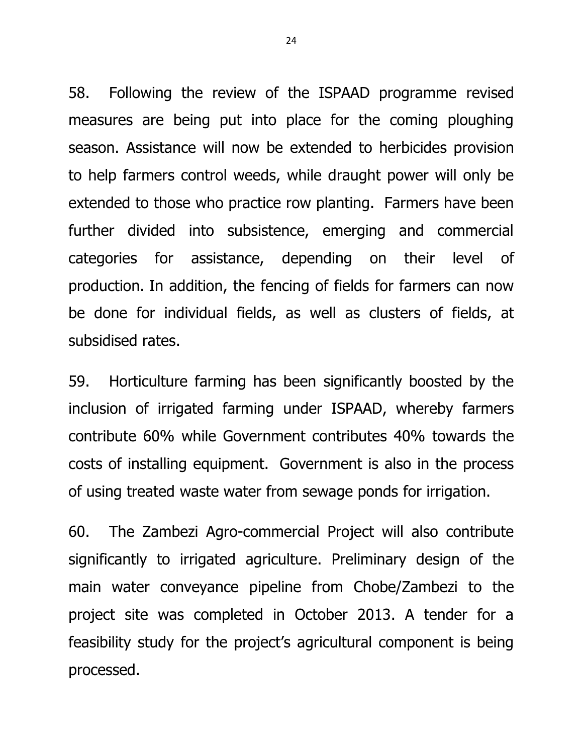58. Following the review of the ISPAAD programme revised measures are being put into place for the coming ploughing season. Assistance will now be extended to herbicides provision to help farmers control weeds, while draught power will only be extended to those who practice row planting. Farmers have been further divided into subsistence, emerging and commercial categories for assistance, depending on their level of production. In addition, the fencing of fields for farmers can now be done for individual fields, as well as clusters of fields, at subsidised rates.

59. Horticulture farming has been significantly boosted by the inclusion of irrigated farming under ISPAAD, whereby farmers contribute 60% while Government contributes 40% towards the costs of installing equipment. Government is also in the process of using treated waste water from sewage ponds for irrigation.

60. The Zambezi Agro-commercial Project will also contribute significantly to irrigated agriculture. Preliminary design of the main water conveyance pipeline from Chobe/Zambezi to the project site was completed in October 2013. A tender for a feasibility study for the project's agricultural component is being processed.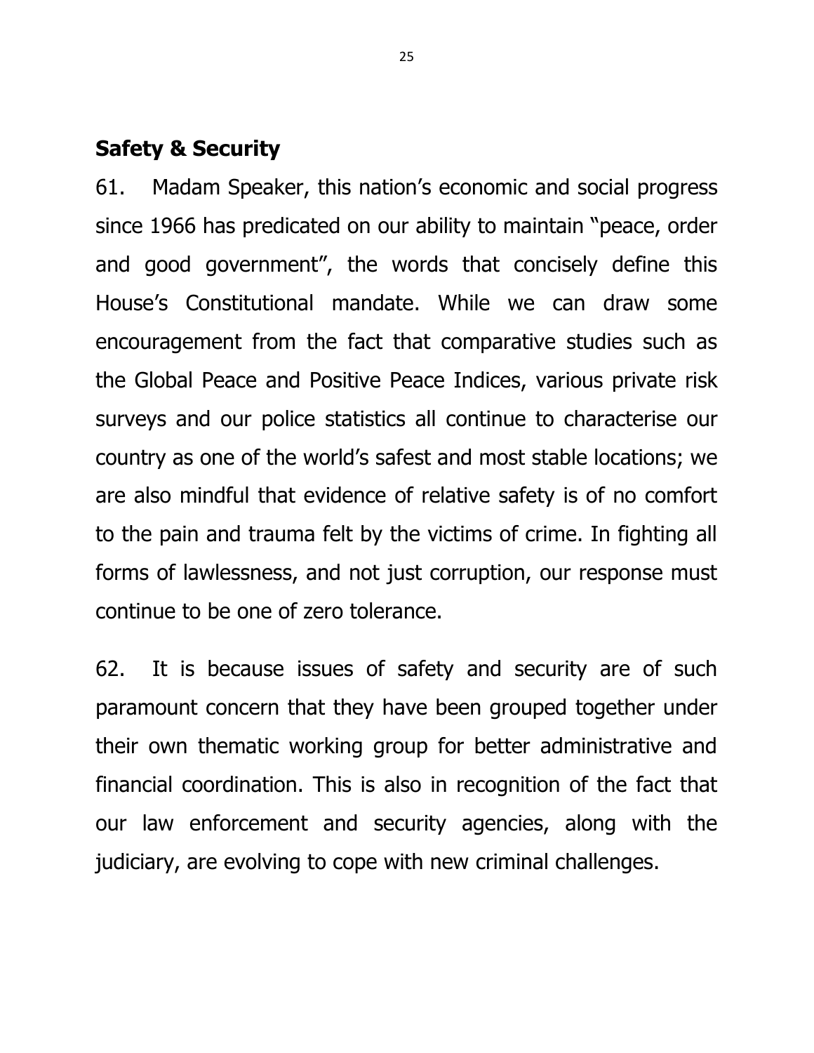## Safety & Security

61. Madam Speaker, this nation's economic and social progress since 1966 has predicated on our ability to maintain "peace, order and good government", the words that concisely define this House's Constitutional mandate. While we can draw some encouragement from the fact that comparative studies such as the Global Peace and Positive Peace Indices, various private risk surveys and our police statistics all continue to characterise our country as one of the world's safest and most stable locations; we are also mindful that evidence of relative safety is of no comfort to the pain and trauma felt by the victims of crime. In fighting all forms of lawlessness, and not just corruption, our response must continue to be one of zero tolerance.

62. It is because issues of safety and security are of such paramount concern that they have been grouped together under their own thematic working group for better administrative and financial coordination. This is also in recognition of the fact that our law enforcement and security agencies, along with the judiciary, are evolving to cope with new criminal challenges.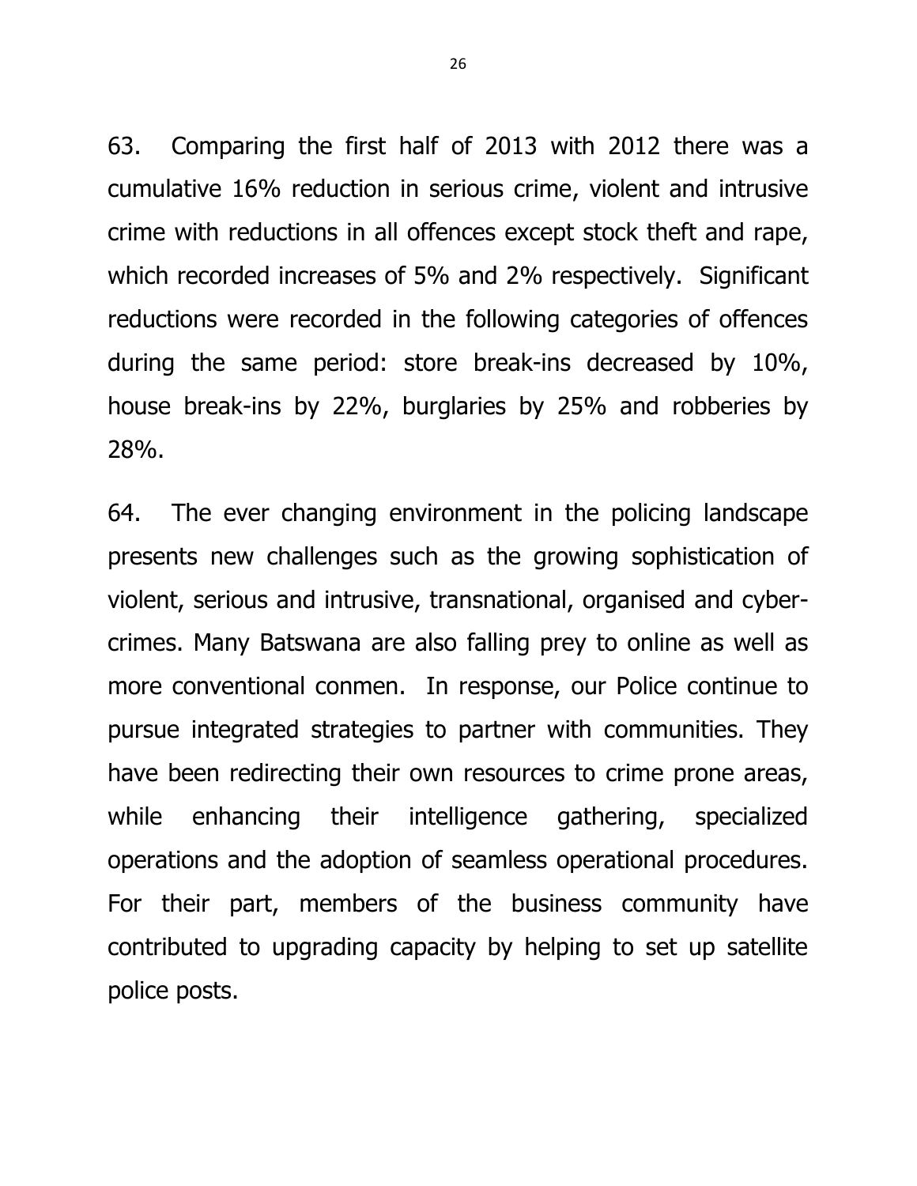63. Comparing the first half of 2013 with 2012 there was a cumulative 16% reduction in serious crime, violent and intrusive crime with reductions in all offences except stock theft and rape, which recorded increases of 5% and 2% respectively. Significant reductions were recorded in the following categories of offences during the same period: store break-ins decreased by 10%, house break-ins by 22%, burglaries by 25% and robberies by 28%.

64. The ever changing environment in the policing landscape presents new challenges such as the growing sophistication of violent, serious and intrusive, transnational, organised and cyber-crimes. Many Batswana are also falling prey to online as well as more conventional conmen. In response, our Police continue to pursue integrated strategies to partner with communities. They have been redirecting their own resources to crime prone areas, while enhancing their intelligence gathering, specialized operations and the adoption of seamless operational procedures. For their part, members of the business community have contributed to upgrading capacity by helping to set up satellite police posts.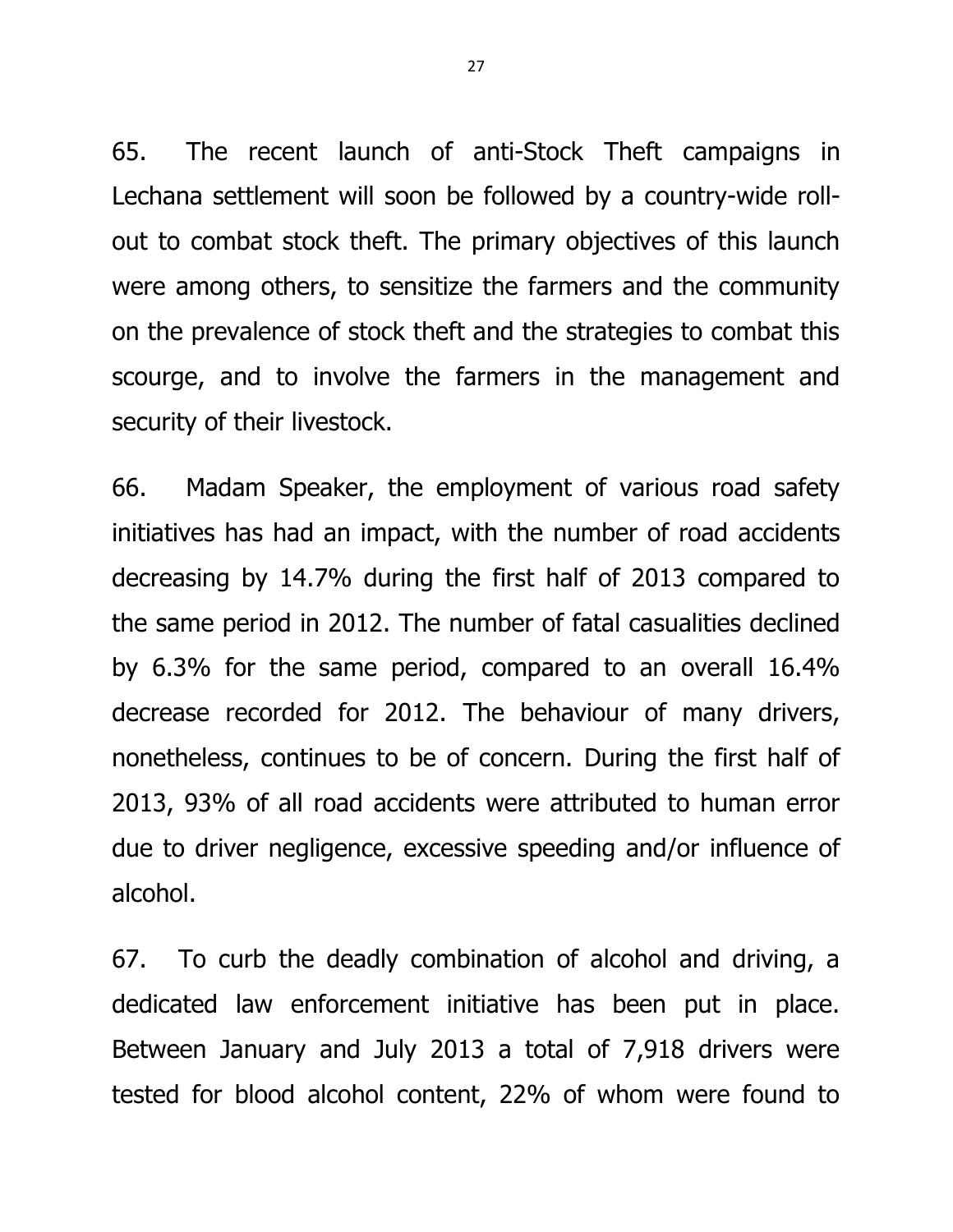65. The recent launch of anti-Stock Theft campaigns in Lechana settlement will soon be followed by a country-wide roll-out to combat stock theft. The primary objectives of this launch were among others, to sensitize the farmers and the community on the prevalence of stock theft and the strategies to combat this scourge, and to involve the farmers in the management and security of their livestock.

66. Madam Speaker, the employment of various road safety initiatives has had an impact, with the number of road accidents decreasing by 14.7% during the first half of 2013 compared to the same period in 2012. The number of fatal casualities declined by 6.3% for the same period, compared to an overall 16.4% decrease recorded for 2012. The behaviour of many drivers, nonetheless, continues to be of concern. During the first half of 2013, 93% of all road accidents were attributed to human error due to driver negligence, excessive speeding and/or influence of alcohol.

67. To curb the deadly combination of alcohol and driving, a dedicated law enforcement initiative has been put in place. Between January and July 2013 a total of 7,918 drivers were tested for blood alcohol content, 22% of whom were found to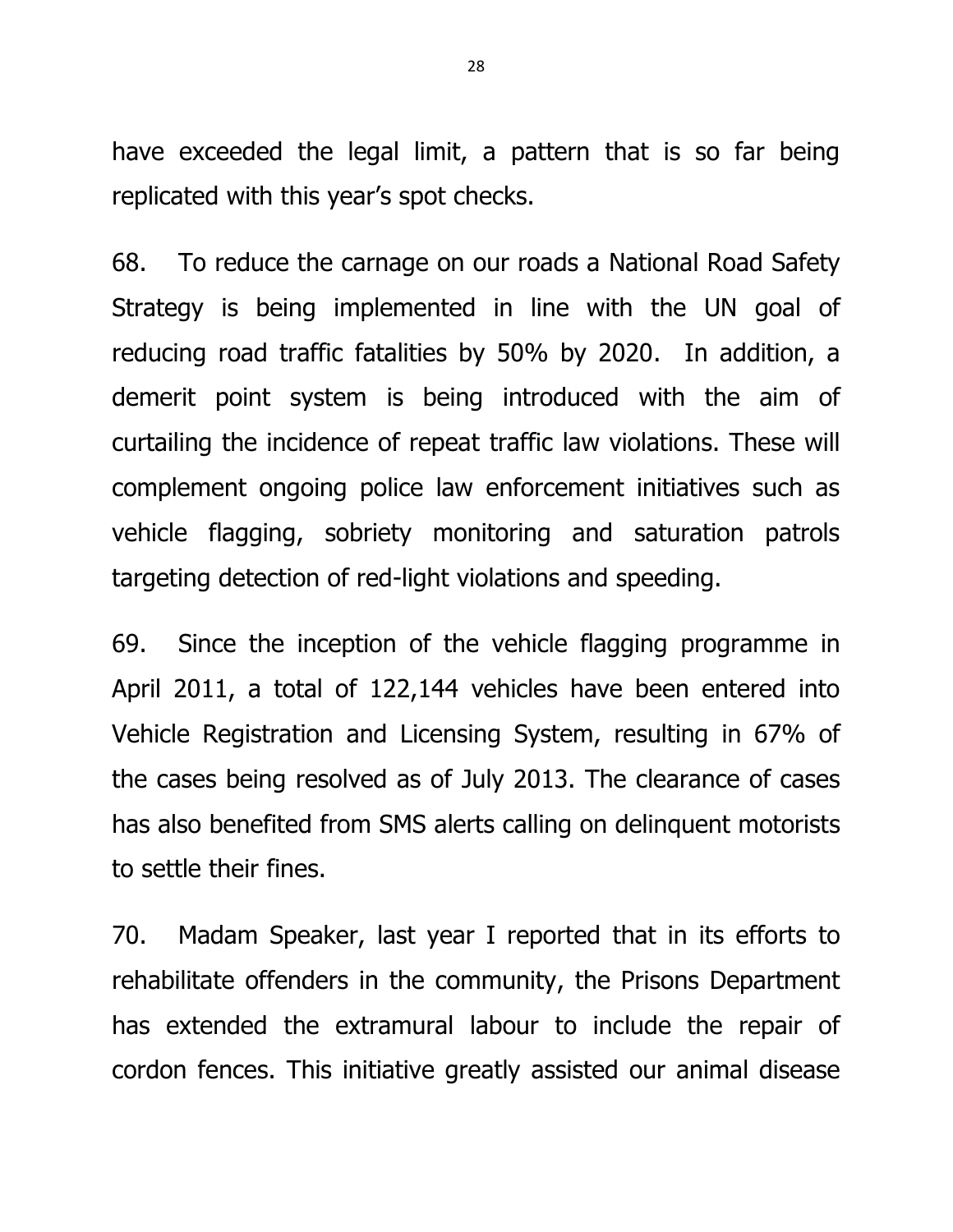have exceeded the legal limit, a pattern that is so far being replicated with this year's spot checks.

68. To reduce the carnage on our roads a National Road Safety Strategy is being implemented in line with the UN goal of reducing road traffic fatalities by 50% by 2020. In addition, a demerit point system is being introduced with the aim of curtailing the incidence of repeat traffic law violations. These will complement ongoing police law enforcement initiatives such as vehicle flagging, sobriety monitoring and saturation patrols targeting detection of red-light violations and speeding.

69. Since the inception of the vehicle flagging programme in April 2011, a total of 122,144 vehicles have been entered into Vehicle Registration and Licensing System, resulting in 67% of the cases being resolved as of July 2013. The clearance of cases has also benefited from SMS alerts calling on delinquent motorists to settle their fines.

70. Madam Speaker, last year I reported that in its efforts to rehabilitate offenders in the community, the Prisons Department has extended the extramural labour to include the repair of cordon fences. This initiative greatly assisted our animal disease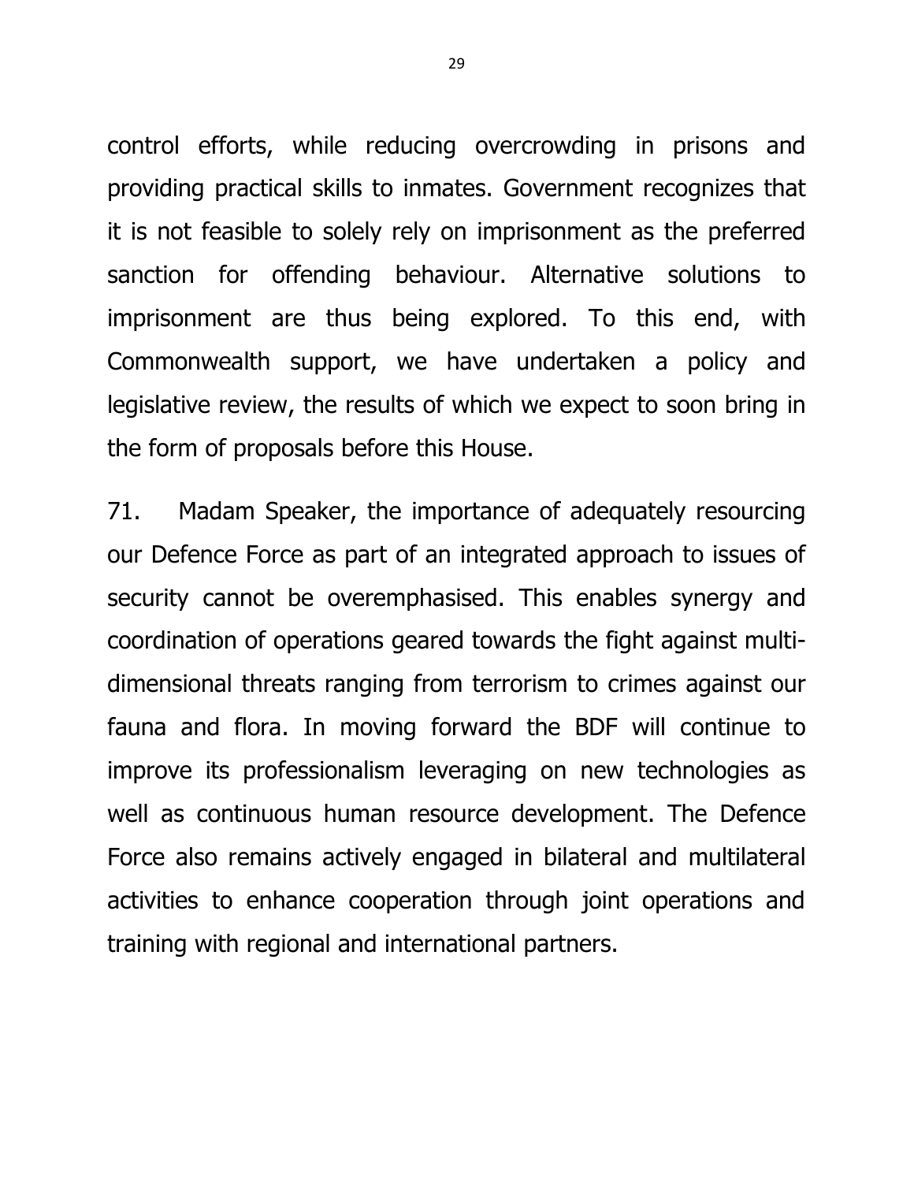control efforts, while reducing overcrowding in prisons and providing practical skills to inmates. Government recognizes that it is not feasible to solely rely on imprisonment as the preferred sanction for offending behaviour. Alternative solutions to imprisonment are thus being explored. To this end, with Commonwealth support, we have undertaken a policy and legislative review, the results of which we expect to soon bring in the form of proposals before this House.

71. Madam Speaker, the importance of adequately resourcing our Defence Force as part of an integrated approach to issues of security cannot be overemphasised. This enables synergy and coordination of operations geared towards the fight against multi-dimensional threats ranging from terrorism to crimes against our fauna and flora. In moving forward the BDF will continue to improve its professionalism leveraging on new technologies as well as continuous human resource development. The Defence Force also remains actively engaged in bilateral and multilateral activities to enhance cooperation through joint operations and training with regional and international partners.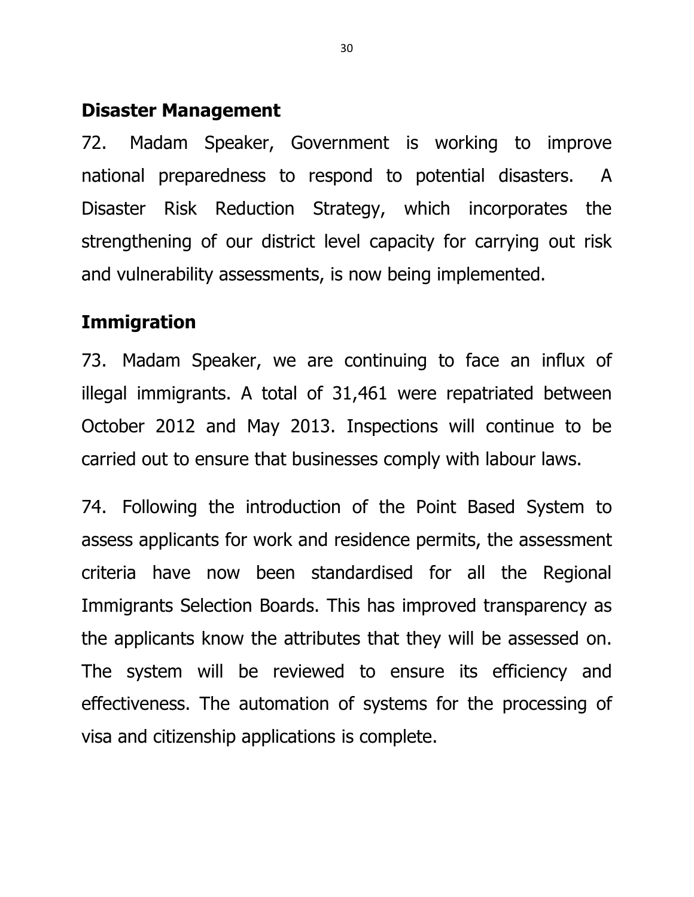## Disaster Management

72. Madam Speaker, Government is working to improve national preparedness to respond to potential disasters. A Disaster Risk Reduction Strategy, which incorporates the strengthening of our district level capacity for carrying out risk and vulnerability assessments, is now being implemented.

## Immigration

73. Madam Speaker, we are continuing to face an influx of illegal immigrants. A total of 31,461 were repatriated between October 2012 and May 2013. Inspections will continue to be carried out to ensure that businesses comply with labour laws.

74. Following the introduction of the Point Based System to assess applicants for work and residence permits, the assessment criteria have now been standardised for all the Regional Immigrants Selection Boards. This has improved transparency as the applicants know the attributes that they will be assessed on. The system will be reviewed to ensure its efficiency and effectiveness. The automation of systems for the processing of visa and citizenship applications is complete.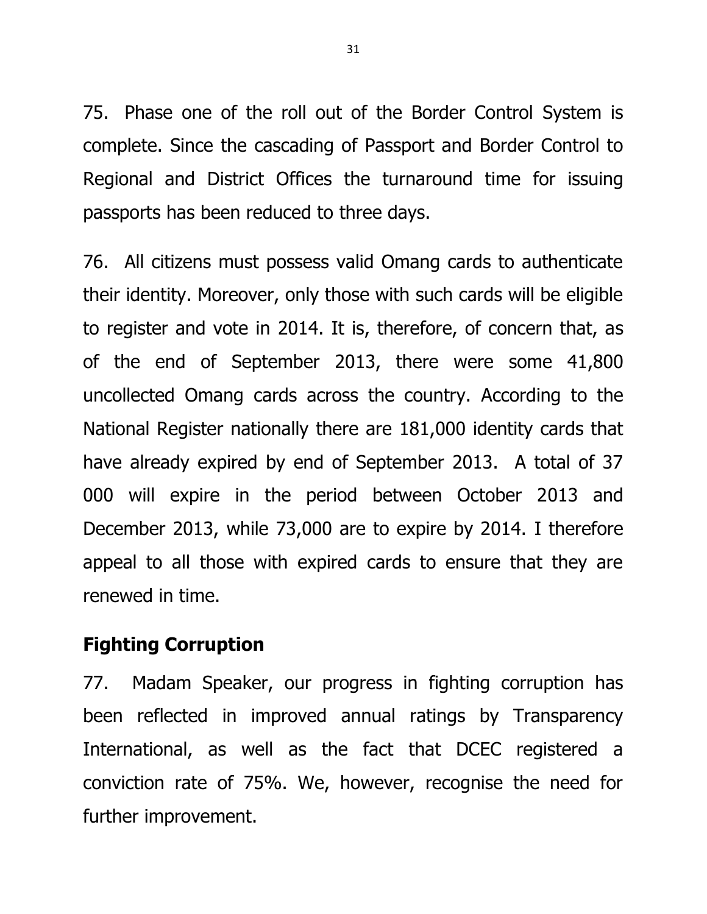75. Phase one of the roll out of the Border Control System is complete. Since the cascading of Passport and Border Control to Regional and District Offices the turnaround time for issuing passports has been reduced to three days.

76. All citizens must possess valid Omang cards to authenticate their identity. Moreover, only those with such cards will be eligible to register and vote in 2014. It is, therefore, of concern that, as of the end of September 2013, there were some 41,800 uncollected Omang cards across the country. According to the National Register nationally there are 181,000 identity cards that have already expired by end of September 2013. A total of 37 000 will expire in the period between October 2013 and December 2013, while 73,000 are to expire by 2014. I therefore appeal to all those with expired cards to ensure that they are renewed in time.

## Fighting Corruption

77. Madam Speaker, our progress in fighting corruption has been reflected in improved annual ratings by Transparency International, as well as the fact that DCEC registered a conviction rate of 75%. We, however, recognise the need for further improvement.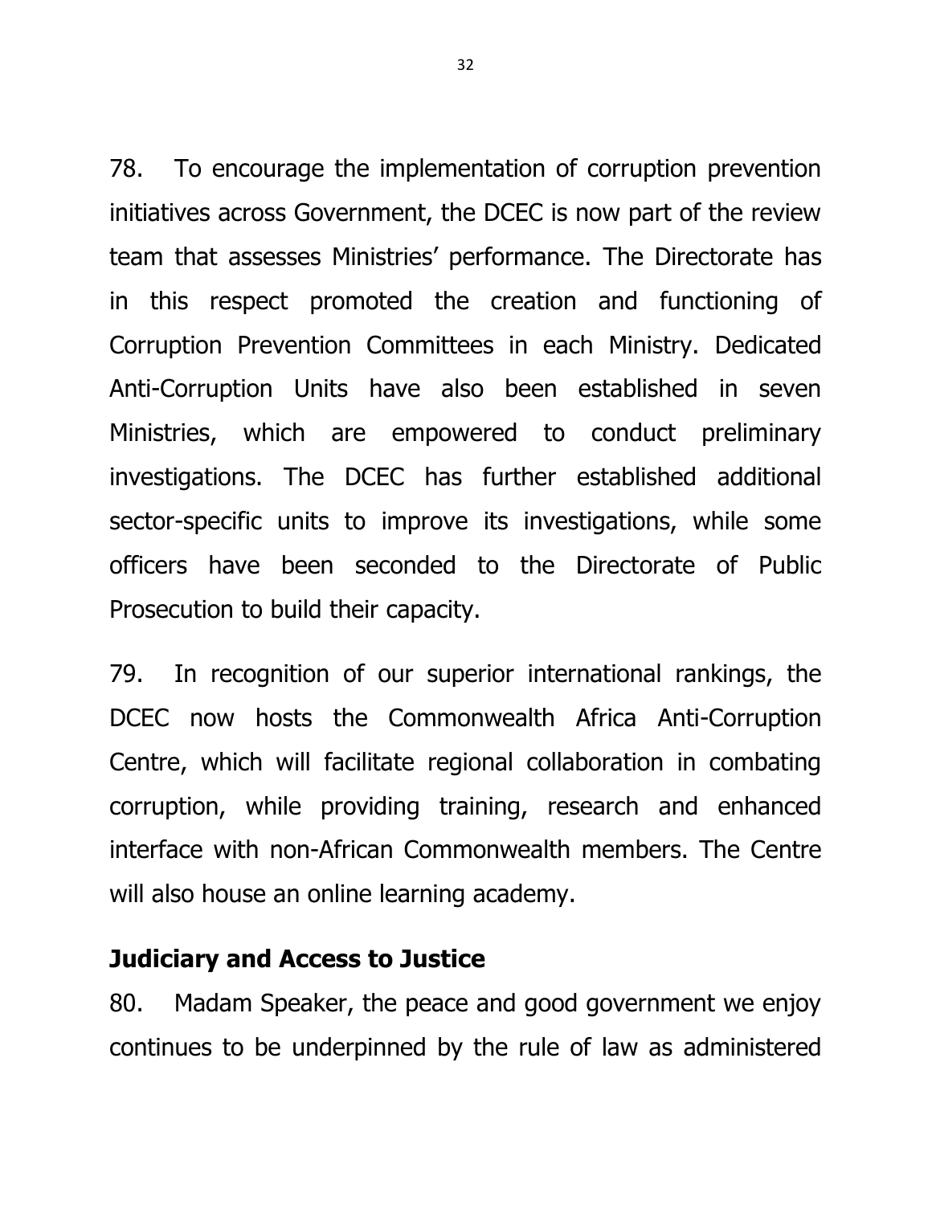78. To encourage the implementation of corruption prevention initiatives across Government, the DCEC is now part of the review team that assesses Ministries' performance. The Directorate has in this respect promoted the creation and functioning of Corruption Prevention Committees in each Ministry. Dedicated Anti-Corruption Units have also been established in seven Ministries, which are empowered to conduct preliminary investigations. The DCEC has further established additional sector-specific units to improve its investigations, while some officers have been seconded to the Directorate of Public Prosecution to build their capacity.

79. In recognition of our superior international rankings, the DCEC now hosts the Commonwealth Africa Anti-Corruption Centre, which will facilitate regional collaboration in combating corruption, while providing training, research and enhanced interface with non-African Commonwealth members. The Centre will also house an online learning academy.

## Judiciary and Access to Justice

80. Madam Speaker, the peace and good government we enjoy continues to be underpinned by the rule of law as administered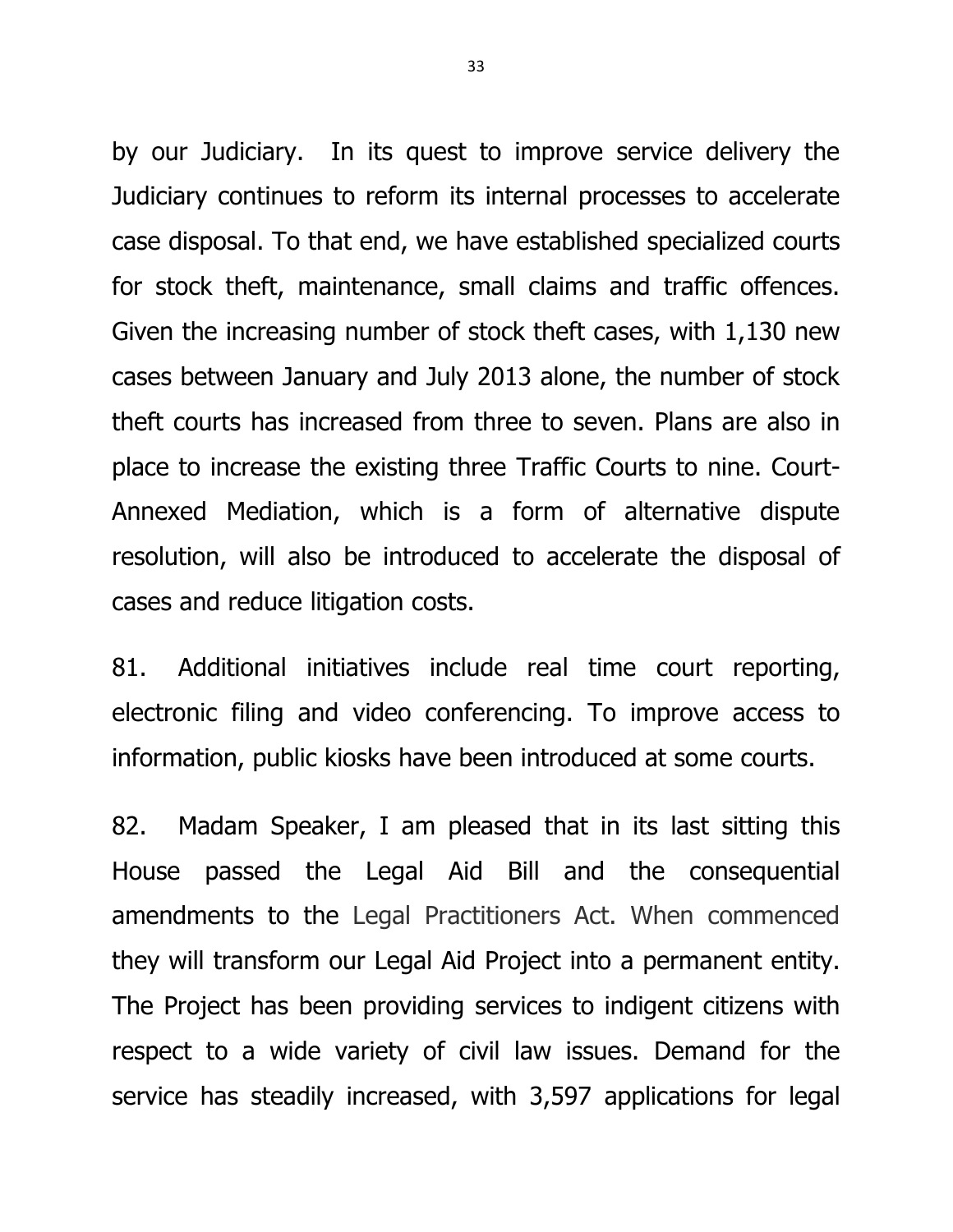by our Judiciary. In its quest to improve service delivery the Judiciary continues to reform its internal processes to accelerate case disposal. To that end, we have established specialized courts for stock theft, maintenance, small claims and traffic offences. Given the increasing number of stock theft cases, with 1,130 new cases between January and July 2013 alone, the number of stock theft courts has increased from three to seven. Plans are also in place to increase the existing three Traffic Courts to nine. Court-Annexed Mediation, which is a form of alternative dispute resolution, will also be introduced to accelerate the disposal of cases and reduce litigation costs.

81. Additional initiatives include real time court reporting, electronic filing and video conferencing. To improve access to information, public kiosks have been introduced at some courts.

82. Madam Speaker, I am pleased that in its last sitting this House passed the Legal Aid Bill and the consequential amendments to the Legal Practitioners Act. When commenced they will transform our Legal Aid Project into a permanent entity. The Project has been providing services to indigent citizens with respect to a wide variety of civil law issues. Demand for the service has steadily increased, with 3,597 applications for legal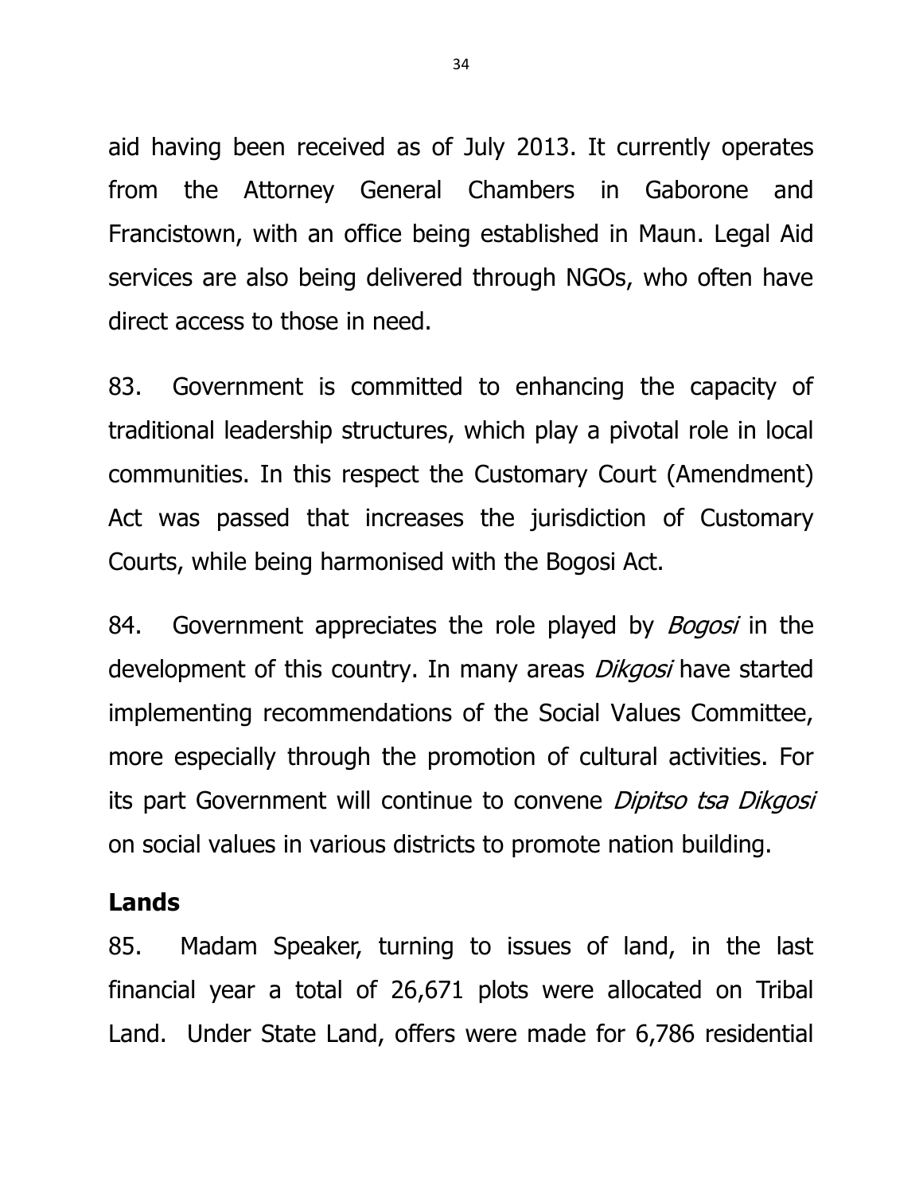aid having been received as of July 2013. It currently operates from the Attorney General Chambers in Gaborone and Francistown, with an office being established in Maun. Legal Aid services are also being delivered through NGOs, who often have direct access to those in need.

83. Government is committed to enhancing the capacity of traditional leadership structures, which play a pivotal role in local communities. In this respect the Customary Court (Amendment) Act was passed that increases the jurisdiction of Customary Courts, while being harmonised with the Bogosi Act.

84. Government appreciates the role played by *Bogosi* in the development of this country. In many areas *Dikgosi* have started implementing recommendations of the Social Values Committee, more especially through the promotion of cultural activities. For its part Government will continue to convene *Dipitso tsa Dikgosi* on social values in various districts to promote nation building.

## Lands

85. Madam Speaker, turning to issues of land, in the last financial year a total of 26,671 plots were allocated on Tribal Land. Under State Land, offers were made for 6,786 residential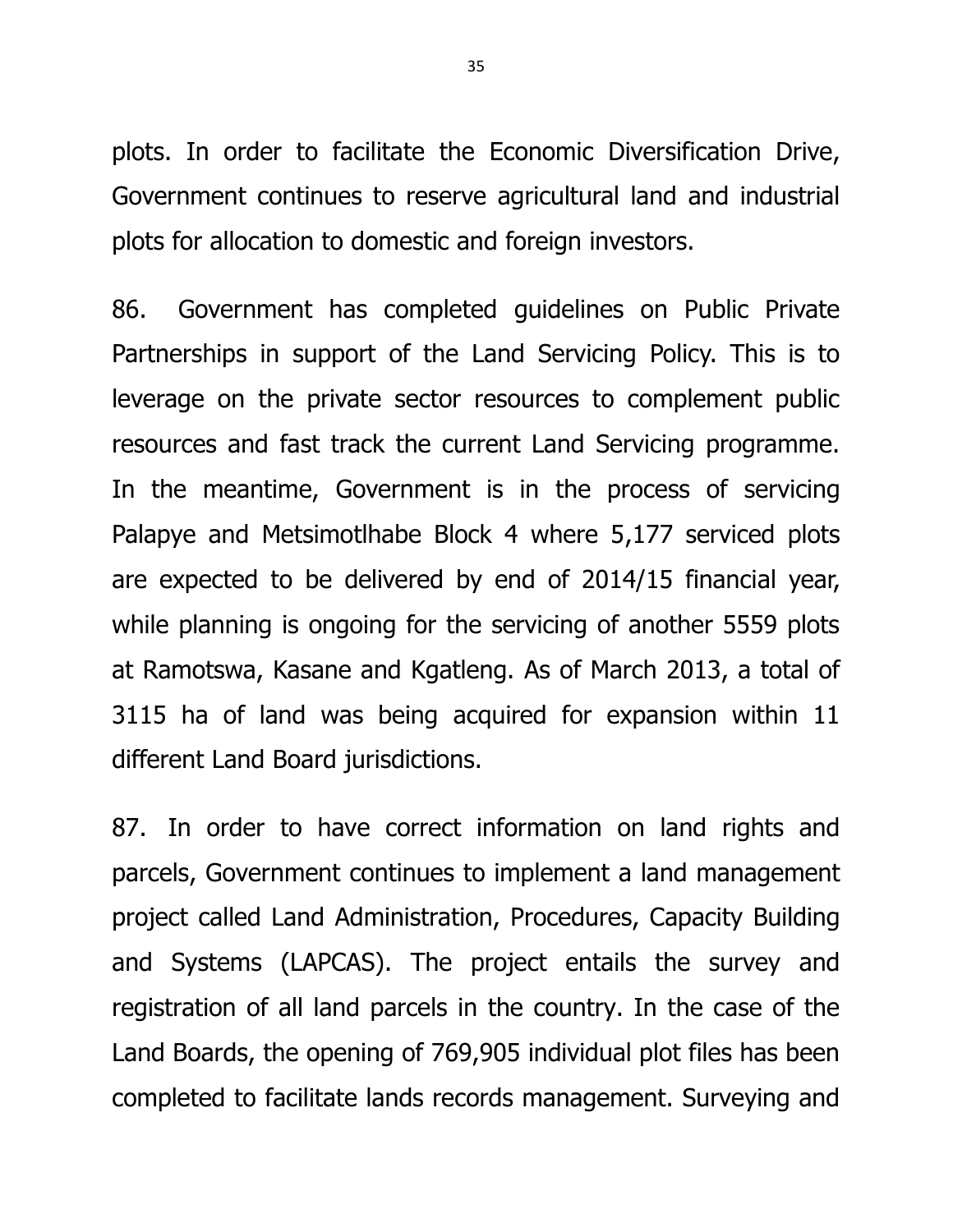plots. In order to facilitate the Economic Diversification Drive, Government continues to reserve agricultural land and industrial plots for allocation to domestic and foreign investors.

86. Government has completed guidelines on Public Private Partnerships in support of the Land Servicing Policy. This is to leverage on the private sector resources to complement public resources and fast track the current Land Servicing programme. In the meantime, Government is in the process of servicing Palapye and Metsimotlhabe Block 4 where 5,177 serviced plots are expected to be delivered by end of 2014/15 financial year, while planning is ongoing for the servicing of another 5559 plots at Ramotswa, Kasane and Kgatleng. As of March 2013, a total of 3115 ha of land was being acquired for expansion within 11 different Land Board jurisdictions.

87. In order to have correct information on land rights and parcels, Government continues to implement a land management project called Land Administration, Procedures, Capacity Building and Systems (LAPCAS). The project entails the survey and registration of all land parcels in the country. In the case of the Land Boards, the opening of 769,905 individual plot files has been completed to facilitate lands records management. Surveying and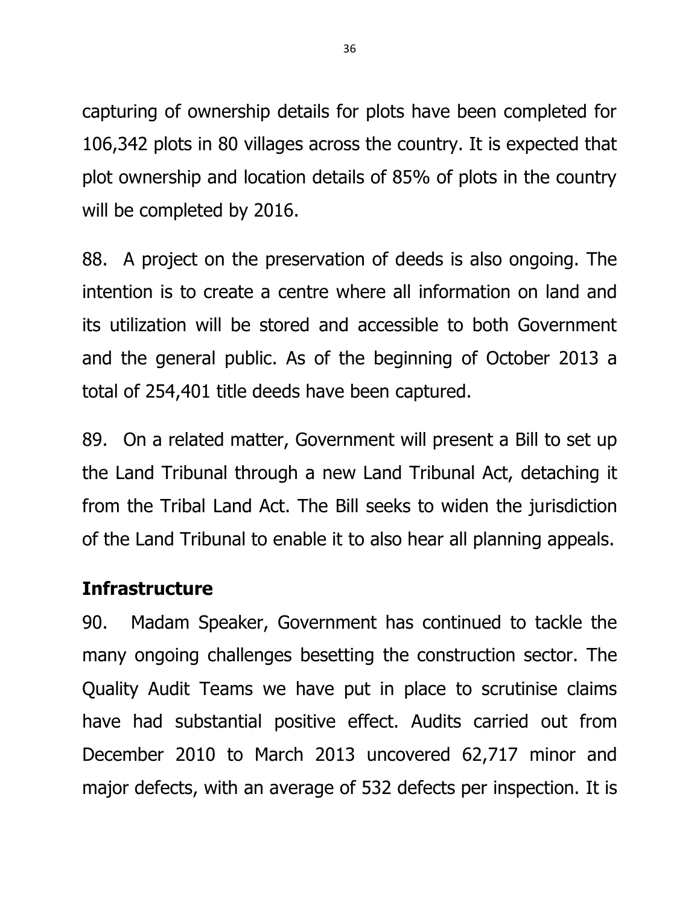capturing of ownership details for plots have been completed for 106,342 plots in 80 villages across the country. It is expected that plot ownership and location details of 85% of plots in the country will be completed by 2016.

88. A project on the preservation of deeds is also ongoing. The intention is to create a centre where all information on land and its utilization will be stored and accessible to both Government and the general public. As of the beginning of October 2013 a total of 254,401 title deeds have been captured.

89. On a related matter, Government will present a Bill to set up the Land Tribunal through a new Land Tribunal Act, detaching it from the Tribal Land Act. The Bill seeks to widen the jurisdiction of the Land Tribunal to enable it to also hear all planning appeals.

## Infrastructure

90. Madam Speaker, Government has continued to tackle the many ongoing challenges besetting the construction sector. The Quality Audit Teams we have put in place to scrutinise claims have had substantial positive effect. Audits carried out from December 2010 to March 2013 uncovered 62,717 minor and major defects, with an average of 532 defects per inspection. It is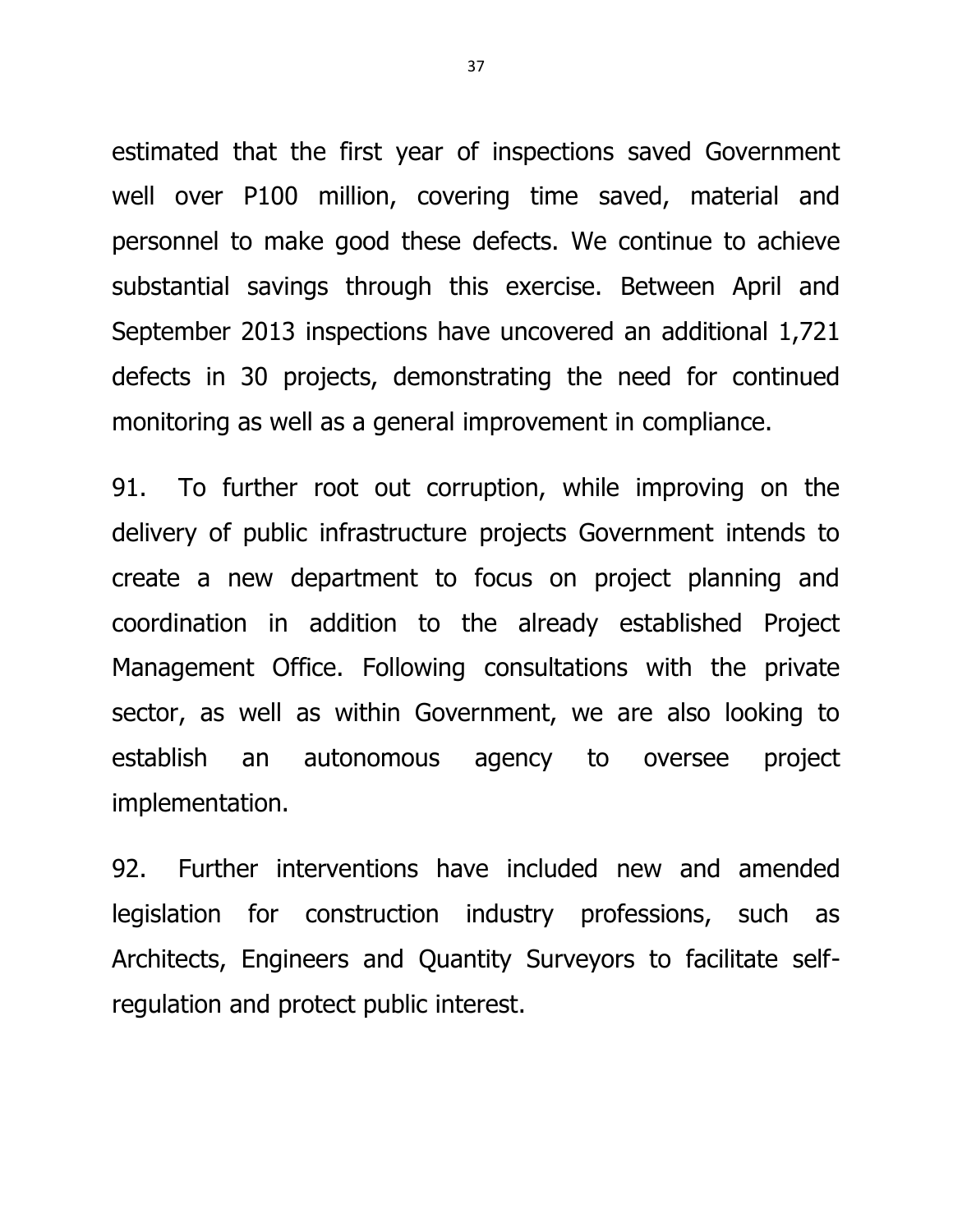estimated that the first year of inspections saved Government well over P100 million, covering time saved, material and personnel to make good these defects. We continue to achieve substantial savings through this exercise. Between April and September 2013 inspections have uncovered an additional 1,721 defects in 30 projects, demonstrating the need for continued monitoring as well as a general improvement in compliance.

91. To further root out corruption, while improving on the delivery of public infrastructure projects Government intends to create a new department to focus on project planning and coordination in addition to the already established Project Management Office. Following consultations with the private sector, as well as within Government, we are also looking to establish an autonomous agency to oversee project implementation.

92. Further interventions have included new and amended legislation for construction industry professions, such as Architects, Engineers and Quantity Surveyors to facilitate self-regulation and protect public interest.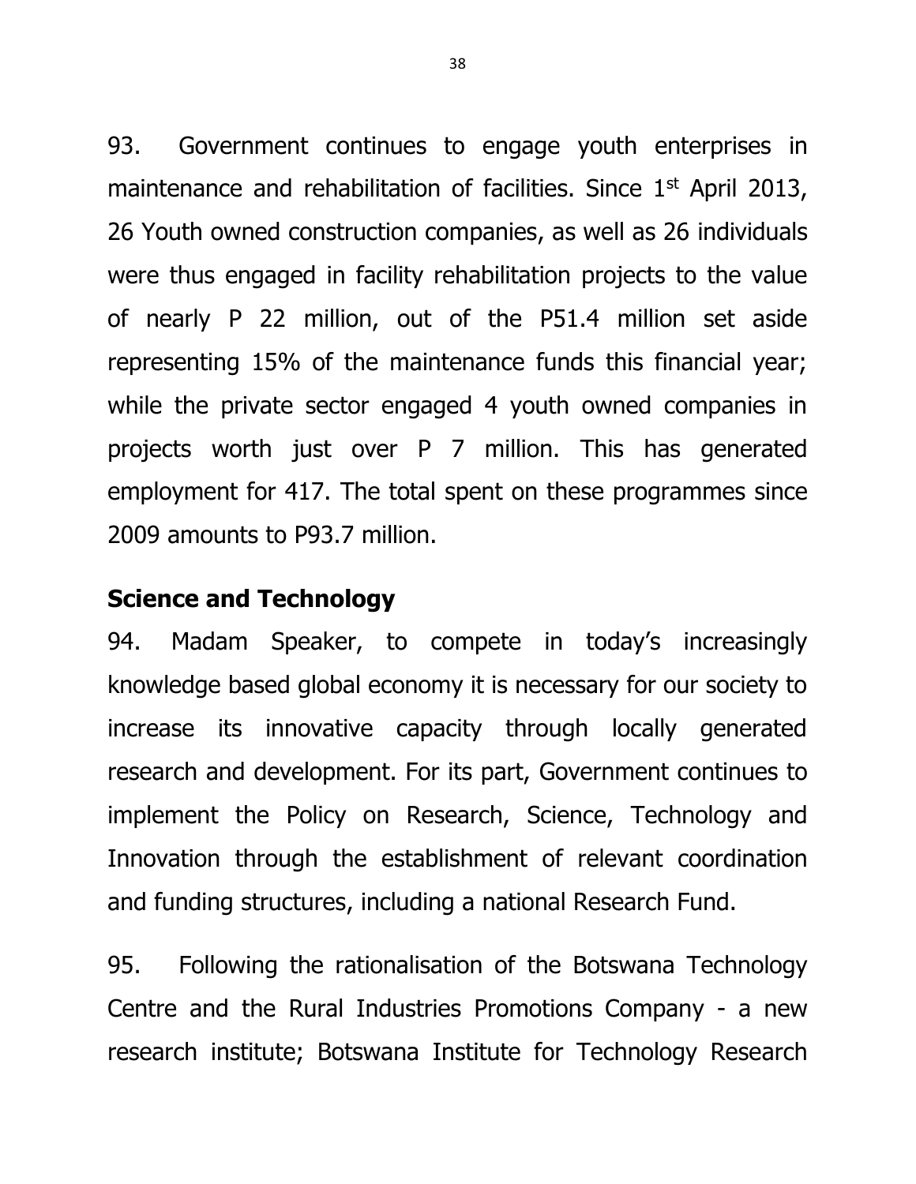93. Government continues to engage youth enterprises in maintenance and rehabilitation of facilities. Since 1st April 2013, 26 Youth owned construction companies, as well as 26 individuals were thus engaged in facility rehabilitation projects to the value of nearly P 22 million, out of the P51.4 million set aside representing 15% of the maintenance funds this financial year; while the private sector engaged 4 youth owned companies in projects worth just over P 7 million. This has generated employment for 417. The total spent on these programmes since 2009 amounts to P93.7 million.

## Science and Technology

94. Madam Speaker, to compete in today's increasingly knowledge based global economy it is necessary for our society to increase its innovative capacity through locally generated research and development. For its part, Government continues to implement the Policy on Research, Science, Technology and Innovation through the establishment of relevant coordination and funding structures, including a national Research Fund.

95. Following the rationalisation of the Botswana Technology Centre and the Rural Industries Promotions Company - a new research institute; Botswana Institute for Technology Research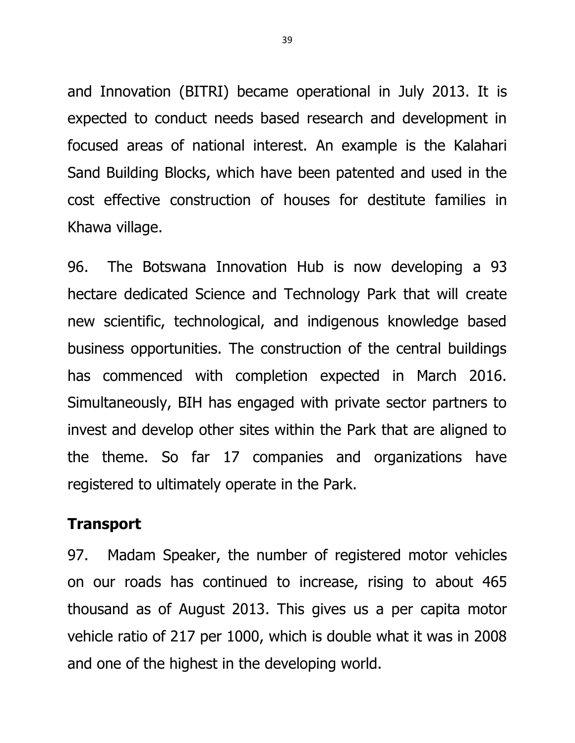and Innovation (BITRI) became operational in July 2013. It is expected to conduct needs based research and development in focused areas of national interest. An example is the Kalahari Sand Building Blocks, which have been patented and used in the cost effective construction of houses for destitute families in Khawa village.

96. The Botswana Innovation Hub is now developing a 93 hectare dedicated Science and Technology Park that will create new scientific, technological, and indigenous knowledge based business opportunities. The construction of the central buildings has commenced with completion expected in March 2016. Simultaneously, BIH has engaged with private sector partners to invest and develop other sites within the Park that are aligned to the theme. So far 17 companies and organizations have registered to ultimately operate in the Park.

## Transport

97. Madam Speaker, the number of registered motor vehicles on our roads has continued to increase, rising to about 465 thousand as of August 2013. This gives us a per capita motor vehicle ratio of 217 per 1000, which is double what it was in 2008 and one of the highest in the developing world.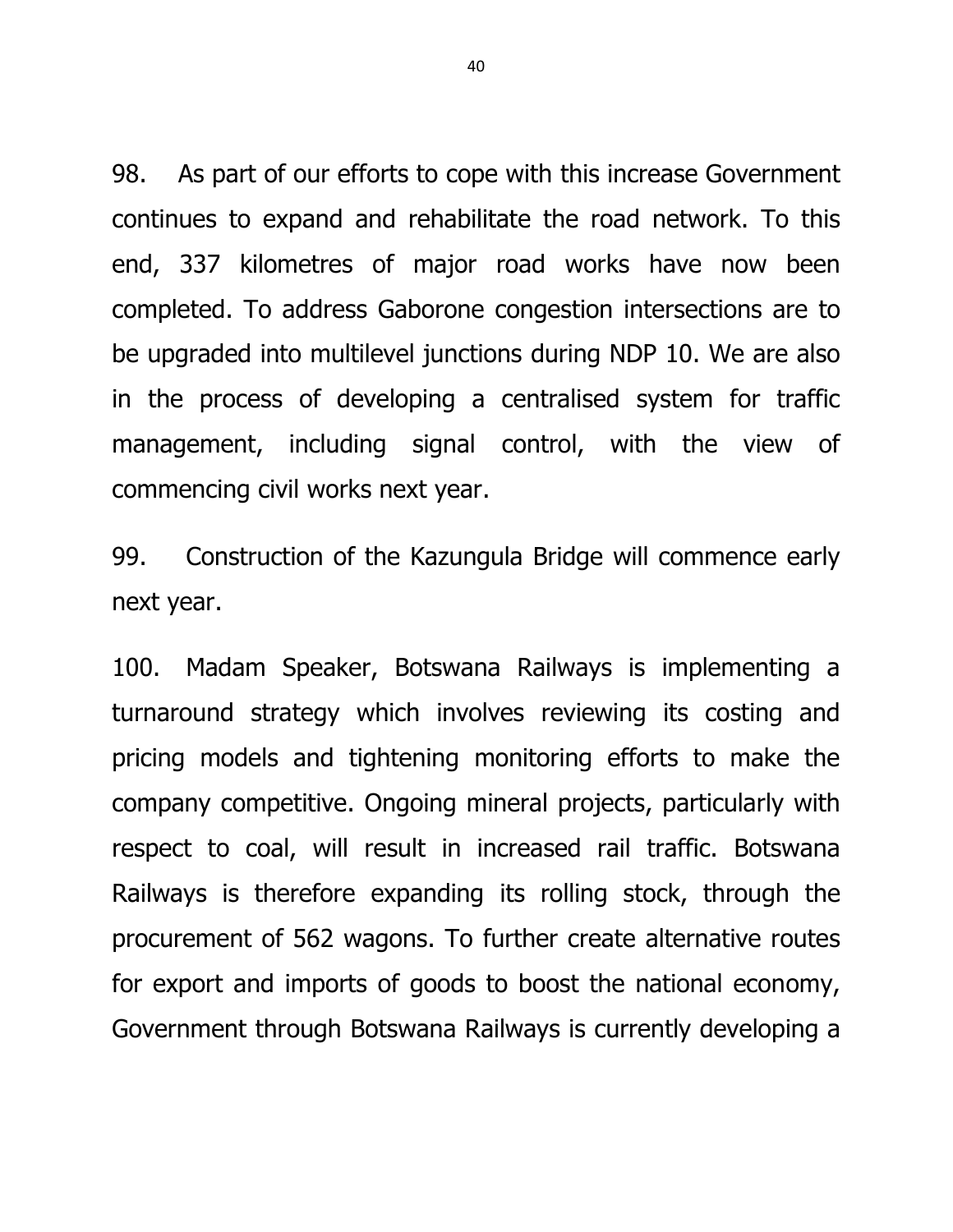98. As part of our efforts to cope with this increase Government continues to expand and rehabilitate the road network. To this end, 337 kilometres of major road works have now been completed. To address Gaborone congestion intersections are to be upgraded into multilevel junctions during NDP 10. We are also in the process of developing a centralised system for traffic management, including signal control, with the view of commencing civil works next year.

99. Construction of the Kazungula Bridge will commence early next year.

100. Madam Speaker, Botswana Railways is implementing a turnaround strategy which involves reviewing its costing and pricing models and tightening monitoring efforts to make the company competitive. Ongoing mineral projects, particularly with respect to coal, will result in increased rail traffic. Botswana Railways is therefore expanding its rolling stock, through the procurement of 562 wagons. To further create alternative routes for export and imports of goods to boost the national economy, Government through Botswana Railways is currently developing a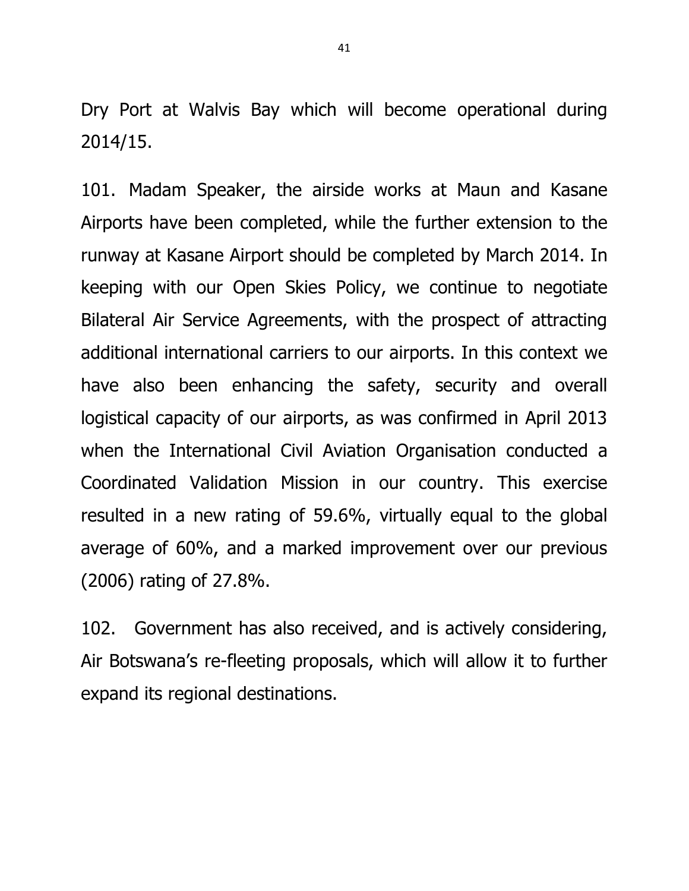Dry Port at Walvis Bay which will become operational during 2014/15.

101. Madam Speaker, the airside works at Maun and Kasane Airports have been completed, while the further extension to the runway at Kasane Airport should be completed by March 2014. In keeping with our Open Skies Policy, we continue to negotiate Bilateral Air Service Agreements, with the prospect of attracting additional international carriers to our airports. In this context we have also been enhancing the safety, security and overall logistical capacity of our airports, as was confirmed in April 2013 when the International Civil Aviation Organisation conducted a Coordinated Validation Mission in our country. This exercise resulted in a new rating of 59.6%, virtually equal to the global average of 60%, and a marked improvement over our previous (2006) rating of 27.8%.

102. Government has also received, and is actively considering, Air Botswana's re-fleeting proposals, which will allow it to further expand its regional destinations.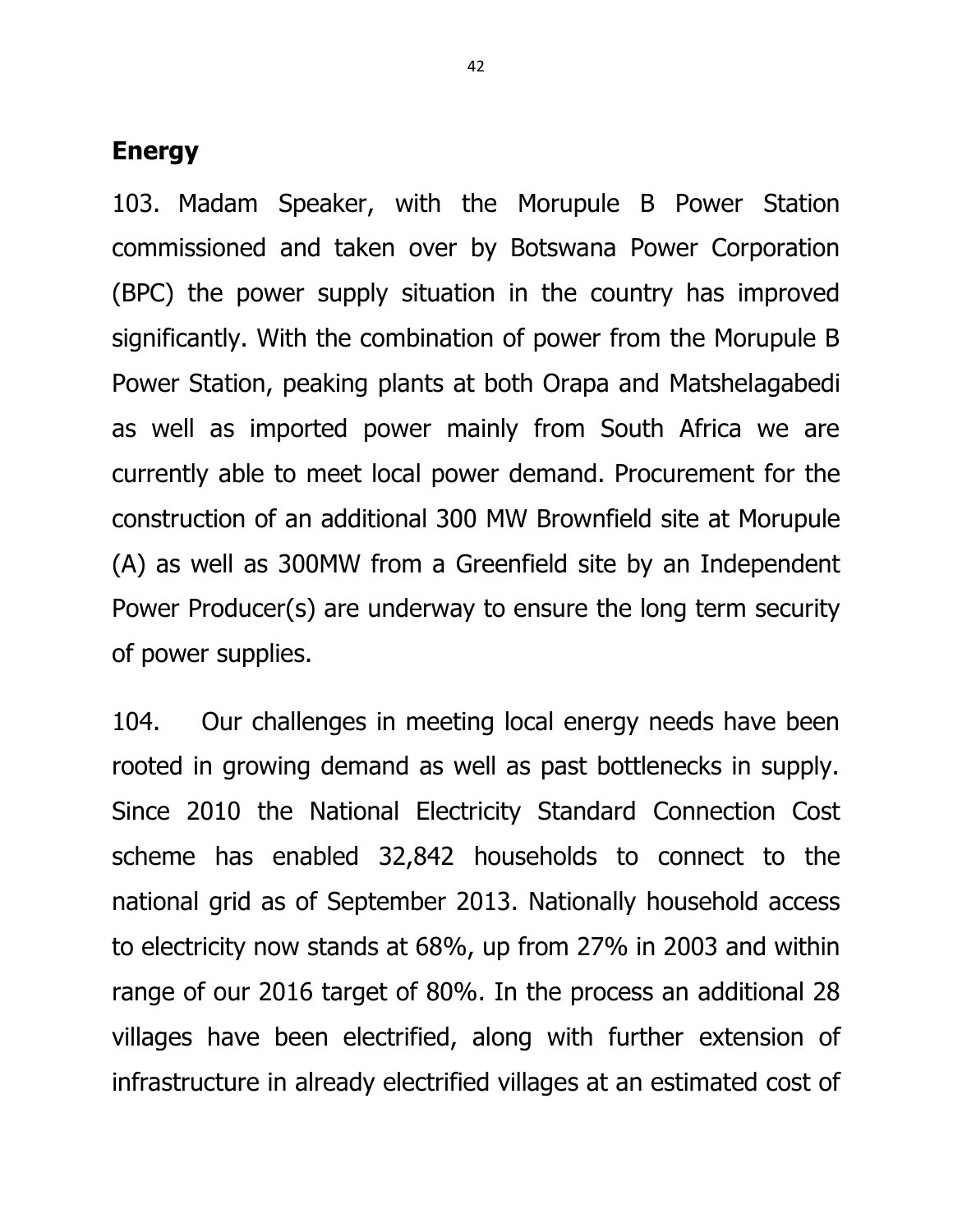## Energy

103. Madam Speaker, with the Morupule B Power Station commissioned and taken over by Botswana Power Corporation (BPC) the power supply situation in the country has improved significantly. With the combination of power from the Morupule B Power Station, peaking plants at both Orapa and Matshelagabedi as well as imported power mainly from South Africa we are currently able to meet local power demand. Procurement for the construction of an additional 300 MW Brownfield site at Morupule (A) as well as 300MW from a Greenfield site by an Independent Power Producer(s) are underway to ensure the long term security of power supplies.

104. Our challenges in meeting local energy needs have been rooted in growing demand as well as past bottlenecks in supply. Since 2010 the National Electricity Standard Connection Cost scheme has enabled 32,842 households to connect to the national grid as of September 2013. Nationally household access to electricity now stands at 68%, up from 27% in 2003 and within range of our 2016 target of 80%. In the process an additional 28 villages have been electrified, along with further extension of infrastructure in already electrified villages at an estimated cost of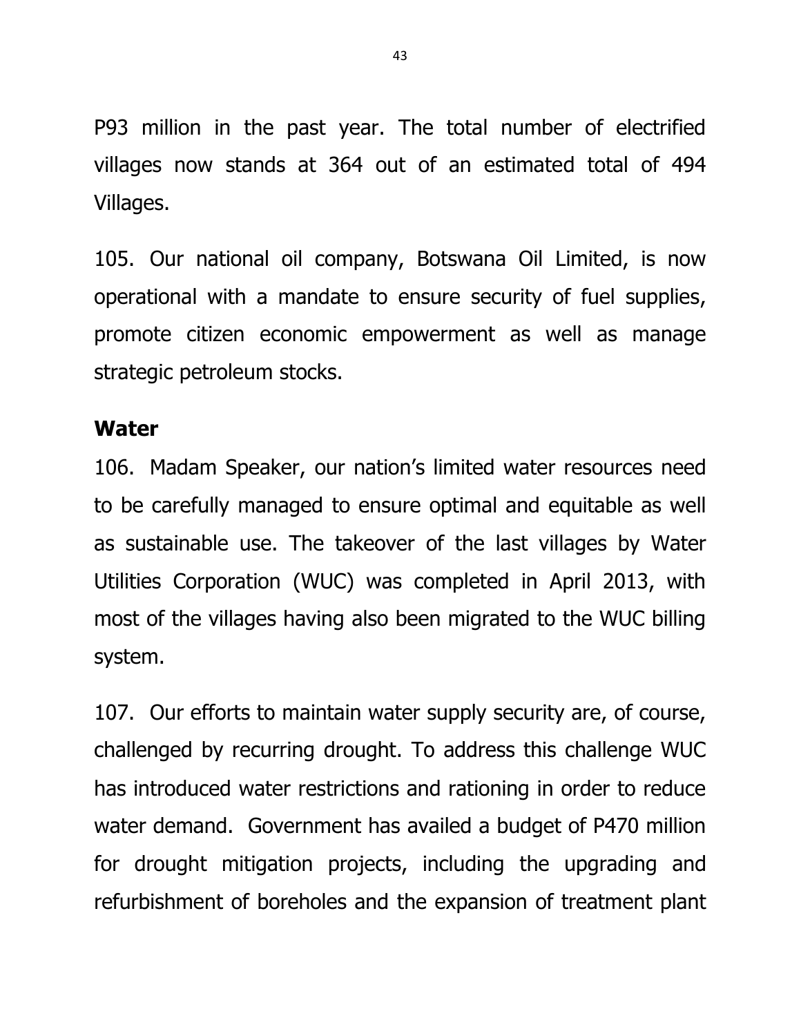P93 million in the past year. The total number of electrified villages now stands at 364 out of an estimated total of 494 Villages.

105. Our national oil company, Botswana Oil Limited, is now operational with a mandate to ensure security of fuel supplies, promote citizen economic empowerment as well as manage strategic petroleum stocks.

**Water**

106. Madam Speaker, our nation's limited water resources need to be carefully managed to ensure optimal and equitable as well as sustainable use. The takeover of the last villages by Water Utilities Corporation (WUC) was completed in April 2013, with most of the villages having also been migrated to the WUC billing system.

107. Our efforts to maintain water supply security are, of course, challenged by recurring drought. To address this challenge WUC has introduced water restrictions and rationing in order to reduce water demand. Government has availed a budget of P470 million for drought mitigation projects, including the upgrading and refurbishment of boreholes and the expansion of treatment plant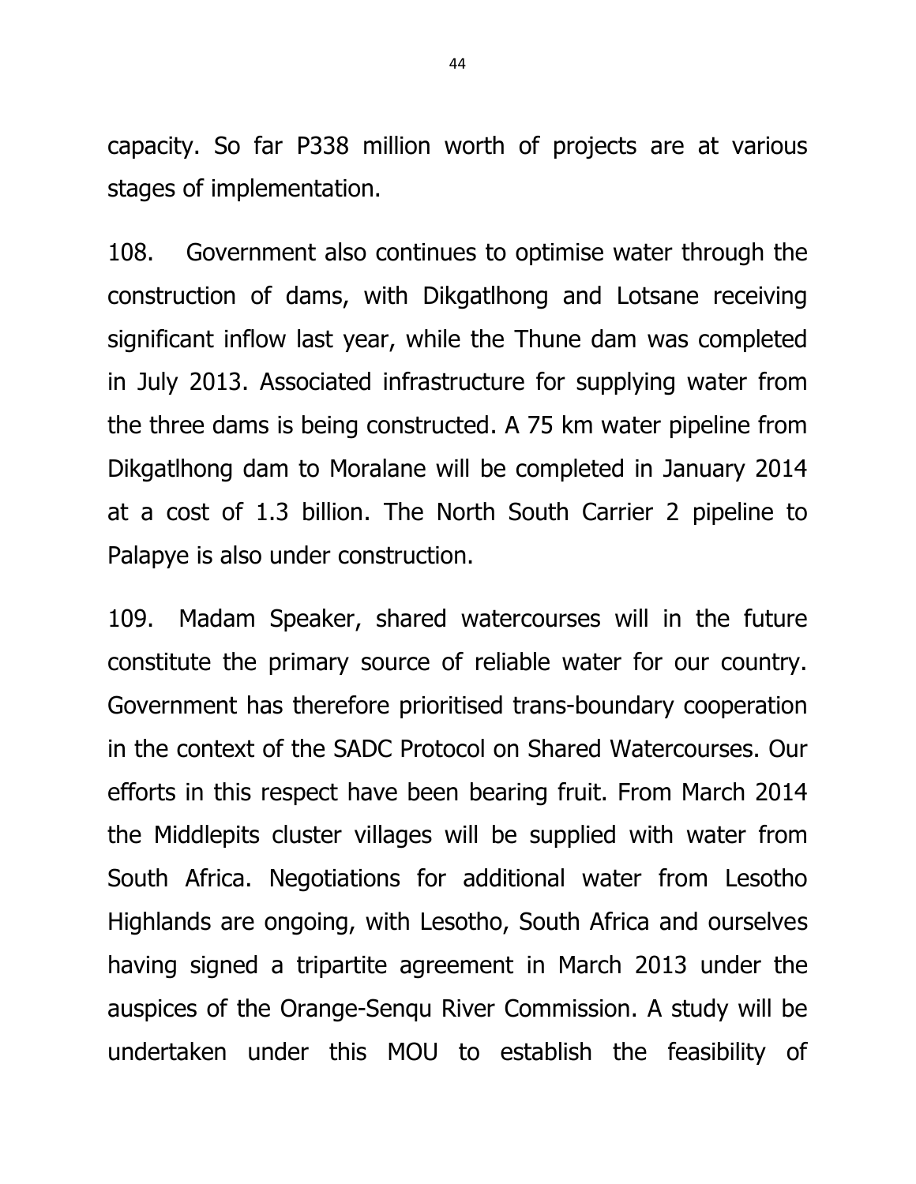capacity. So far P338 million worth of projects are at various stages of implementation.

108. Government also continues to optimise water through the construction of dams, with Dikgatlhong and Lotsane receiving significant inflow last year, while the Thune dam was completed in July 2013. Associated infrastructure for supplying water from the three dams is being constructed. A 75 km water pipeline from Dikgatlhong dam to Moralane will be completed in January 2014 at a cost of 1.3 billion. The North South Carrier 2 pipeline to Palapye is also under construction.

109. Madam Speaker, shared watercourses will in the future constitute the primary source of reliable water for our country. Government has therefore prioritised trans-boundary cooperation in the context of the SADC Protocol on Shared Watercourses. Our efforts in this respect have been bearing fruit. From March 2014 the Middlepits cluster villages will be supplied with water from South Africa. Negotiations for additional water from Lesotho Highlands are ongoing, with Lesotho, South Africa and ourselves having signed a tripartite agreement in March 2013 under the auspices of the Orange-Senqu River Commission. A study will be undertaken under this MOU to establish the feasibility of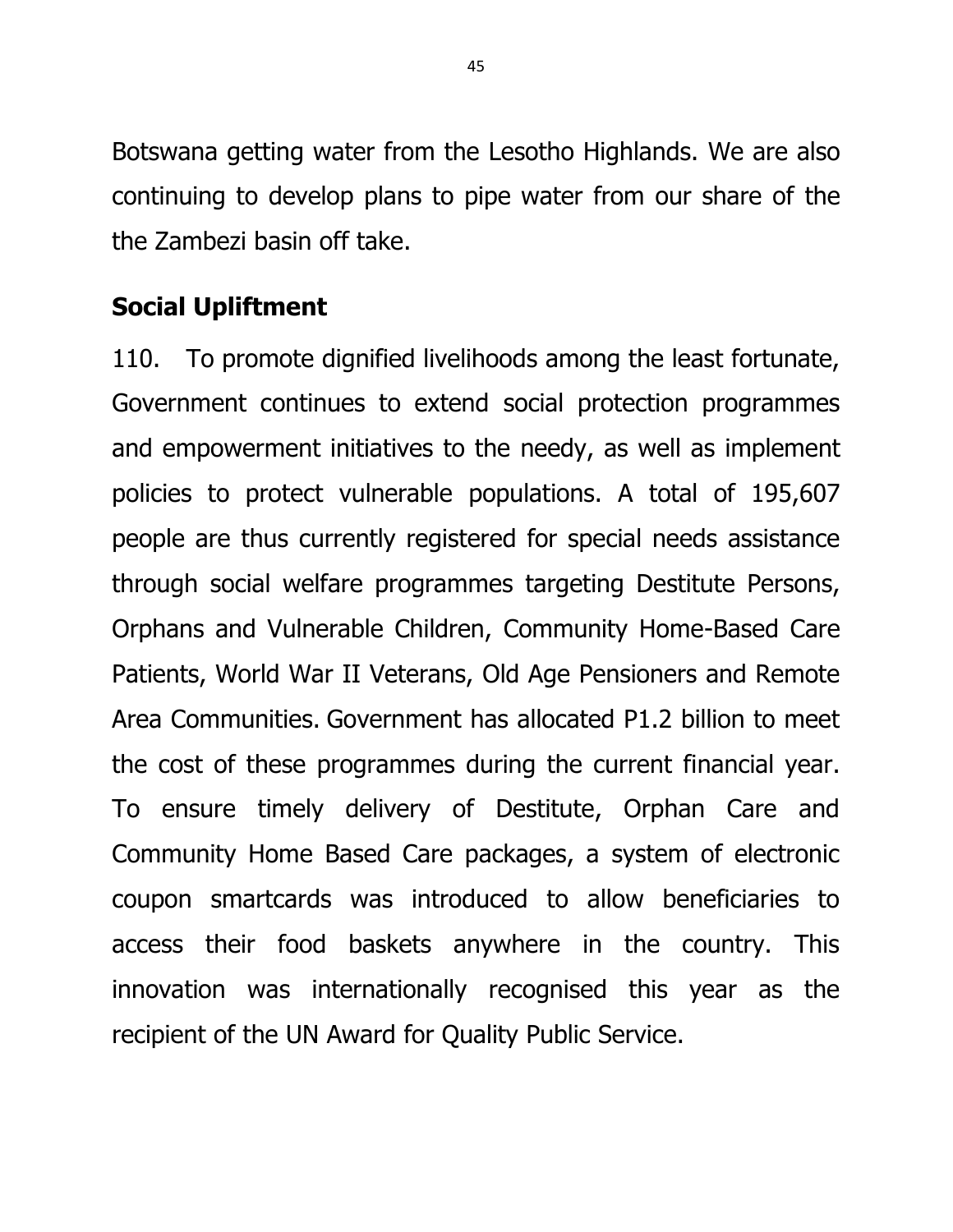Botswana getting water from the Lesotho Highlands. We are also continuing to develop plans to pipe water from our share of the the Zambezi basin off take.

## Social Upliftment

110. To promote dignified livelihoods among the least fortunate, Government continues to extend social protection programmes and empowerment initiatives to the needy, as well as implement policies to protect vulnerable populations. A total of 195,607 people are thus currently registered for special needs assistance through social welfare programmes targeting Destitute Persons, Orphans and Vulnerable Children, Community Home-Based Care Patients, World War II Veterans, Old Age Pensioners and Remote Area Communities. Government has allocated P1.2 billion to meet the cost of these programmes during the current financial year. To ensure timely delivery of Destitute, Orphan Care and Community Home Based Care packages, a system of electronic coupon smartcards was introduced to allow beneficiaries to access their food baskets anywhere in the country. This innovation was internationally recognised this year as the recipient of the UN Award for Quality Public Service.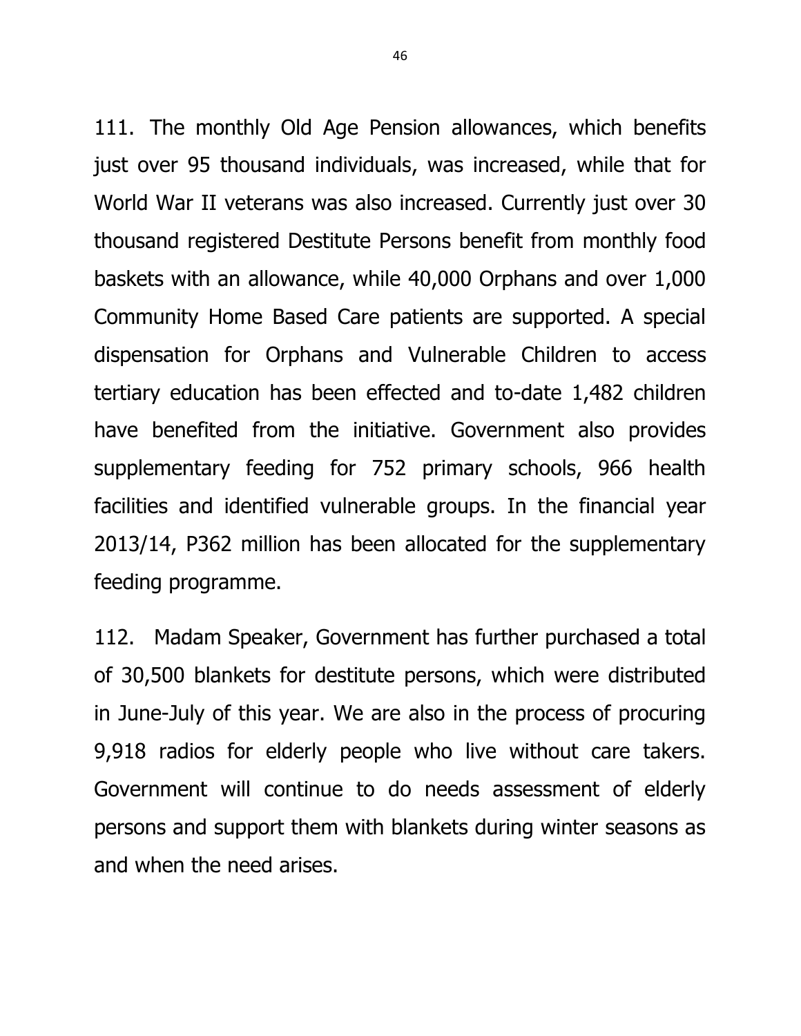111. The monthly Old Age Pension allowances, which benefits just over 95 thousand individuals, was increased, while that for World War II veterans was also increased. Currently just over 30 thousand registered Destitute Persons benefit from monthly food baskets with an allowance, while 40,000 Orphans and over 1,000 Community Home Based Care patients are supported. A special dispensation for Orphans and Vulnerable Children to access tertiary education has been effected and to-date 1,482 children have benefited from the initiative. Government also provides supplementary feeding for 752 primary schools, 966 health facilities and identified vulnerable groups. In the financial year 2013/14, P362 million has been allocated for the supplementary feeding programme.

112. Madam Speaker, Government has further purchased a total of 30,500 blankets for destitute persons, which were distributed in June-July of this year. We are also in the process of procuring 9,918 radios for elderly people who live without care takers. Government will continue to do needs assessment of elderly persons and support them with blankets during winter seasons as and when the need arises.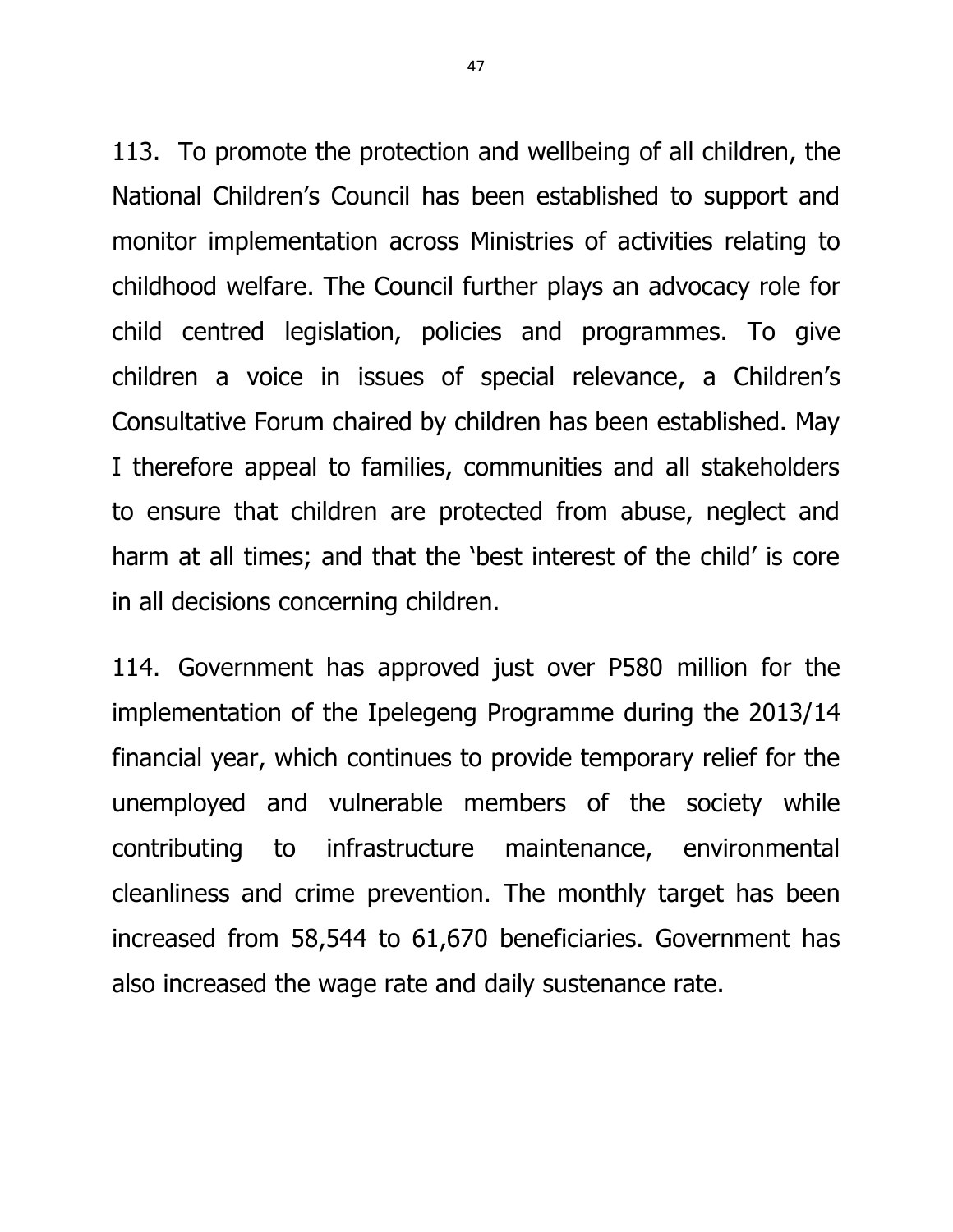113. To promote the protection and wellbeing of all children, the National Children's Council has been established to support and monitor implementation across Ministries of activities relating to childhood welfare. The Council further plays an advocacy role for child centred legislation, policies and programmes. To give children a voice in issues of special relevance, a Children's Consultative Forum chaired by children has been established. May I therefore appeal to families, communities and all stakeholders to ensure that children are protected from abuse, neglect and harm at all times; and that the 'best interest of the child' is core in all decisions concerning children.

114. Government has approved just over P580 million for the implementation of the Ipelegeng Programme during the 2013/14 financial year, which continues to provide temporary relief for the unemployed and vulnerable members of the society while contributing to infrastructure maintenance, environmental cleanliness and crime prevention. The monthly target has been increased from 58,544 to 61,670 beneficiaries. Government has also increased the wage rate and daily sustenance rate.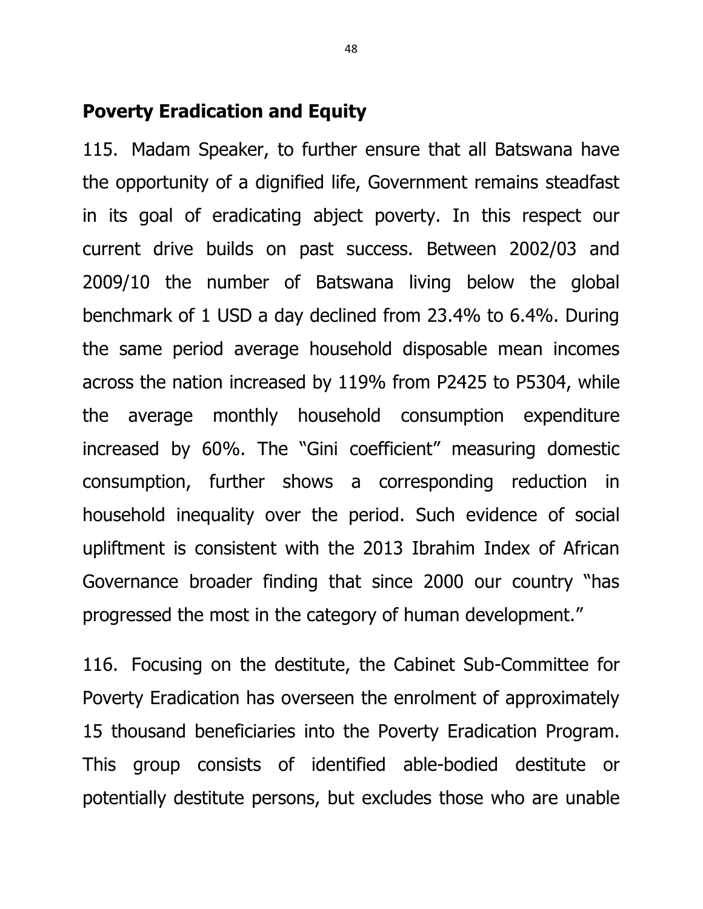## Poverty Eradication and Equity

115. Madam Speaker, to further ensure that all Batswana have the opportunity of a dignified life, Government remains steadfast in its goal of eradicating abject poverty. In this respect our current drive builds on past success. Between 2002/03 and 2009/10 the number of Batswana living below the global benchmark of 1 USD a day declined from 23.4% to 6.4%. During the same period average household disposable mean incomes across the nation increased by 119% from P2425 to P5304, while the average monthly household consumption expenditure increased by 60%. The "Gini coefficient" measuring domestic consumption, further shows a corresponding reduction in household inequality over the period. Such evidence of social upliftment is consistent with the 2013 Ibrahim Index of African Governance broader finding that since 2000 our country "has progressed the most in the category of human development."

116. Focusing on the destitute, the Cabinet Sub-Committee for Poverty Eradication has overseen the enrolment of approximately 15 thousand beneficiaries into the Poverty Eradication Program. This group consists of identified able-bodied destitute or potentially destitute persons, but excludes those who are unable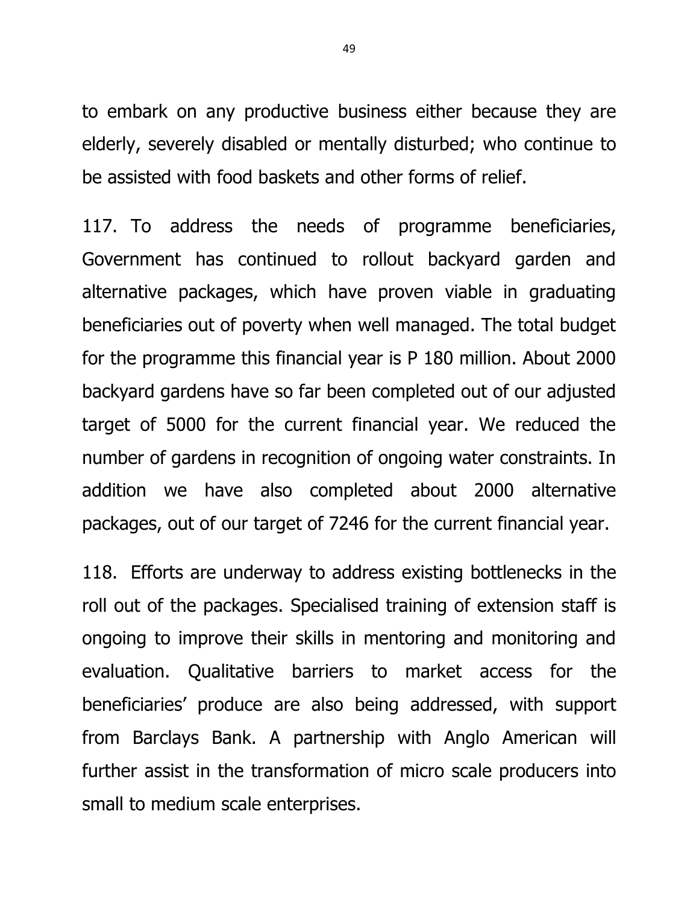to embark on any productive business either because they are elderly, severely disabled or mentally disturbed; who continue to be assisted with food baskets and other forms of relief.

117. To address the needs of programme beneficiaries, Government has continued to rollout backyard garden and alternative packages, which have proven viable in graduating beneficiaries out of poverty when well managed. The total budget for the programme this financial year is P 180 million. About 2000 backyard gardens have so far been completed out of our adjusted target of 5000 for the current financial year. We reduced the number of gardens in recognition of ongoing water constraints. In addition we have also completed about 2000 alternative packages, out of our target of 7246 for the current financial year.

118. Efforts are underway to address existing bottlenecks in the roll out of the packages. Specialised training of extension staff is ongoing to improve their skills in mentoring and monitoring and evaluation. Qualitative barriers to market access for the beneficiaries' produce are also being addressed, with support from Barclays Bank. A partnership with Anglo American will further assist in the transformation of micro scale producers into small to medium scale enterprises.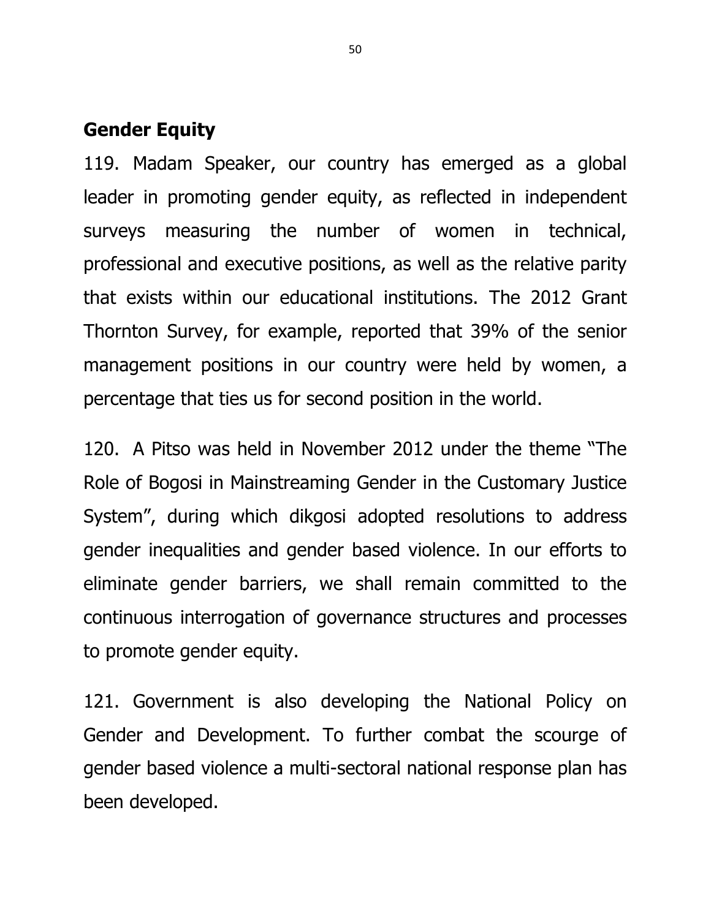## Gender Equity

119. Madam Speaker, our country has emerged as a global leader in promoting gender equity, as reflected in independent surveys measuring the number of women in technical, professional and executive positions, as well as the relative parity that exists within our educational institutions. The 2012 Grant Thornton Survey, for example, reported that 39% of the senior management positions in our country were held by women, a percentage that ties us for second position in the world.

120. A Pitso was held in November 2012 under the theme "The Role of Bogosi in Mainstreaming Gender in the Customary Justice System", during which dikgosi adopted resolutions to address gender inequalities and gender based violence. In our efforts to eliminate gender barriers, we shall remain committed to the continuous interrogation of governance structures and processes to promote gender equity.

121. Government is also developing the National Policy on Gender and Development. To further combat the scourge of gender based violence a multi-sectoral national response plan has been developed.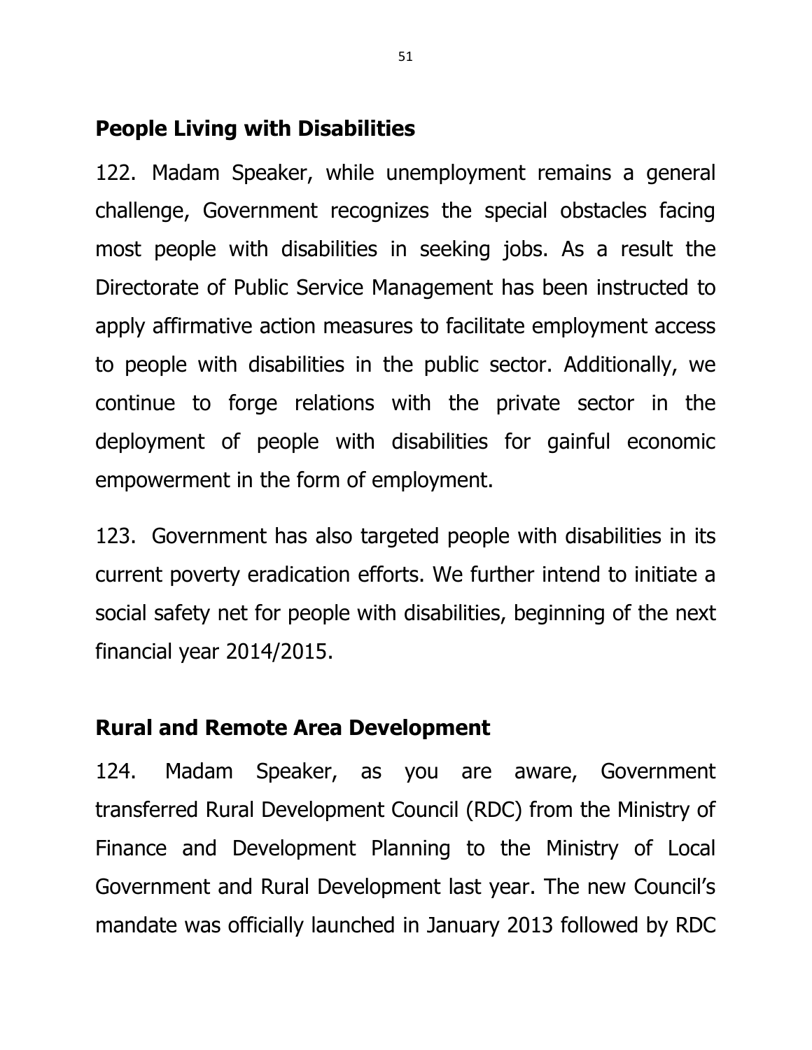## People Living with Disabilities

122. Madam Speaker, while unemployment remains a general challenge, Government recognizes the special obstacles facing most people with disabilities in seeking jobs. As a result the Directorate of Public Service Management has been instructed to apply affirmative action measures to facilitate employment access to people with disabilities in the public sector. Additionally, we continue to forge relations with the private sector in the deployment of people with disabilities for gainful economic empowerment in the form of employment.

123. Government has also targeted people with disabilities in its current poverty eradication efforts. We further intend to initiate a social safety net for people with disabilities, beginning of the next financial year 2014/2015.

## Rural and Remote Area Development

124. Madam Speaker, as you are aware, Government transferred Rural Development Council (RDC) from the Ministry of Finance and Development Planning to the Ministry of Local Government and Rural Development last year. The new Council's mandate was officially launched in January 2013 followed by RDC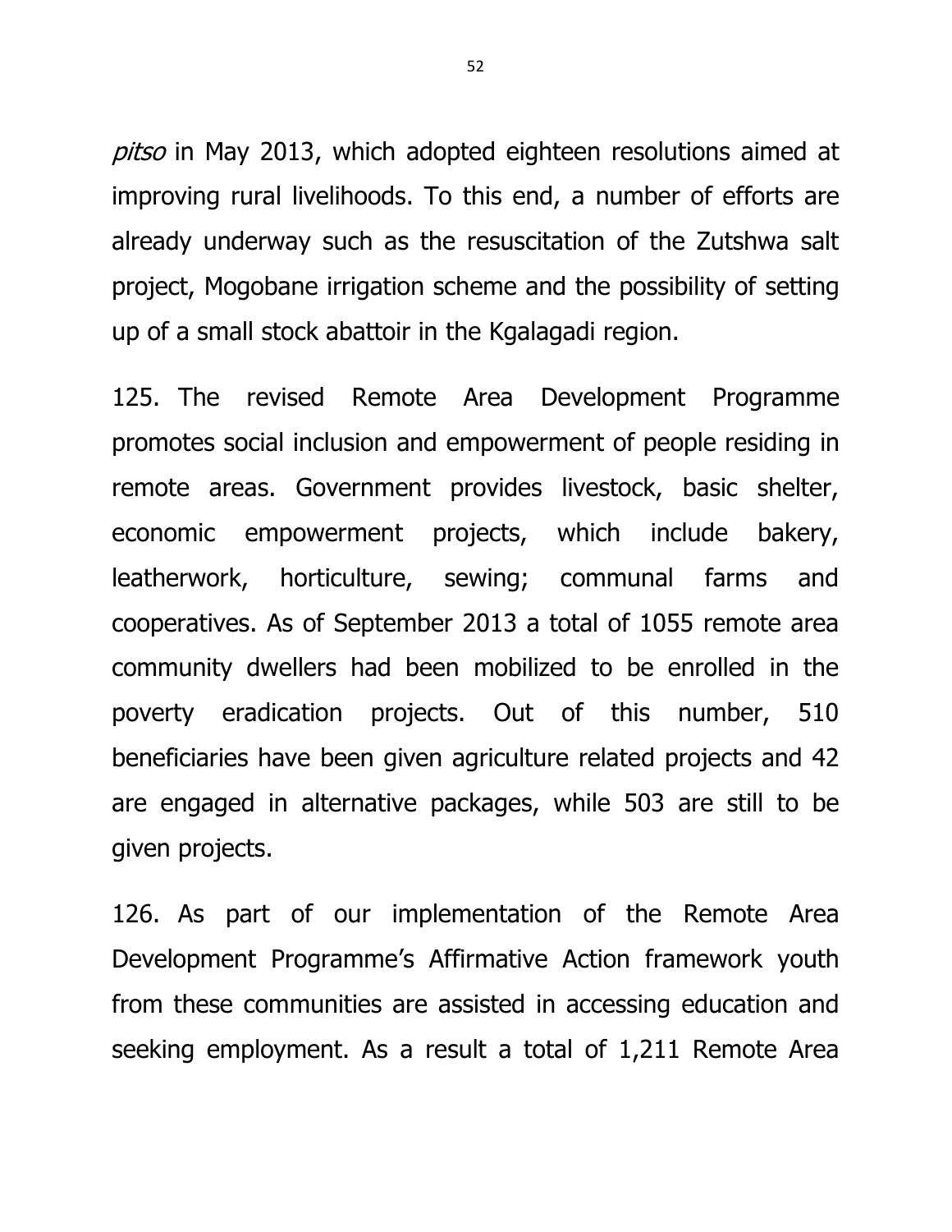*pitso* in May 2013, which adopted eighteen resolutions aimed at improving rural livelihoods. To this end, a number of efforts are already underway such as the resuscitation of the Zutshwa salt project, Mogobane irrigation scheme and the possibility of setting up of a small stock abattoir in the Kgalagadi region.

125. The revised Remote Area Development Programme promotes social inclusion and empowerment of people residing in remote areas. Government provides livestock, basic shelter, economic empowerment projects, which include bakery, leatherwork, horticulture, sewing; communal farms and cooperatives. As of September 2013 a total of 1055 remote area community dwellers had been mobilized to be enrolled in the poverty eradication projects. Out of this number, 510 beneficiaries have been given agriculture related projects and 42 are engaged in alternative packages, while 503 are still to be given projects.

126. As part of our implementation of the Remote Area Development Programme's Affirmative Action framework youth from these communities are assisted in accessing education and seeking employment. As a result a total of 1,211 Remote Area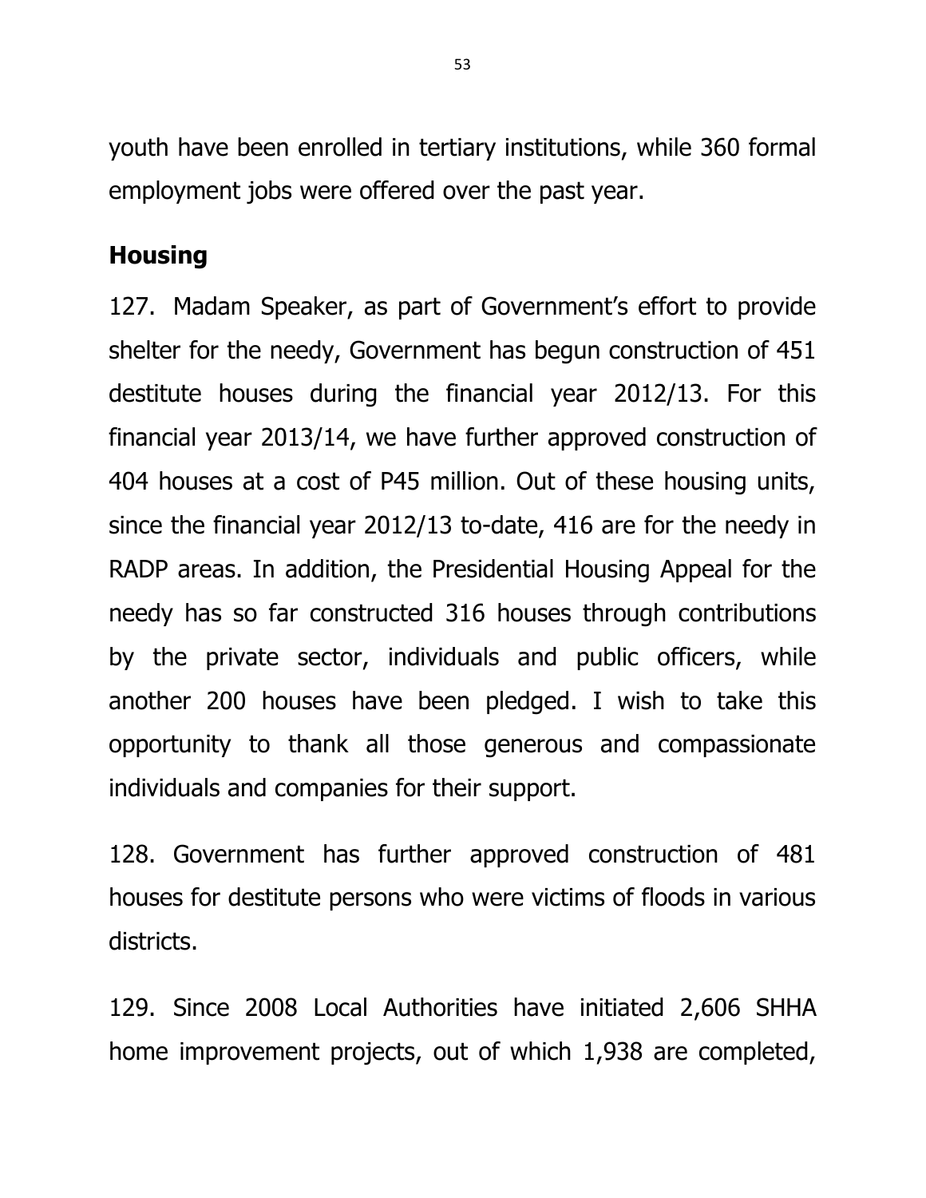youth have been enrolled in tertiary institutions, while 360 formal employment jobs were offered over the past year.

## Housing

127. Madam Speaker, as part of Government's effort to provide shelter for the needy, Government has begun construction of 451 destitute houses during the financial year 2012/13. For this financial year 2013/14, we have further approved construction of 404 houses at a cost of P45 million. Out of these housing units, since the financial year 2012/13 to-date, 416 are for the needy in RADP areas. In addition, the Presidential Housing Appeal for the needy has so far constructed 316 houses through contributions by the private sector, individuals and public officers, while another 200 houses have been pledged. I wish to take this opportunity to thank all those generous and compassionate individuals and companies for their support.

128. Government has further approved construction of 481 houses for destitute persons who were victims of floods in various districts.

129. Since 2008 Local Authorities have initiated 2,606 SHHA home improvement projects, out of which 1,938 are completed,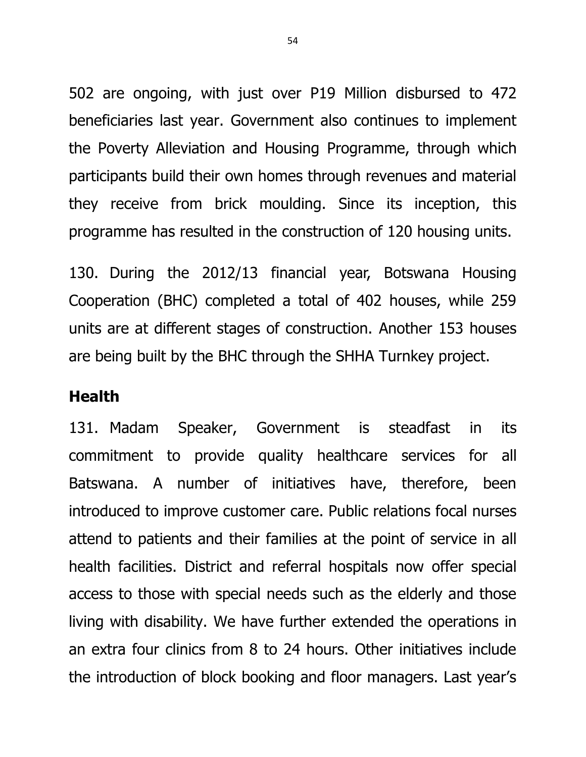502 are ongoing, with just over P19 Million disbursed to 472 beneficiaries last year. Government also continues to implement the Poverty Alleviation and Housing Programme, through which participants build their own homes through revenues and material they receive from brick moulding. Since its inception, this programme has resulted in the construction of 120 housing units.

130. During the 2012/13 financial year, Botswana Housing Cooperation (BHC) completed a total of 402 houses, while 259 units are at different stages of construction. Another 153 houses are being built by the BHC through the SHHA Turnkey project.

## Health

131. Madam Speaker, Government is steadfast in its commitment to provide quality healthcare services for all Batswana. A number of initiatives have, therefore, been introduced to improve customer care. Public relations focal nurses attend to patients and their families at the point of service in all health facilities. District and referral hospitals now offer special access to those with special needs such as the elderly and those living with disability. We have further extended the operations in an extra four clinics from 8 to 24 hours. Other initiatives include the introduction of block booking and floor managers. Last year's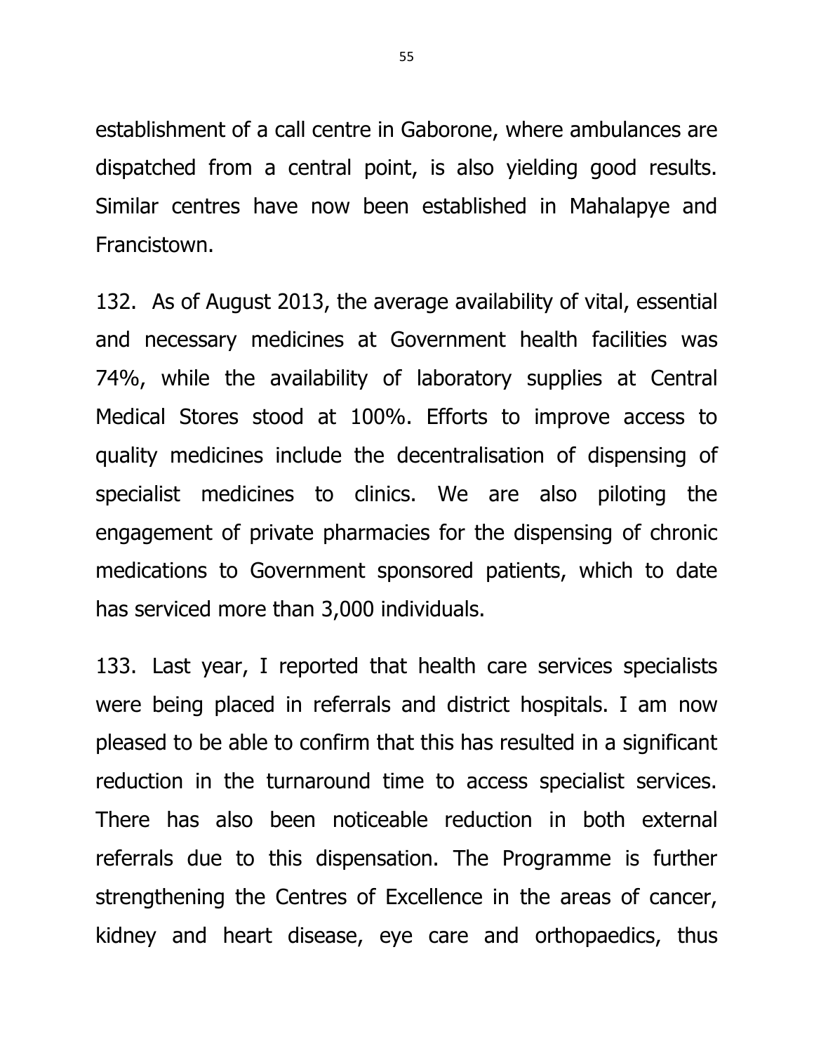establishment of a call centre in Gaborone, where ambulances are dispatched from a central point, is also yielding good results. Similar centres have now been established in Mahalapye and Francistown.

132. As of August 2013, the average availability of vital, essential and necessary medicines at Government health facilities was 74%, while the availability of laboratory supplies at Central Medical Stores stood at 100%. Efforts to improve access to quality medicines include the decentralisation of dispensing of specialist medicines to clinics. We are also piloting the engagement of private pharmacies for the dispensing of chronic medications to Government sponsored patients, which to date has serviced more than 3,000 individuals.

133. Last year, I reported that health care services specialists were being placed in referrals and district hospitals. I am now pleased to be able to confirm that this has resulted in a significant reduction in the turnaround time to access specialist services. There has also been noticeable reduction in both external referrals due to this dispensation. The Programme is further strengthening the Centres of Excellence in the areas of cancer, kidney and heart disease, eye care and orthopaedics, thus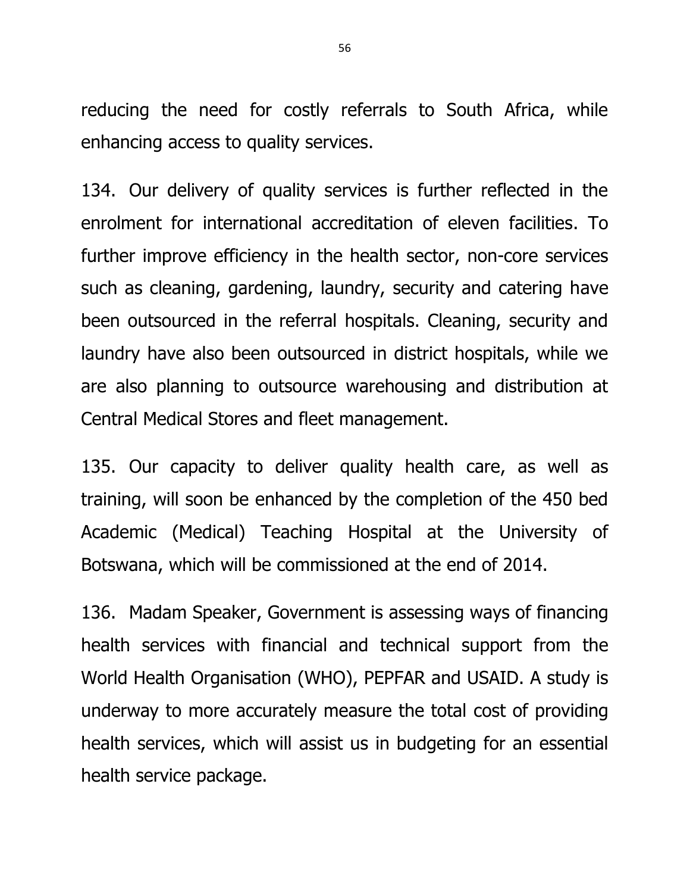reducing the need for costly referrals to South Africa, while enhancing access to quality services.

134. Our delivery of quality services is further reflected in the enrolment for international accreditation of eleven facilities. To further improve efficiency in the health sector, non-core services such as cleaning, gardening, laundry, security and catering have been outsourced in the referral hospitals. Cleaning, security and laundry have also been outsourced in district hospitals, while we are also planning to outsource warehousing and distribution at Central Medical Stores and fleet management.

135. Our capacity to deliver quality health care, as well as training, will soon be enhanced by the completion of the 450 bed Academic (Medical) Teaching Hospital at the University of Botswana, which will be commissioned at the end of 2014.

136. Madam Speaker, Government is assessing ways of financing health services with financial and technical support from the World Health Organisation (WHO), PEPFAR and USAID. A study is underway to more accurately measure the total cost of providing health services, which will assist us in budgeting for an essential health service package.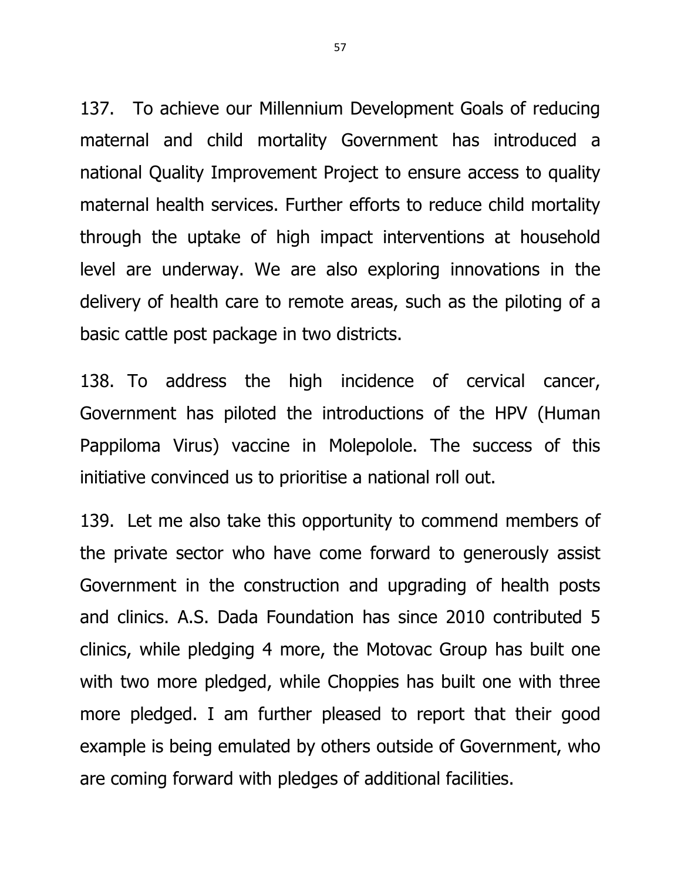137. To achieve our Millennium Development Goals of reducing maternal and child mortality Government has introduced a national Quality Improvement Project to ensure access to quality maternal health services. Further efforts to reduce child mortality through the uptake of high impact interventions at household level are underway. We are also exploring innovations in the delivery of health care to remote areas, such as the piloting of a basic cattle post package in two districts.

138. To address the high incidence of cervical cancer, Government has piloted the introductions of the HPV (Human Pappiloma Virus) vaccine in Molepolole. The success of this initiative convinced us to prioritise a national roll out.

139. Let me also take this opportunity to commend members of the private sector who have come forward to generously assist Government in the construction and upgrading of health posts and clinics. A.S. Dada Foundation has since 2010 contributed 5 clinics, while pledging 4 more, the Motovac Group has built one with two more pledged, while Choppies has built one with three more pledged. I am further pleased to report that their good example is being emulated by others outside of Government, who are coming forward with pledges of additional facilities.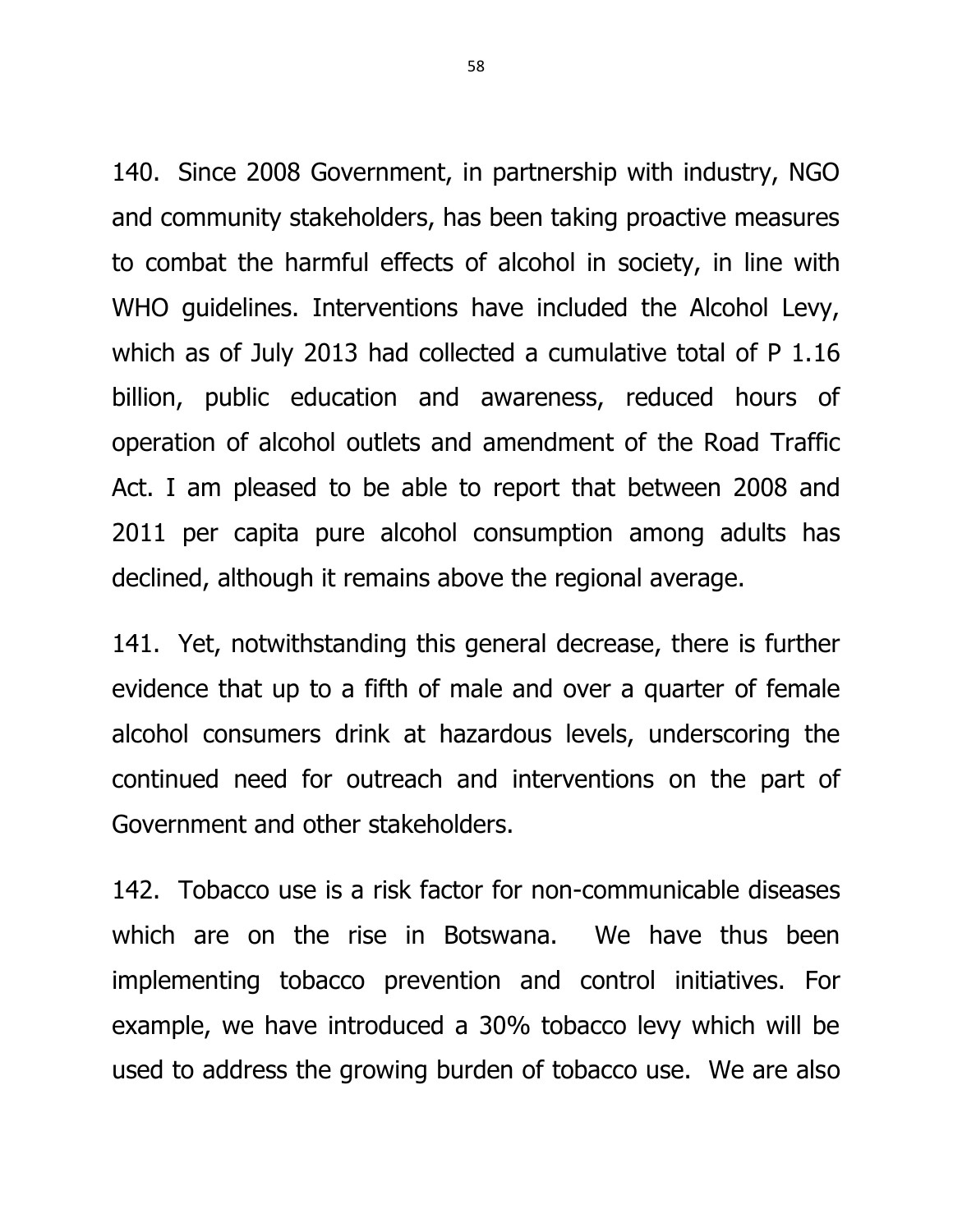140. Since 2008 Government, in partnership with industry, NGO and community stakeholders, has been taking proactive measures to combat the harmful effects of alcohol in society, in line with WHO guidelines. Interventions have included the Alcohol Levy, which as of July 2013 had collected a cumulative total of P 1.16 billion, public education and awareness, reduced hours of operation of alcohol outlets and amendment of the Road Traffic Act. I am pleased to be able to report that between 2008 and 2011 per capita pure alcohol consumption among adults has declined, although it remains above the regional average.

141. Yet, notwithstanding this general decrease, there is further evidence that up to a fifth of male and over a quarter of female alcohol consumers drink at hazardous levels, underscoring the continued need for outreach and interventions on the part of Government and other stakeholders.

142. Tobacco use is a risk factor for non-communicable diseases which are on the rise in Botswana. We have thus been implementing tobacco prevention and control initiatives. For example, we have introduced a 30% tobacco levy which will be used to address the growing burden of tobacco use. We are also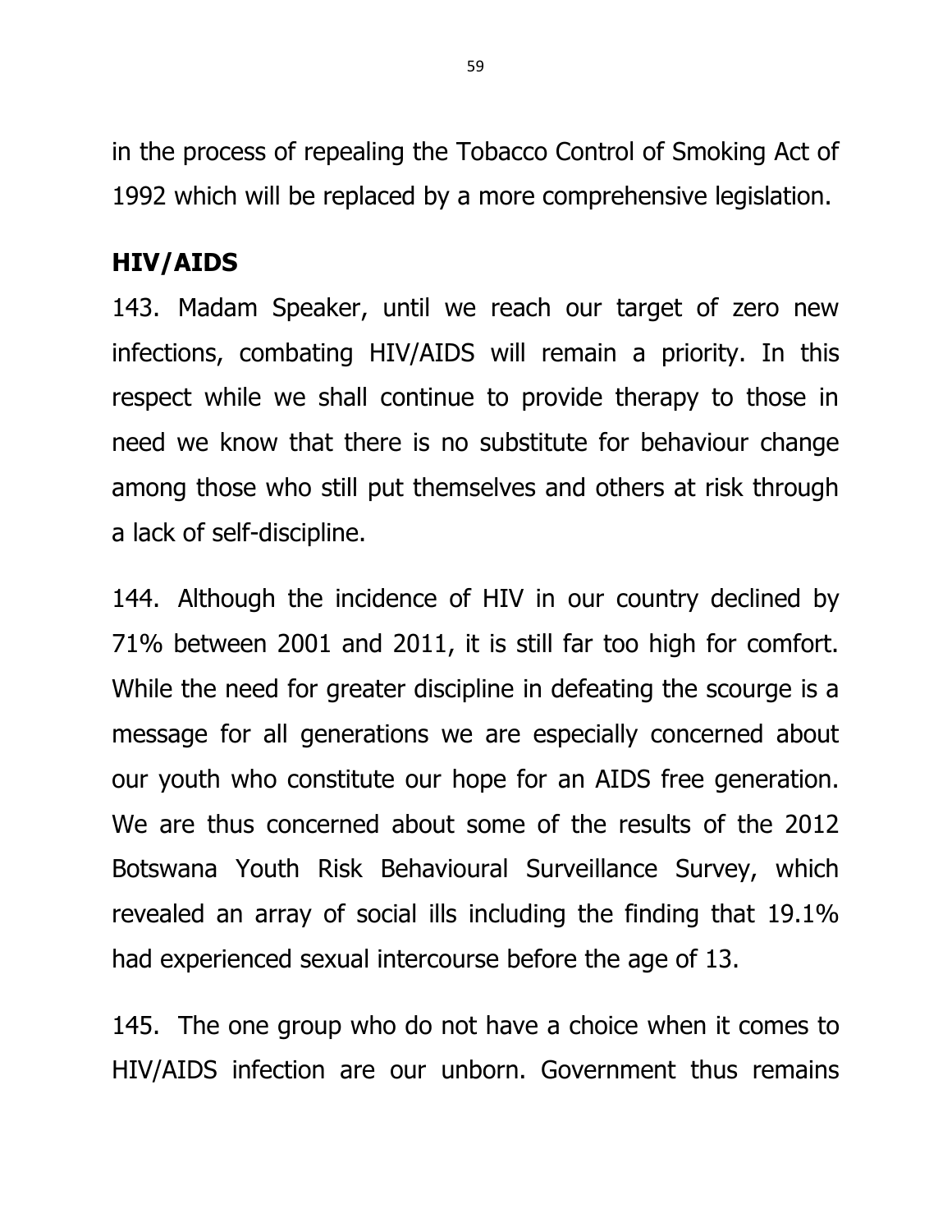in the process of repealing the Tobacco Control of Smoking Act of 1992 which will be replaced by a more comprehensive legislation.

## HIV/AIDS

143. Madam Speaker, until we reach our target of zero new infections, combating HIV/AIDS will remain a priority. In this respect while we shall continue to provide therapy to those in need we know that there is no substitute for behaviour change among those who still put themselves and others at risk through a lack of self-discipline.

144. Although the incidence of HIV in our country declined by 71% between 2001 and 2011, it is still far too high for comfort. While the need for greater discipline in defeating the scourge is a message for all generations we are especially concerned about our youth who constitute our hope for an AIDS free generation. We are thus concerned about some of the results of the 2012 Botswana Youth Risk Behavioural Surveillance Survey, which revealed an array of social ills including the finding that 19.1% had experienced sexual intercourse before the age of 13.

145. The one group who do not have a choice when it comes to HIV/AIDS infection are our unborn. Government thus remains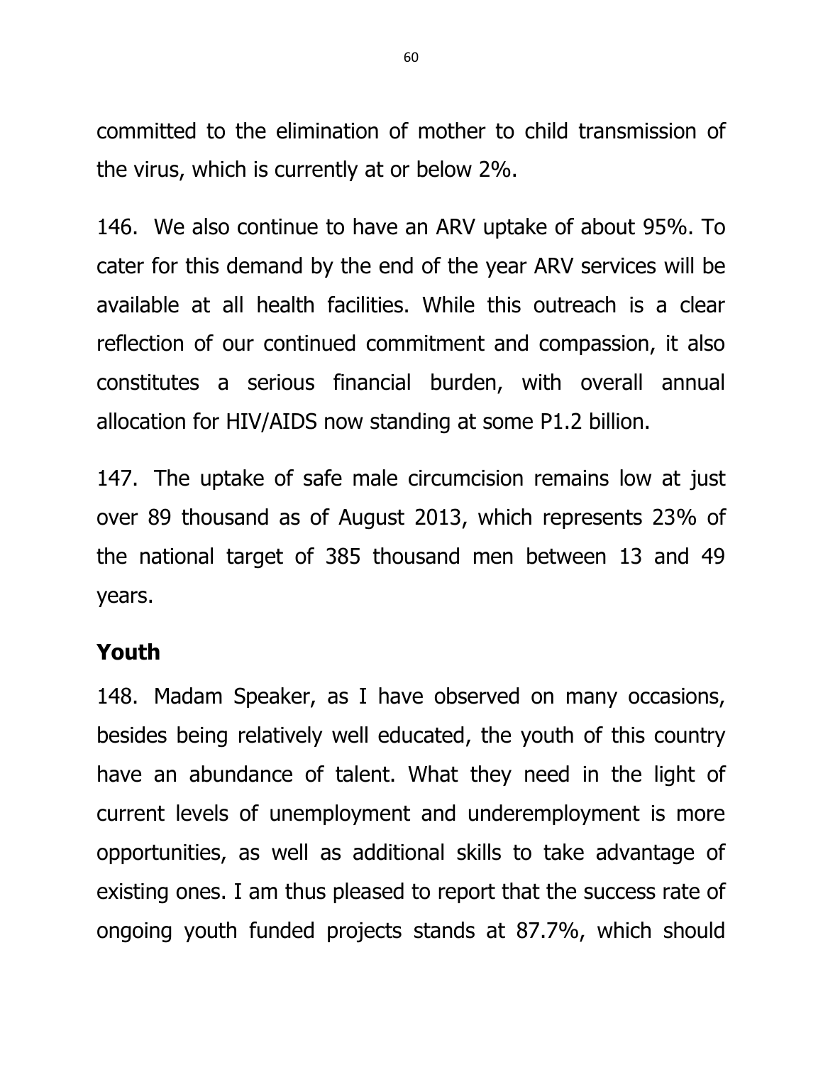committed to the elimination of mother to child transmission of the virus, which is currently at or below 2%.

146. We also continue to have an ARV uptake of about 95%. To cater for this demand by the end of the year ARV services will be available at all health facilities. While this outreach is a clear reflection of our continued commitment and compassion, it also constitutes a serious financial burden, with overall annual allocation for HIV/AIDS now standing at some P1.2 billion.

147. The uptake of safe male circumcision remains low at just over 89 thousand as of August 2013, which represents 23% of the national target of 385 thousand men between 13 and 49 years.

## Youth

148. Madam Speaker, as I have observed on many occasions, besides being relatively well educated, the youth of this country have an abundance of talent. What they need in the light of current levels of unemployment and underemployment is more opportunities, as well as additional skills to take advantage of existing ones. I am thus pleased to report that the success rate of ongoing youth funded projects stands at 87.7%, which should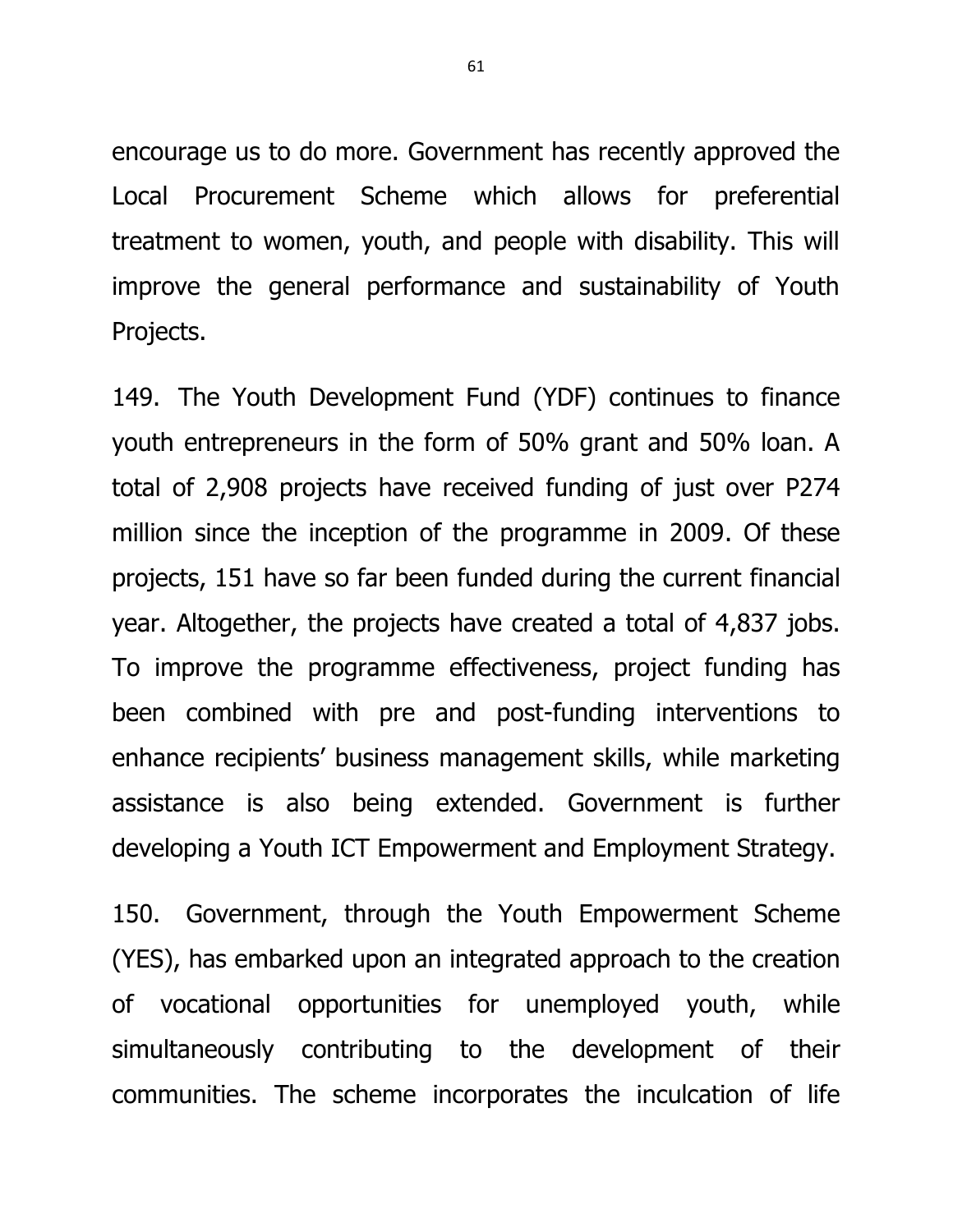encourage us to do more. Government has recently approved the Local Procurement Scheme which allows for preferential treatment to women, youth, and people with disability. This will improve the general performance and sustainability of Youth Projects.

149. The Youth Development Fund (YDF) continues to finance youth entrepreneurs in the form of 50% grant and 50% loan. A total of 2,908 projects have received funding of just over P274 million since the inception of the programme in 2009. Of these projects, 151 have so far been funded during the current financial year. Altogether, the projects have created a total of 4,837 jobs. To improve the programme effectiveness, project funding has been combined with pre and post-funding interventions to enhance recipients' business management skills, while marketing assistance is also being extended. Government is further developing a Youth ICT Empowerment and Employment Strategy.

150. Government, through the Youth Empowerment Scheme (YES), has embarked upon an integrated approach to the creation of vocational opportunities for unemployed youth, while simultaneously contributing to the development of their communities. The scheme incorporates the inculcation of life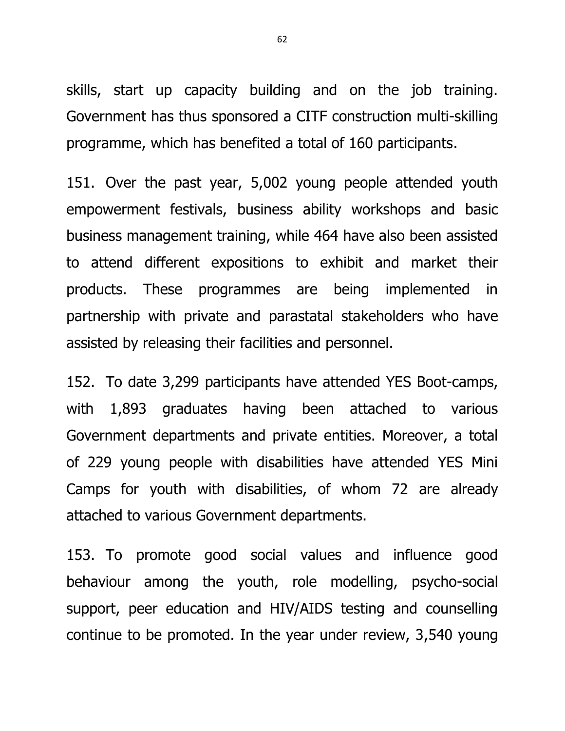skills, start up capacity building and on the job training. Government has thus sponsored a CITF construction multi-skilling programme, which has benefited a total of 160 participants.

151. Over the past year, 5,002 young people attended youth empowerment festivals, business ability workshops and basic business management training, while 464 have also been assisted to attend different expositions to exhibit and market their products. These programmes are being implemented in partnership with private and parastatal stakeholders who have assisted by releasing their facilities and personnel.

152. To date 3,299 participants have attended YES Boot-camps, with 1,893 graduates having been attached to various Government departments and private entities. Moreover, a total of 229 young people with disabilities have attended YES Mini Camps for youth with disabilities, of whom 72 are already attached to various Government departments.

153. To promote good social values and influence good behaviour among the youth, role modelling, psycho-social support, peer education and HIV/AIDS testing and counselling continue to be promoted. In the year under review, 3,540 young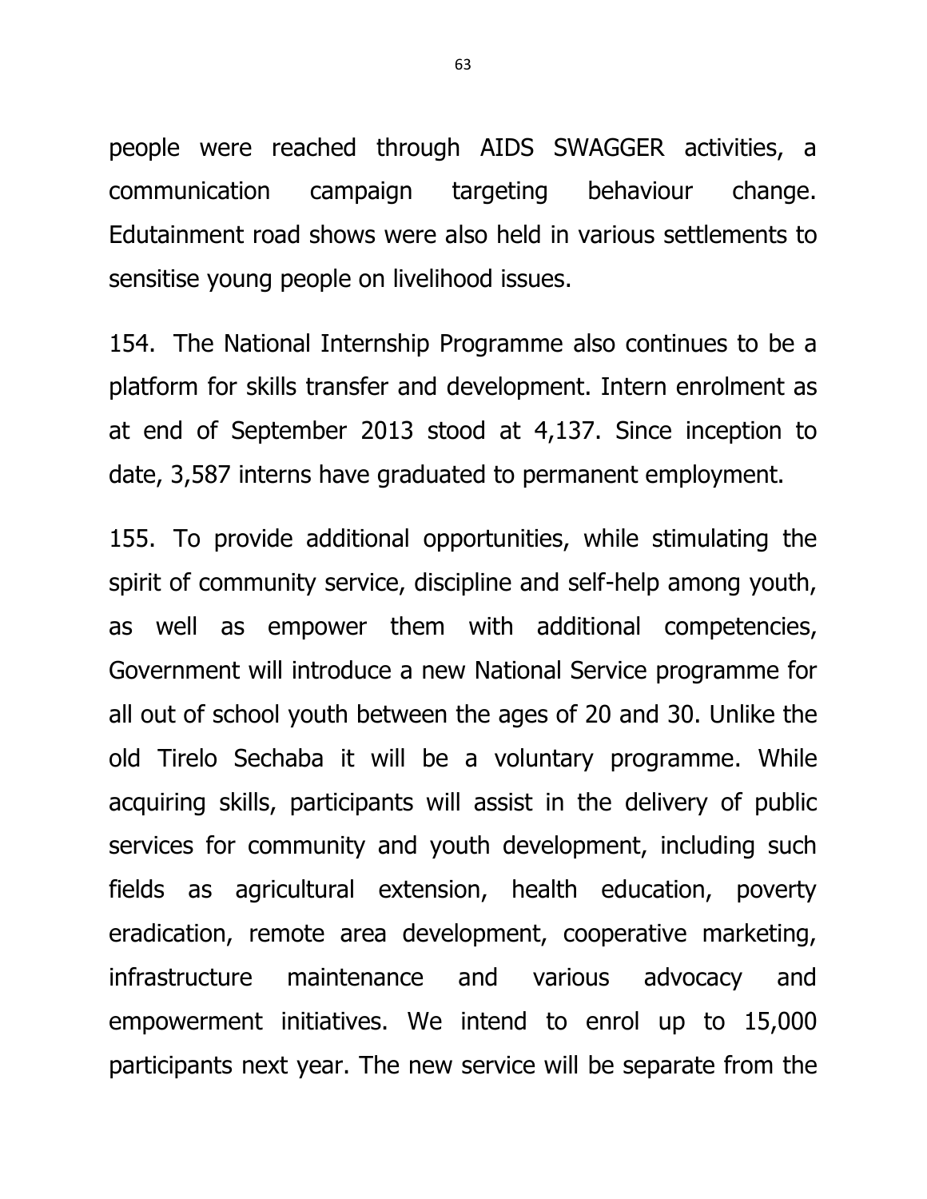people were reached through AIDS SWAGGER activities, a communication campaign targeting behaviour change. Edutainment road shows were also held in various settlements to sensitise young people on livelihood issues.

154. The National Internship Programme also continues to be a platform for skills transfer and development. Intern enrolment as at end of September 2013 stood at 4,137. Since inception to date, 3,587 interns have graduated to permanent employment.

155. To provide additional opportunities, while stimulating the spirit of community service, discipline and self-help among youth, as well as empower them with additional competencies, Government will introduce a new National Service programme for all out of school youth between the ages of 20 and 30. Unlike the old Tirelo Sechaba it will be a voluntary programme. While acquiring skills, participants will assist in the delivery of public services for community and youth development, including such fields as agricultural extension, health education, poverty eradication, remote area development, cooperative marketing, infrastructure maintenance and various advocacy and empowerment initiatives. We intend to enrol up to 15,000 participants next year. The new service will be separate from the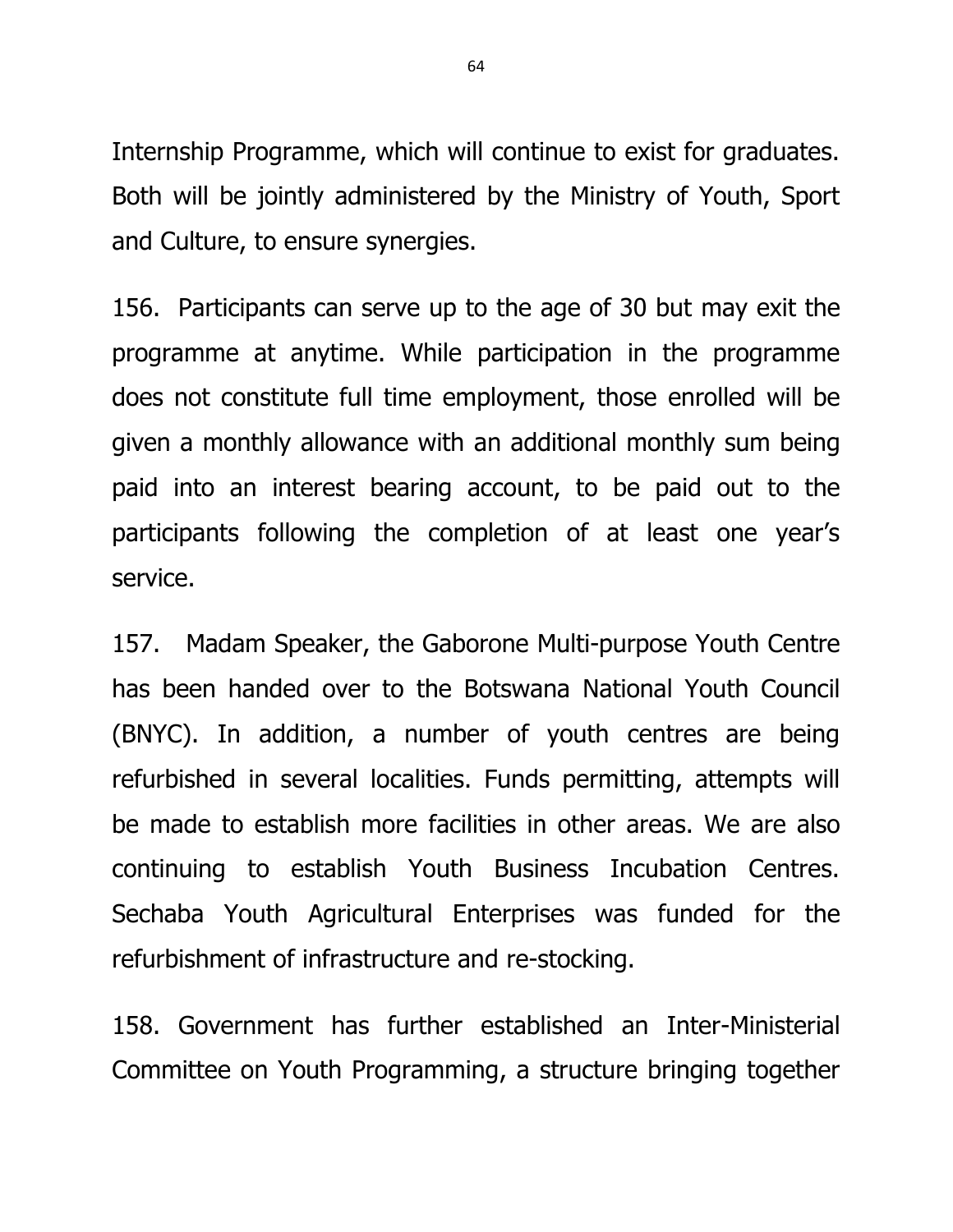Internship Programme, which will continue to exist for graduates. Both will be jointly administered by the Ministry of Youth, Sport and Culture, to ensure synergies.

156. Participants can serve up to the age of 30 but may exit the programme at anytime. While participation in the programme does not constitute full time employment, those enrolled will be given a monthly allowance with an additional monthly sum being paid into an interest bearing account, to be paid out to the participants following the completion of at least one year's service.

157. Madam Speaker, the Gaborone Multi-purpose Youth Centre has been handed over to the Botswana National Youth Council (BNYC). In addition, a number of youth centres are being refurbished in several localities. Funds permitting, attempts will be made to establish more facilities in other areas. We are also continuing to establish Youth Business Incubation Centres. Sechaba Youth Agricultural Enterprises was funded for the refurbishment of infrastructure and re-stocking.

158. Government has further established an Inter-Ministerial Committee on Youth Programming, a structure bringing together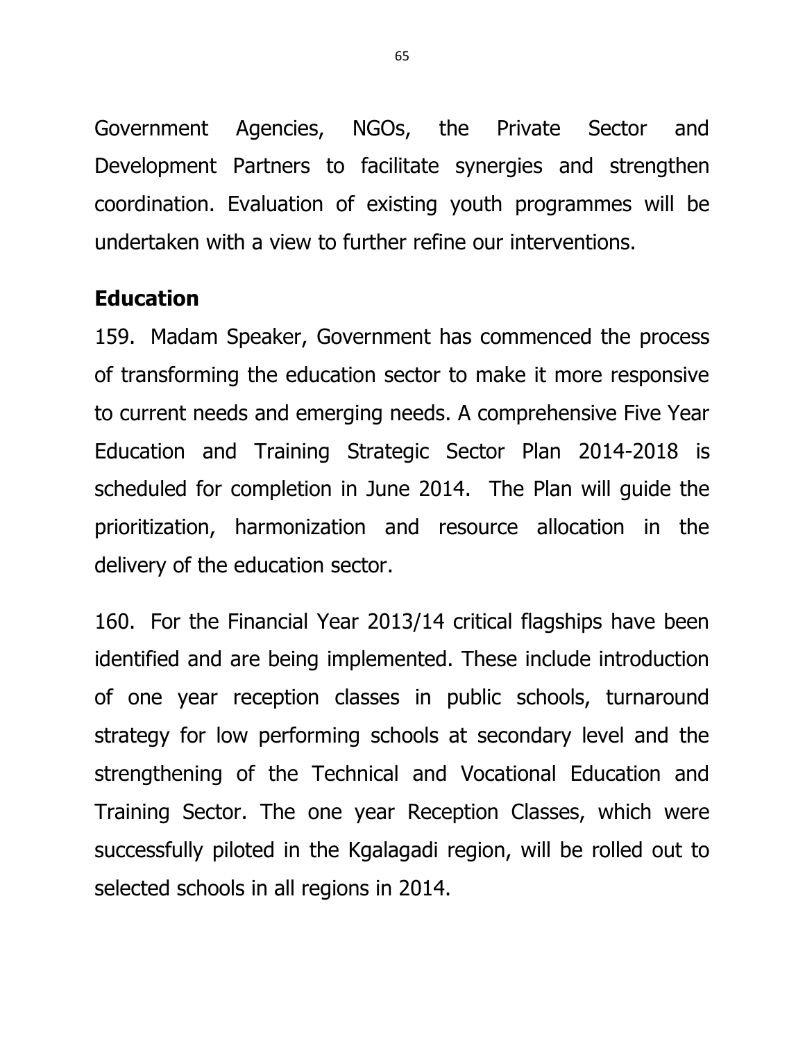Government Agencies, NGOs, the Private Sector and Development Partners to facilitate synergies and strengthen coordination. Evaluation of existing youth programmes will be undertaken with a view to further refine our interventions.

## Education

159. Madam Speaker, Government has commenced the process of transforming the education sector to make it more responsive to current needs and emerging needs. A comprehensive Five Year Education and Training Strategic Sector Plan 2014-2018 is scheduled for completion in June 2014. The Plan will guide the prioritization, harmonization and resource allocation in the delivery of the education sector.

160. For the Financial Year 2013/14 critical flagships have been identified and are being implemented. These include introduction of one year reception classes in public schools, turnaround strategy for low performing schools at secondary level and the strengthening of the Technical and Vocational Education and Training Sector. The one year Reception Classes, which were successfully piloted in the Kgalagadi region, will be rolled out to selected schools in all regions in 2014.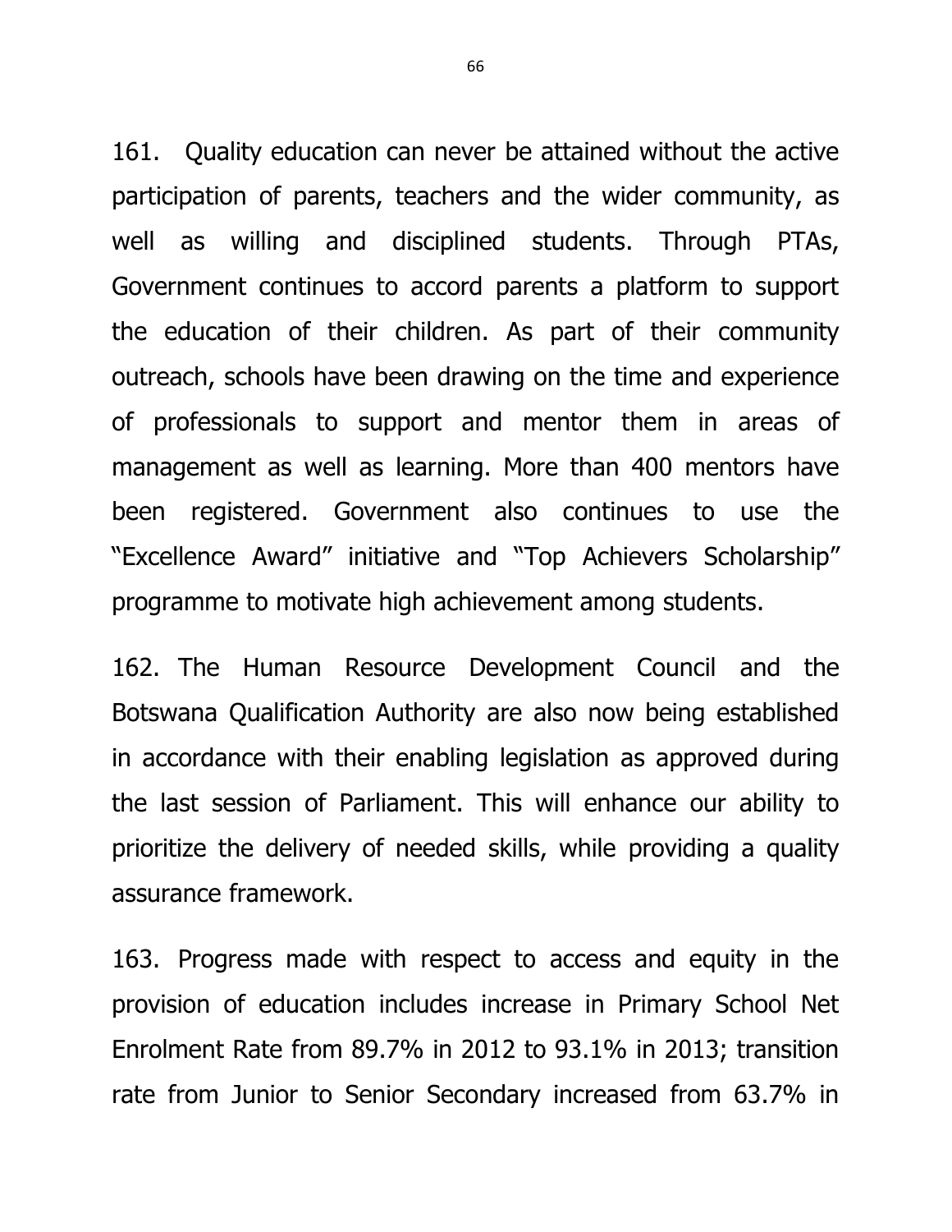161. Quality education can never be attained without the active participation of parents, teachers and the wider community, as well as willing and disciplined students. Through PTAs, Government continues to accord parents a platform to support the education of their children. As part of their community outreach, schools have been drawing on the time and experience of professionals to support and mentor them in areas of management as well as learning. More than 400 mentors have been registered. Government also continues to use the "Excellence Award" initiative and "Top Achievers Scholarship" programme to motivate high achievement among students.

162. The Human Resource Development Council and the Botswana Qualification Authority are also now being established in accordance with their enabling legislation as approved during the last session of Parliament. This will enhance our ability to prioritize the delivery of needed skills, while providing a quality assurance framework.

163. Progress made with respect to access and equity in the provision of education includes increase in Primary School Net Enrolment Rate from 89.7% in 2012 to 93.1% in 2013; transition rate from Junior to Senior Secondary increased from 63.7% in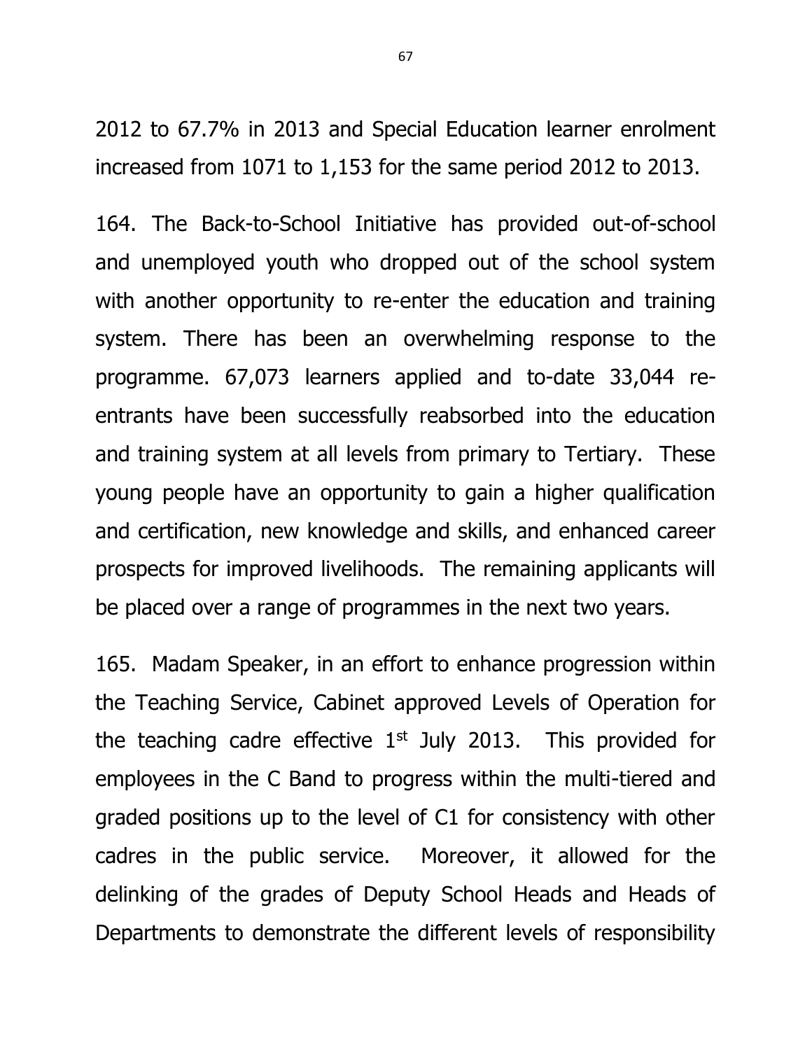2012 to 67.7% in 2013 and Special Education learner enrolment increased from 1071 to 1,153 for the same period 2012 to 2013.

164. The Back-to-School Initiative has provided out-of-school and unemployed youth who dropped out of the school system with another opportunity to re-enter the education and training system. There has been an overwhelming response to the programme. 67,073 learners applied and to-date 33,044 re-entrants have been successfully reabsorbed into the education and training system at all levels from primary to Tertiary. These young people have an opportunity to gain a higher qualification and certification, new knowledge and skills, and enhanced career prospects for improved livelihoods. The remaining applicants will be placed over a range of programmes in the next two years.

165. Madam Speaker, in an effort to enhance progression within the Teaching Service, Cabinet approved Levels of Operation for the teaching cadre effective 1st July 2013. This provided for employees in the C Band to progress within the multi-tiered and graded positions up to the level of C1 for consistency with other cadres in the public service. Moreover, it allowed for the delinking of the grades of Deputy School Heads and Heads of Departments to demonstrate the different levels of responsibility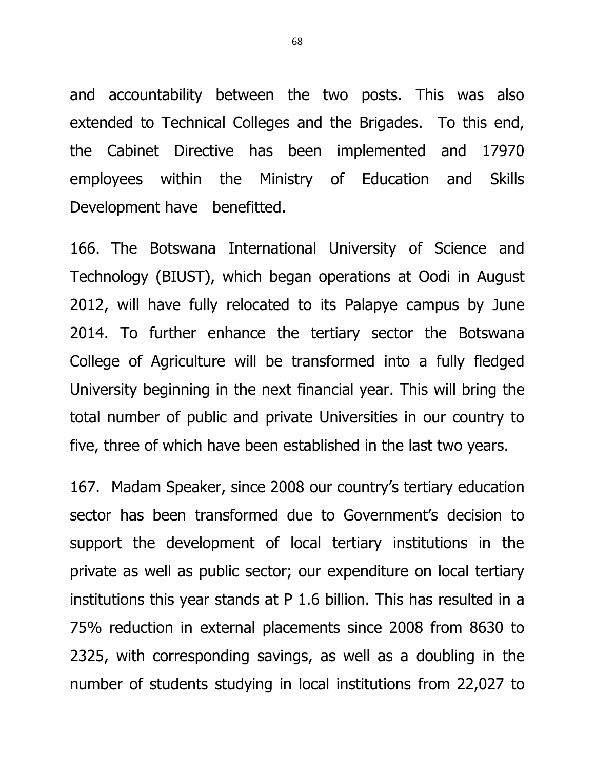and accountability between the two posts. This was also extended to Technical Colleges and the Brigades. To this end, the Cabinet Directive has been implemented and 17970 employees within the Ministry of Education and Skills Development have benefitted.

166. The Botswana International University of Science and Technology (BIUST), which began operations at Oodi in August 2012, will have fully relocated to its Palapye campus by June 2014. To further enhance the tertiary sector the Botswana College of Agriculture will be transformed into a fully fledged University beginning in the next financial year. This will bring the total number of public and private Universities in our country to five, three of which have been established in the last two years.

167. Madam Speaker, since 2008 our country's tertiary education sector has been transformed due to Government's decision to support the development of local tertiary institutions in the private as well as public sector; our expenditure on local tertiary institutions this year stands at P 1.6 billion. This has resulted in a 75% reduction in external placements since 2008 from 8630 to 2325, with corresponding savings, as well as a doubling in the number of students studying in local institutions from 22,027 to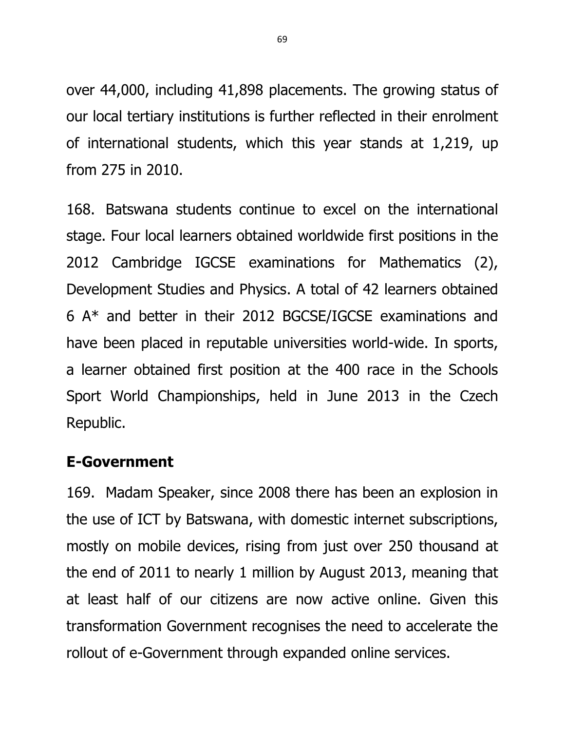over 44,000, including 41,898 placements. The growing status of our local tertiary institutions is further reflected in their enrolment of international students, which this year stands at 1,219, up from 275 in 2010.

168. Batswana students continue to excel on the international stage. Four local learners obtained worldwide first positions in the 2012 Cambridge IGCSE examinations for Mathematics (2), Development Studies and Physics. A total of 42 learners obtained 6 A* and better in their 2012 BGCSE/IGCSE examinations and have been placed in reputable universities world-wide. In sports, a learner obtained first position at the 400 race in the Schools Sport World Championships, held in June 2013 in the Czech Republic.

## E-Government

169. Madam Speaker, since 2008 there has been an explosion in the use of ICT by Batswana, with domestic internet subscriptions, mostly on mobile devices, rising from just over 250 thousand at the end of 2011 to nearly 1 million by August 2013, meaning that at least half of our citizens are now active online. Given this transformation Government recognises the need to accelerate the rollout of e-Government through expanded online services.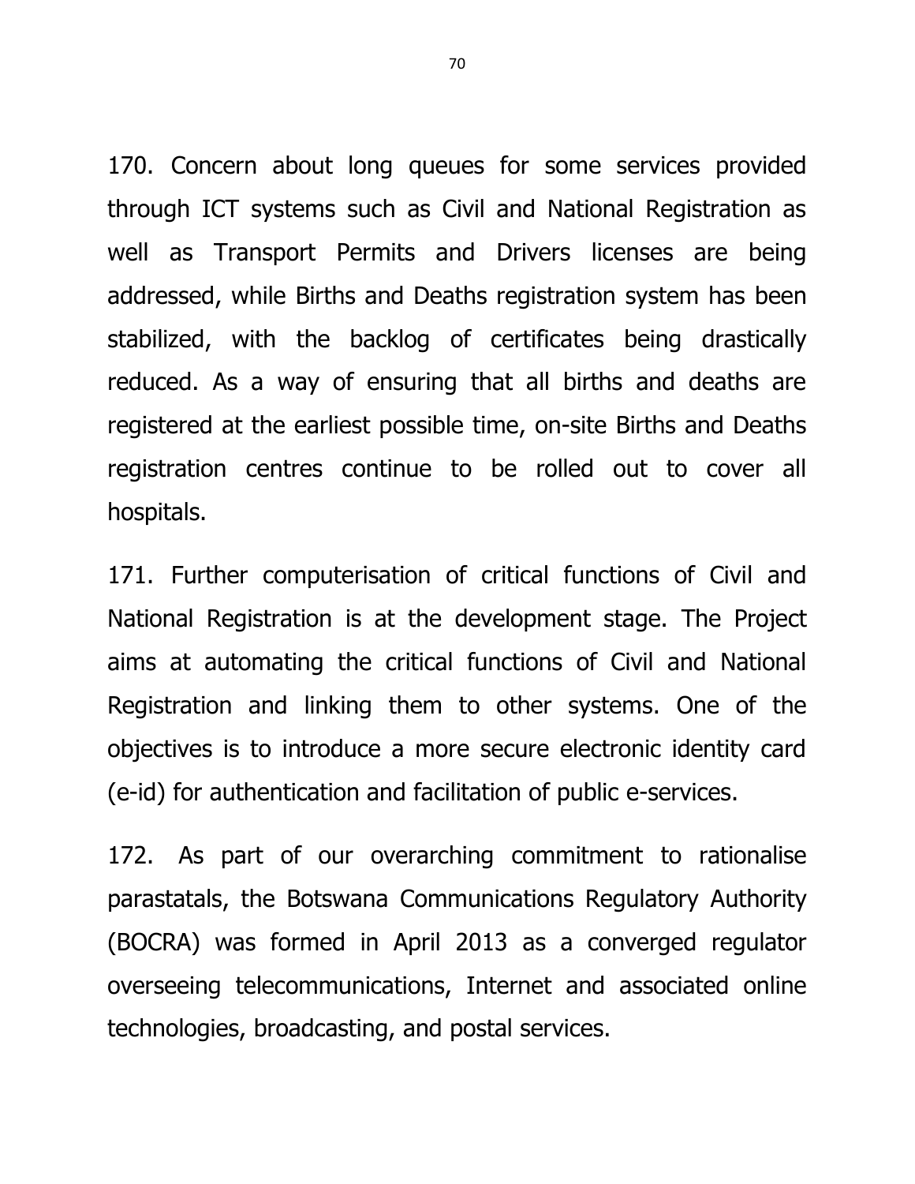170. Concern about long queues for some services provided through ICT systems such as Civil and National Registration as well as Transport Permits and Drivers licenses are being addressed, while Births and Deaths registration system has been stabilized, with the backlog of certificates being drastically reduced. As a way of ensuring that all births and deaths are registered at the earliest possible time, on-site Births and Deaths registration centres continue to be rolled out to cover all hospitals.

171. Further computerisation of critical functions of Civil and National Registration is at the development stage. The Project aims at automating the critical functions of Civil and National Registration and linking them to other systems. One of the objectives is to introduce a more secure electronic identity card (e-id) for authentication and facilitation of public e-services.

172. As part of our overarching commitment to rationalise parastatals, the Botswana Communications Regulatory Authority (BOCRA) was formed in April 2013 as a converged regulator overseeing telecommunications, Internet and associated online technologies, broadcasting, and postal services.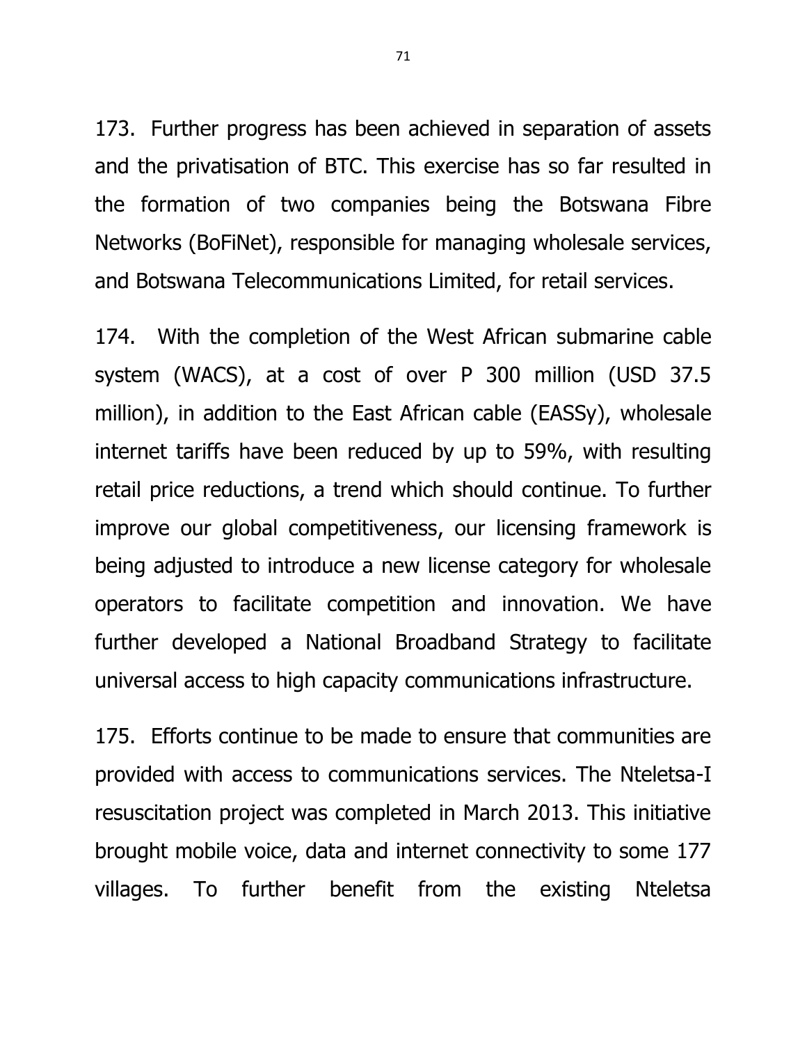173. Further progress has been achieved in separation of assets and the privatisation of BTC. This exercise has so far resulted in the formation of two companies being the Botswana Fibre Networks (BoFiNet), responsible for managing wholesale services, and Botswana Telecommunications Limited, for retail services.

174. With the completion of the West African submarine cable system (WACS), at a cost of over P 300 million (USD 37.5 million), in addition to the East African cable (EASSy), wholesale internet tariffs have been reduced by up to 59%, with resulting retail price reductions, a trend which should continue. To further improve our global competitiveness, our licensing framework is being adjusted to introduce a new license category for wholesale operators to facilitate competition and innovation. We have further developed a National Broadband Strategy to facilitate universal access to high capacity communications infrastructure.

175. Efforts continue to be made to ensure that communities are provided with access to communications services. The Nteletsa-I resuscitation project was completed in March 2013. This initiative brought mobile voice, data and internet connectivity to some 177 villages. To further benefit from the existing Nteletsa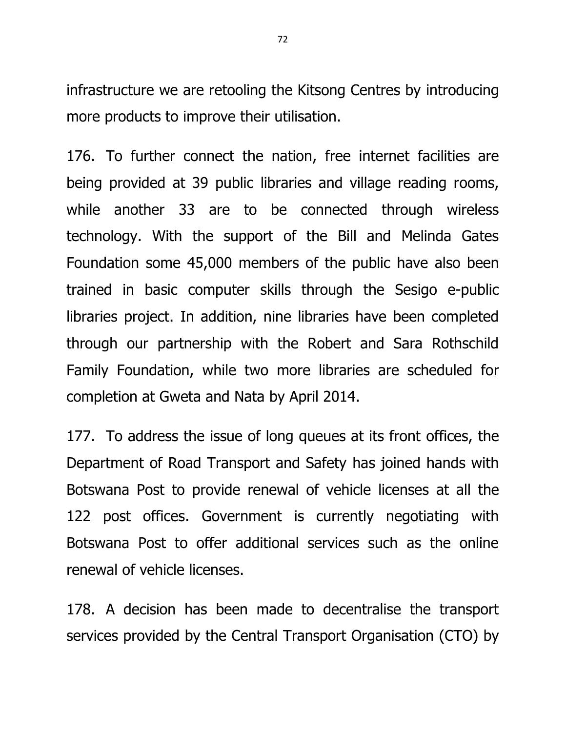infrastructure we are retooling the Kitsong Centres by introducing more products to improve their utilisation.

176. To further connect the nation, free internet facilities are being provided at 39 public libraries and village reading rooms, while another 33 are to be connected through wireless technology. With the support of the Bill and Melinda Gates Foundation some 45,000 members of the public have also been trained in basic computer skills through the Sesigo e-public libraries project. In addition, nine libraries have been completed through our partnership with the Robert and Sara Rothschild Family Foundation, while two more libraries are scheduled for completion at Gweta and Nata by April 2014.

177. To address the issue of long queues at its front offices, the Department of Road Transport and Safety has joined hands with Botswana Post to provide renewal of vehicle licenses at all the 122 post offices. Government is currently negotiating with Botswana Post to offer additional services such as the online renewal of vehicle licenses.

178. A decision has been made to decentralise the transport services provided by the Central Transport Organisation (CTO) by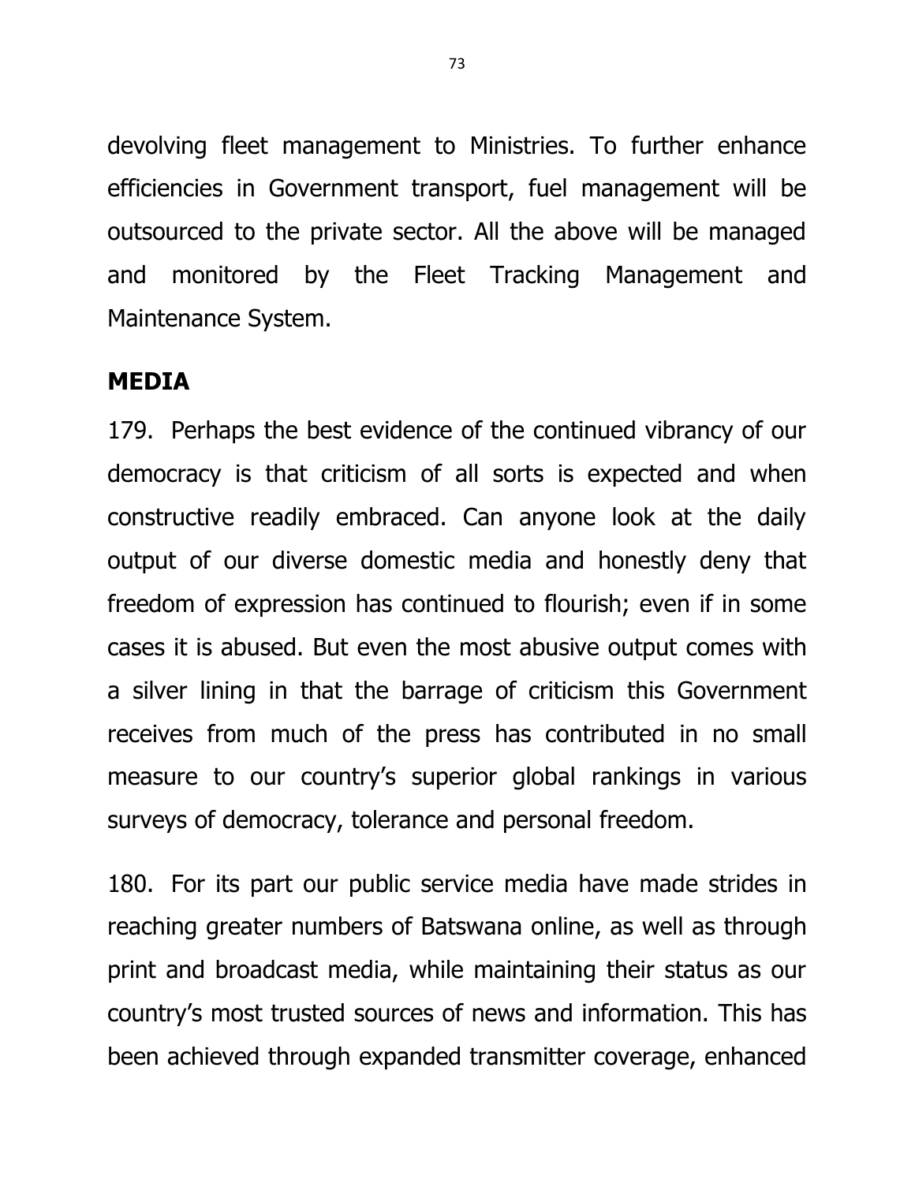devolving fleet management to Ministries. To further enhance efficiencies in Government transport, fuel management will be outsourced to the private sector. All the above will be managed and monitored by the Fleet Tracking Management and Maintenance System.

## MEDIA

179. Perhaps the best evidence of the continued vibrancy of our democracy is that criticism of all sorts is expected and when constructive readily embraced. Can anyone look at the daily output of our diverse domestic media and honestly deny that freedom of expression has continued to flourish; even if in some cases it is abused. But even the most abusive output comes with a silver lining in that the barrage of criticism this Government receives from much of the press has contributed in no small measure to our country's superior global rankings in various surveys of democracy, tolerance and personal freedom.

180. For its part our public service media have made strides in reaching greater numbers of Batswana online, as well as through print and broadcast media, while maintaining their status as our country's most trusted sources of news and information. This has been achieved through expanded transmitter coverage, enhanced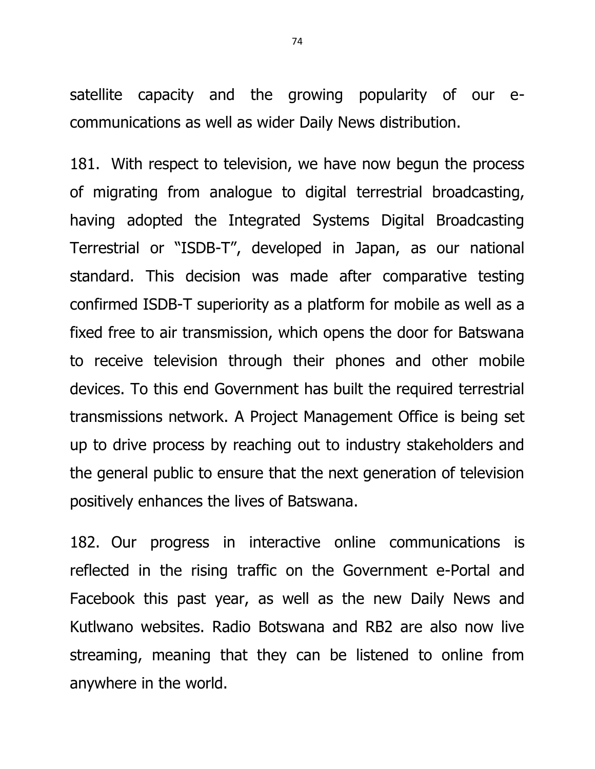satellite capacity and the growing popularity of our e-communications as well as wider Daily News distribution.

181. With respect to television, we have now begun the process of migrating from analogue to digital terrestrial broadcasting, having adopted the Integrated Systems Digital Broadcasting Terrestrial or "ISDB-T", developed in Japan, as our national standard. This decision was made after comparative testing confirmed ISDB-T superiority as a platform for mobile as well as a fixed free to air transmission, which opens the door for Batswana to receive television through their phones and other mobile devices. To this end Government has built the required terrestrial transmissions network. A Project Management Office is being set up to drive process by reaching out to industry stakeholders and the general public to ensure that the next generation of television positively enhances the lives of Batswana.

182. Our progress in interactive online communications is reflected in the rising traffic on the Government e-Portal and Facebook this past year, as well as the new Daily News and Kutlwano websites. Radio Botswana and RB2 are also now live streaming, meaning that they can be listened to online from anywhere in the world.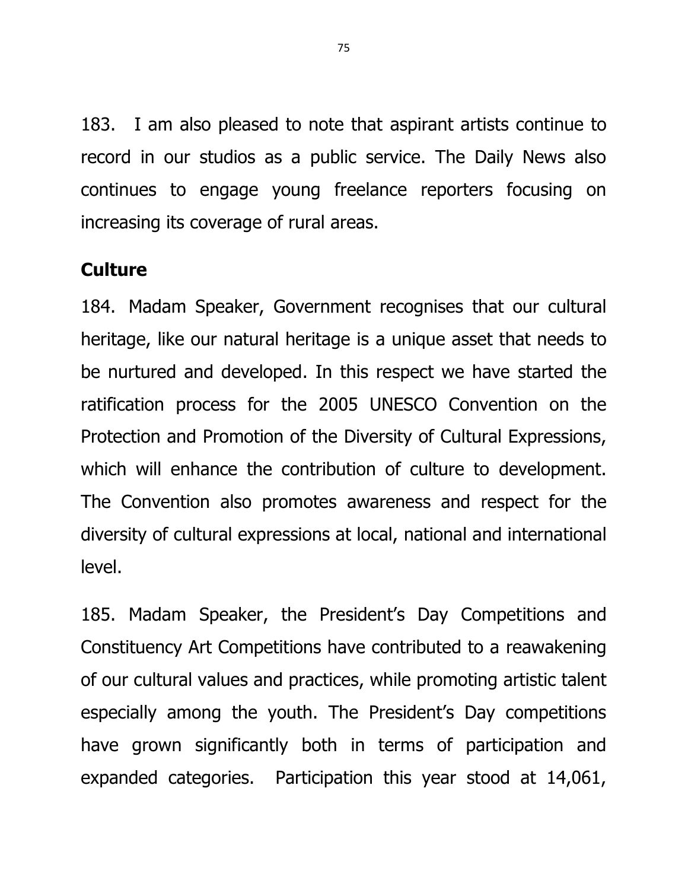183. I am also pleased to note that aspirant artists continue to record in our studios as a public service. The Daily News also continues to engage young freelance reporters focusing on increasing its coverage of rural areas.

## Culture

184. Madam Speaker, Government recognises that our cultural heritage, like our natural heritage is a unique asset that needs to be nurtured and developed. In this respect we have started the ratification process for the 2005 UNESCO Convention on the Protection and Promotion of the Diversity of Cultural Expressions, which will enhance the contribution of culture to development. The Convention also promotes awareness and respect for the diversity of cultural expressions at local, national and international level.

185. Madam Speaker, the President's Day Competitions and Constituency Art Competitions have contributed to a reawakening of our cultural values and practices, while promoting artistic talent especially among the youth. The President's Day competitions have grown significantly both in terms of participation and expanded categories. Participation this year stood at 14,061,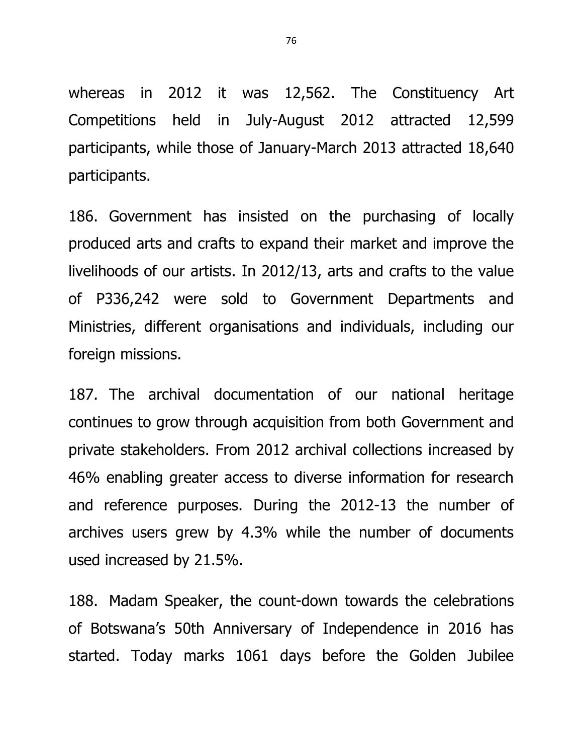whereas in 2012 it was 12,562. The Constituency Art Competitions held in July-August 2012 attracted 12,599 participants, while those of January-March 2013 attracted 18,640 participants.

186. Government has insisted on the purchasing of locally produced arts and crafts to expand their market and improve the livelihoods of our artists. In 2012/13, arts and crafts to the value of P336,242 were sold to Government Departments and Ministries, different organisations and individuals, including our foreign missions.

187. The archival documentation of our national heritage continues to grow through acquisition from both Government and private stakeholders. From 2012 archival collections increased by 46% enabling greater access to diverse information for research and reference purposes. During the 2012-13 the number of archives users grew by 4.3% while the number of documents used increased by 21.5%.

188. Madam Speaker, the count-down towards the celebrations of Botswana's 50th Anniversary of Independence in 2016 has started. Today marks 1061 days before the Golden Jubilee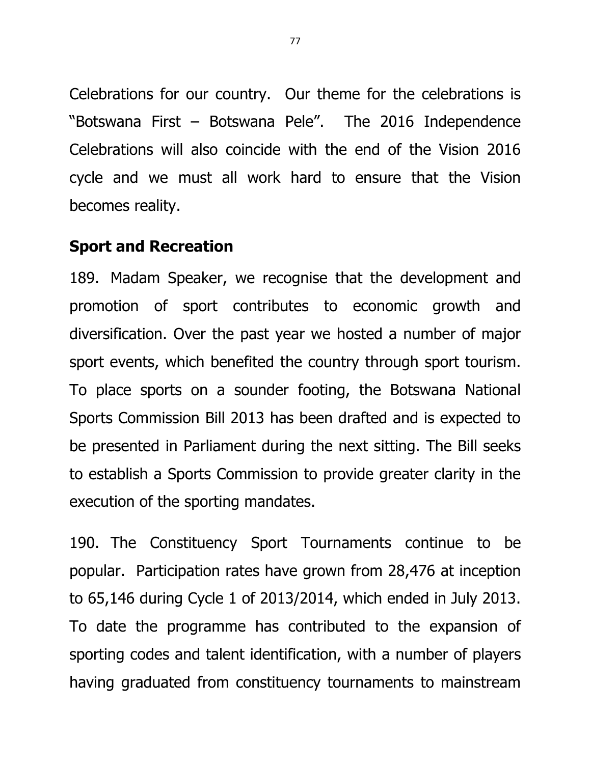Celebrations for our country. Our theme for the celebrations is "Botswana First – Botswana Pele". The 2016 Independence Celebrations will also coincide with the end of the Vision 2016 cycle and we must all work hard to ensure that the Vision becomes reality.

## Sport and Recreation

189. Madam Speaker, we recognise that the development and promotion of sport contributes to economic growth and diversification. Over the past year we hosted a number of major sport events, which benefited the country through sport tourism. To place sports on a sounder footing, the Botswana National Sports Commission Bill 2013 has been drafted and is expected to be presented in Parliament during the next sitting. The Bill seeks to establish a Sports Commission to provide greater clarity in the execution of the sporting mandates.

190. The Constituency Sport Tournaments continue to be popular. Participation rates have grown from 28,476 at inception to 65,146 during Cycle 1 of 2013/2014, which ended in July 2013. To date the programme has contributed to the expansion of sporting codes and talent identification, with a number of players having graduated from constituency tournaments to mainstream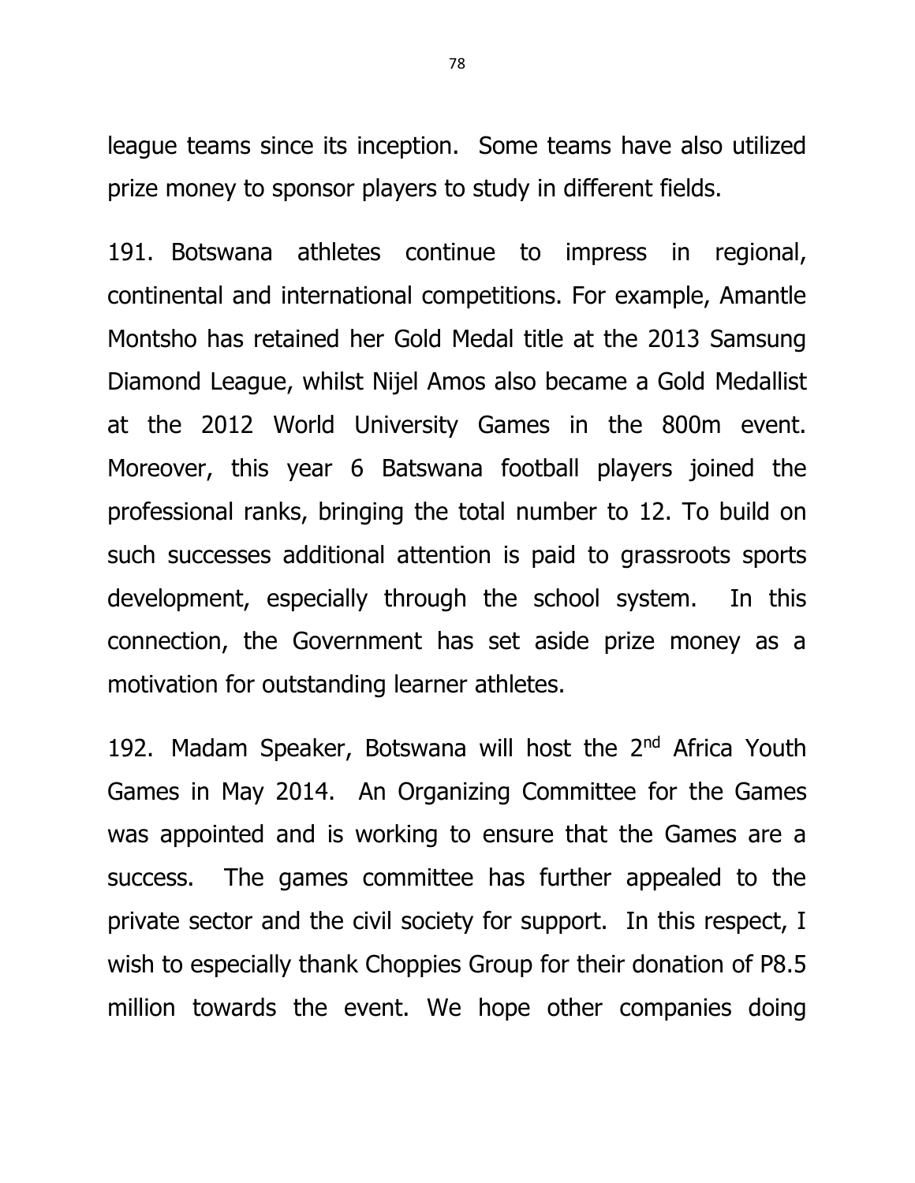league teams since its inception. Some teams have also utilized prize money to sponsor players to study in different fields.

191. Botswana athletes continue to impress in regional, continental and international competitions. For example, Amantle Montsho has retained her Gold Medal title at the 2013 Samsung Diamond League, whilst Nijel Amos also became a Gold Medallist at the 2012 World University Games in the 800m event. Moreover, this year 6 Batswana football players joined the professional ranks, bringing the total number to 12. To build on such successes additional attention is paid to grassroots sports development, especially through the school system. In this connection, the Government has set aside prize money as a motivation for outstanding learner athletes.

192. Madam Speaker, Botswana will host the 2nd Africa Youth Games in May 2014. An Organizing Committee for the Games was appointed and is working to ensure that the Games are a success. The games committee has further appealed to the private sector and the civil society for support. In this respect, I wish to especially thank Choppies Group for their donation of P8.5 million towards the event. We hope other companies doing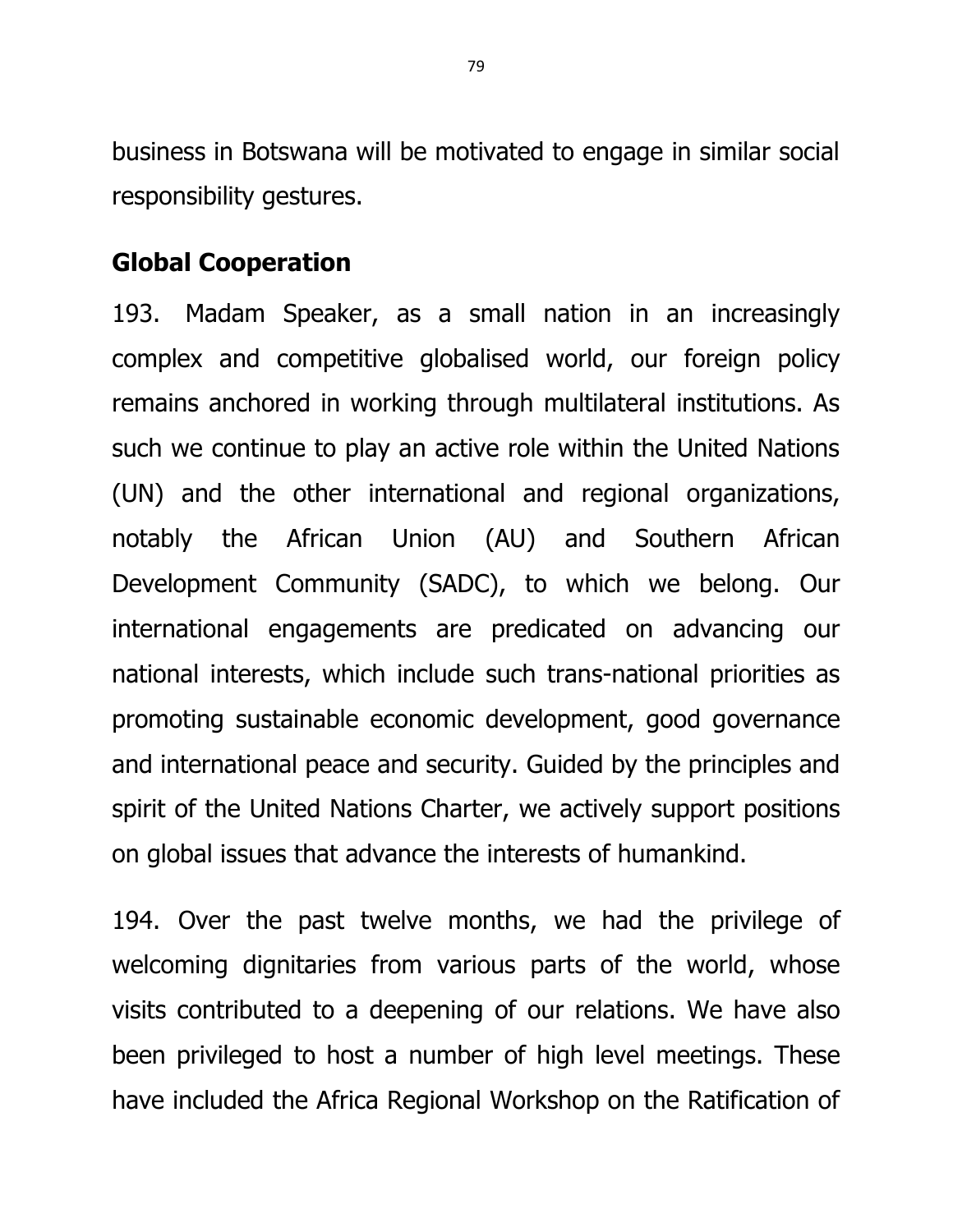business in Botswana will be motivated to engage in similar social responsibility gestures.

## Global Cooperation

193. Madam Speaker, as a small nation in an increasingly complex and competitive globalised world, our foreign policy remains anchored in working through multilateral institutions. As such we continue to play an active role within the United Nations (UN) and the other international and regional organizations, notably the African Union (AU) and Southern African Development Community (SADC), to which we belong. Our international engagements are predicated on advancing our national interests, which include such trans-national priorities as promoting sustainable economic development, good governance and international peace and security. Guided by the principles and spirit of the United Nations Charter, we actively support positions on global issues that advance the interests of humankind.

194. Over the past twelve months, we had the privilege of welcoming dignitaries from various parts of the world, whose visits contributed to a deepening of our relations. We have also been privileged to host a number of high level meetings. These have included the Africa Regional Workshop on the Ratification of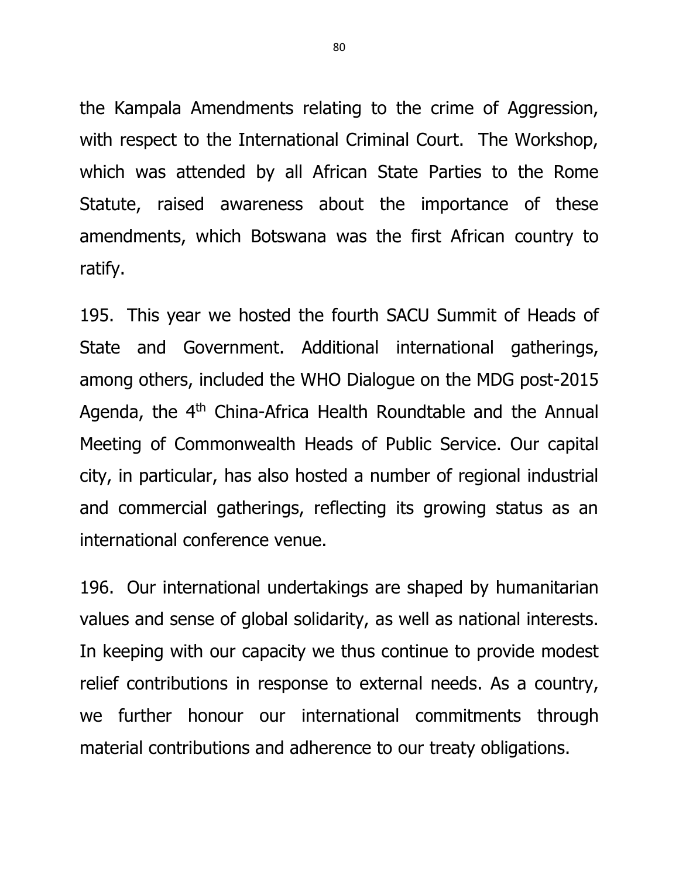the Kampala Amendments relating to the crime of Aggression, with respect to the International Criminal Court. The Workshop, which was attended by all African State Parties to the Rome Statute, raised awareness about the importance of these amendments, which Botswana was the first African country to ratify.

195. This year we hosted the fourth SACU Summit of Heads of State and Government. Additional international gatherings, among others, included the WHO Dialogue on the MDG post-2015 Agenda, the 4th China-Africa Health Roundtable and the Annual Meeting of Commonwealth Heads of Public Service. Our capital city, in particular, has also hosted a number of regional industrial and commercial gatherings, reflecting its growing status as an international conference venue.

196. Our international undertakings are shaped by humanitarian values and sense of global solidarity, as well as national interests. In keeping with our capacity we thus continue to provide modest relief contributions in response to external needs. As a country, we further honour our international commitments through material contributions and adherence to our treaty obligations.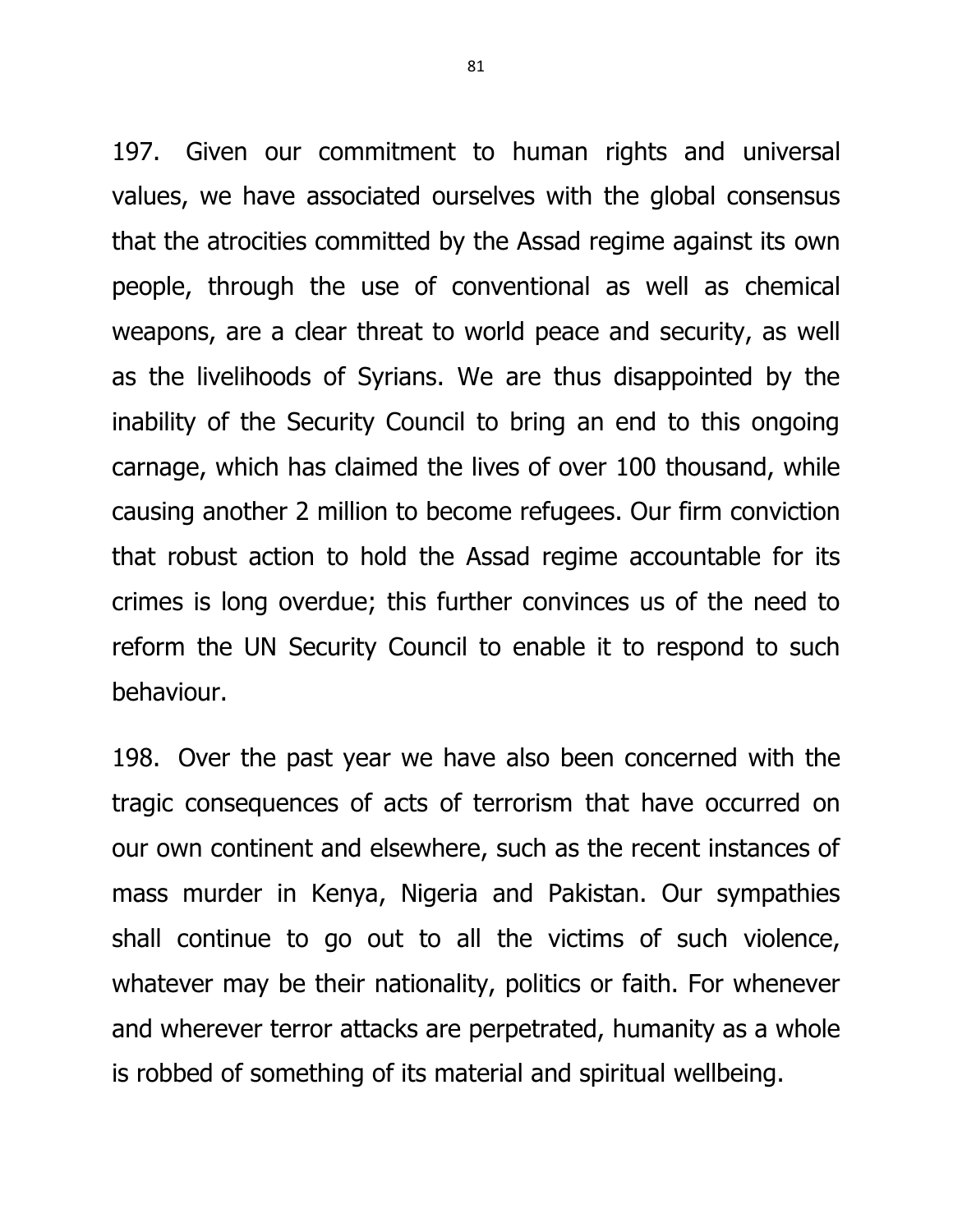197. Given our commitment to human rights and universal values, we have associated ourselves with the global consensus that the atrocities committed by the Assad regime against its own people, through the use of conventional as well as chemical weapons, are a clear threat to world peace and security, as well as the livelihoods of Syrians. We are thus disappointed by the inability of the Security Council to bring an end to this ongoing carnage, which has claimed the lives of over 100 thousand, while causing another 2 million to become refugees. Our firm conviction that robust action to hold the Assad regime accountable for its crimes is long overdue; this further convinces us of the need to reform the UN Security Council to enable it to respond to such behaviour.

198. Over the past year we have also been concerned with the tragic consequences of acts of terrorism that have occurred on our own continent and elsewhere, such as the recent instances of mass murder in Kenya, Nigeria and Pakistan. Our sympathies shall continue to go out to all the victims of such violence, whatever may be their nationality, politics or faith. For whenever and wherever terror attacks are perpetrated, humanity as a whole is robbed of something of its material and spiritual wellbeing.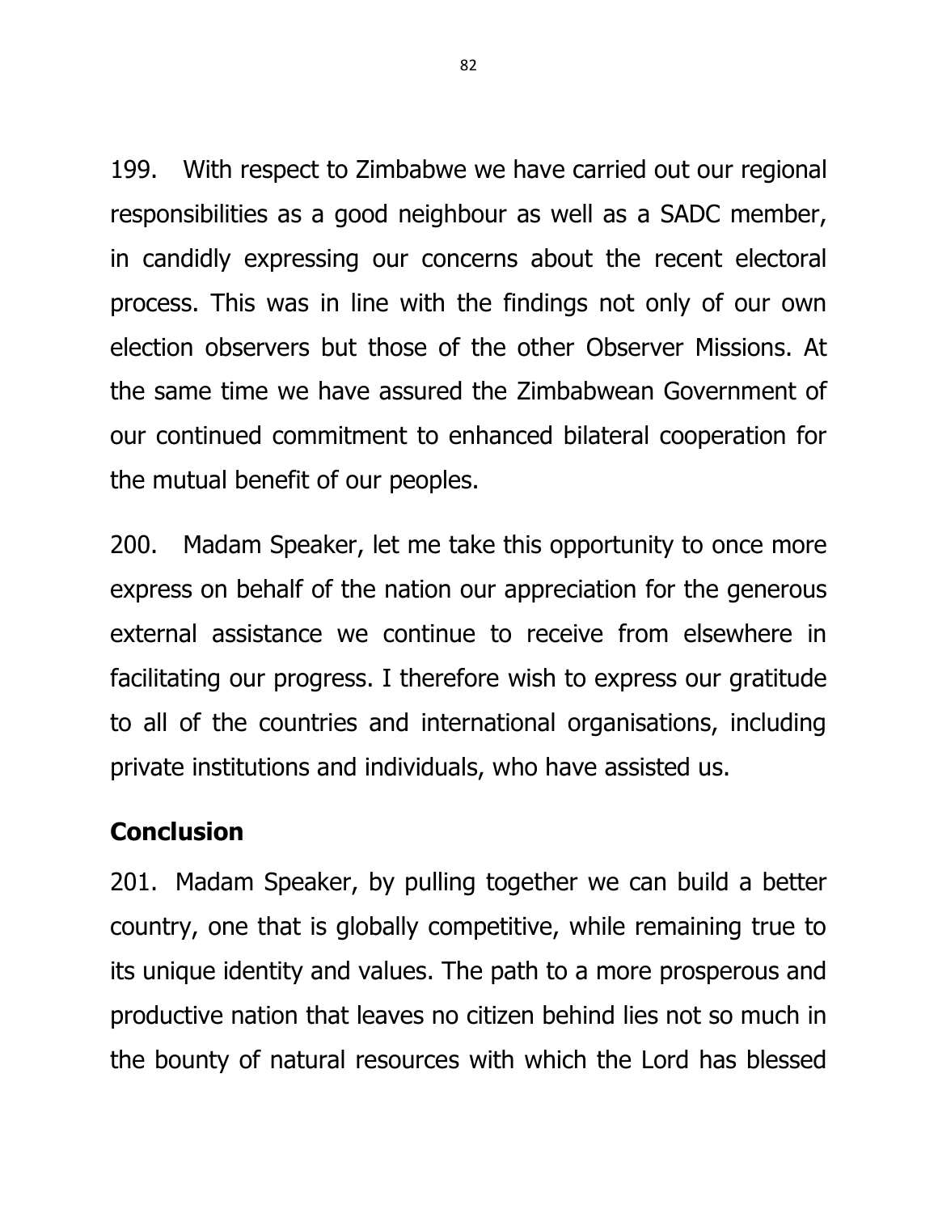199. With respect to Zimbabwe we have carried out our regional responsibilities as a good neighbour as well as a SADC member, in candidly expressing our concerns about the recent electoral process. This was in line with the findings not only of our own election observers but those of the other Observer Missions. At the same time we have assured the Zimbabwean Government of our continued commitment to enhanced bilateral cooperation for the mutual benefit of our peoples.

200. Madam Speaker, let me take this opportunity to once more express on behalf of the nation our appreciation for the generous external assistance we continue to receive from elsewhere in facilitating our progress. I therefore wish to express our gratitude to all of the countries and international organisations, including private institutions and individuals, who have assisted us.

## Conclusion

201. Madam Speaker, by pulling together we can build a better country, one that is globally competitive, while remaining true to its unique identity and values. The path to a more prosperous and productive nation that leaves no citizen behind lies not so much in the bounty of natural resources with which the Lord has blessed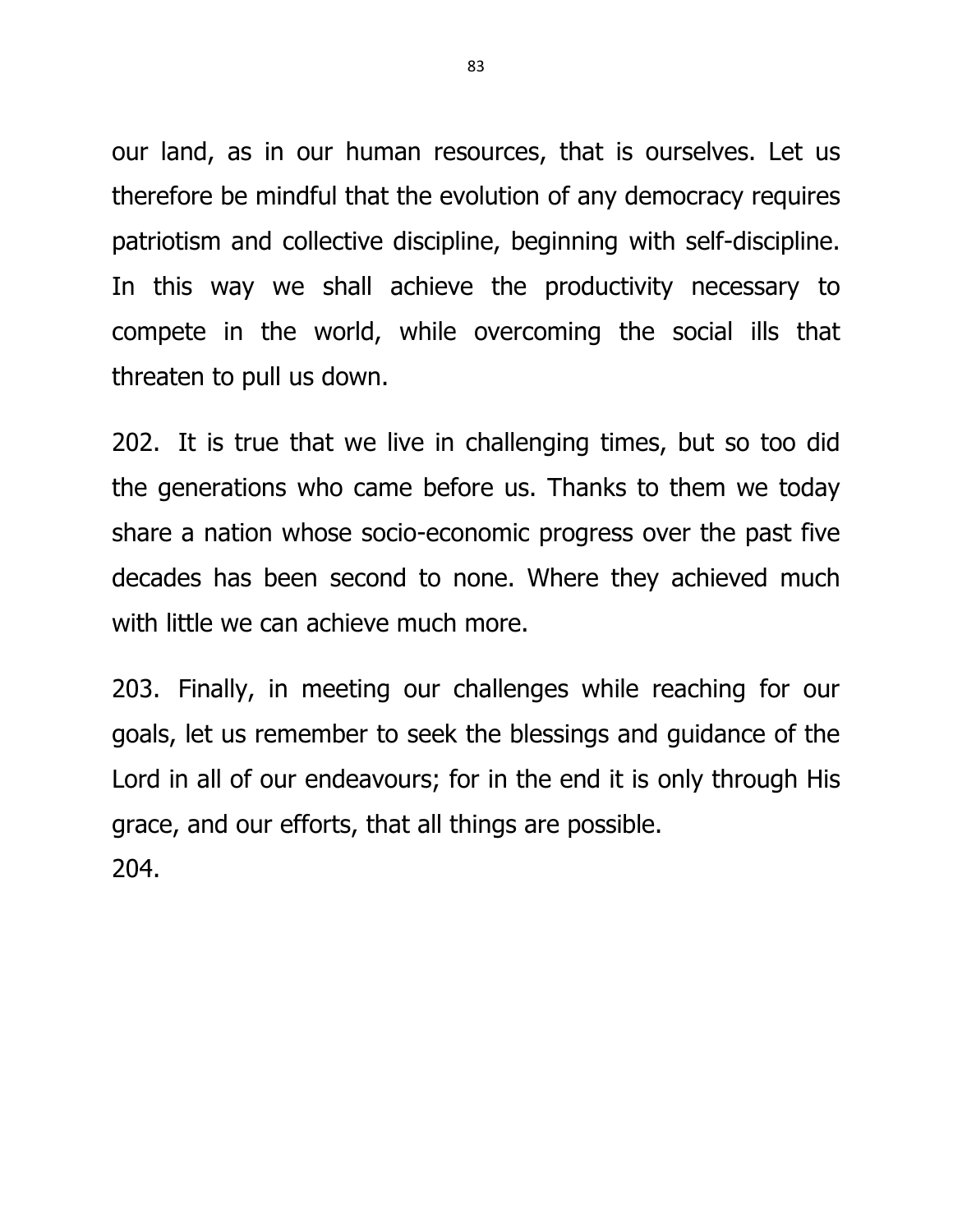our land, as in our human resources, that is ourselves. Let us therefore be mindful that the evolution of any democracy requires patriotism and collective discipline, beginning with self-discipline. In this way we shall achieve the productivity necessary to compete in the world, while overcoming the social ills that threaten to pull us down.

202. It is true that we live in challenging times, but so too did the generations who came before us. Thanks to them we today share a nation whose socio-economic progress over the past five decades has been second to none. Where they achieved much with little we can achieve much more.

203. Finally, in meeting our challenges while reaching for our goals, let us remember to seek the blessings and guidance of the Lord in all of our endeavours; for in the end it is only through His grace, and our efforts, that all things are possible.

204.